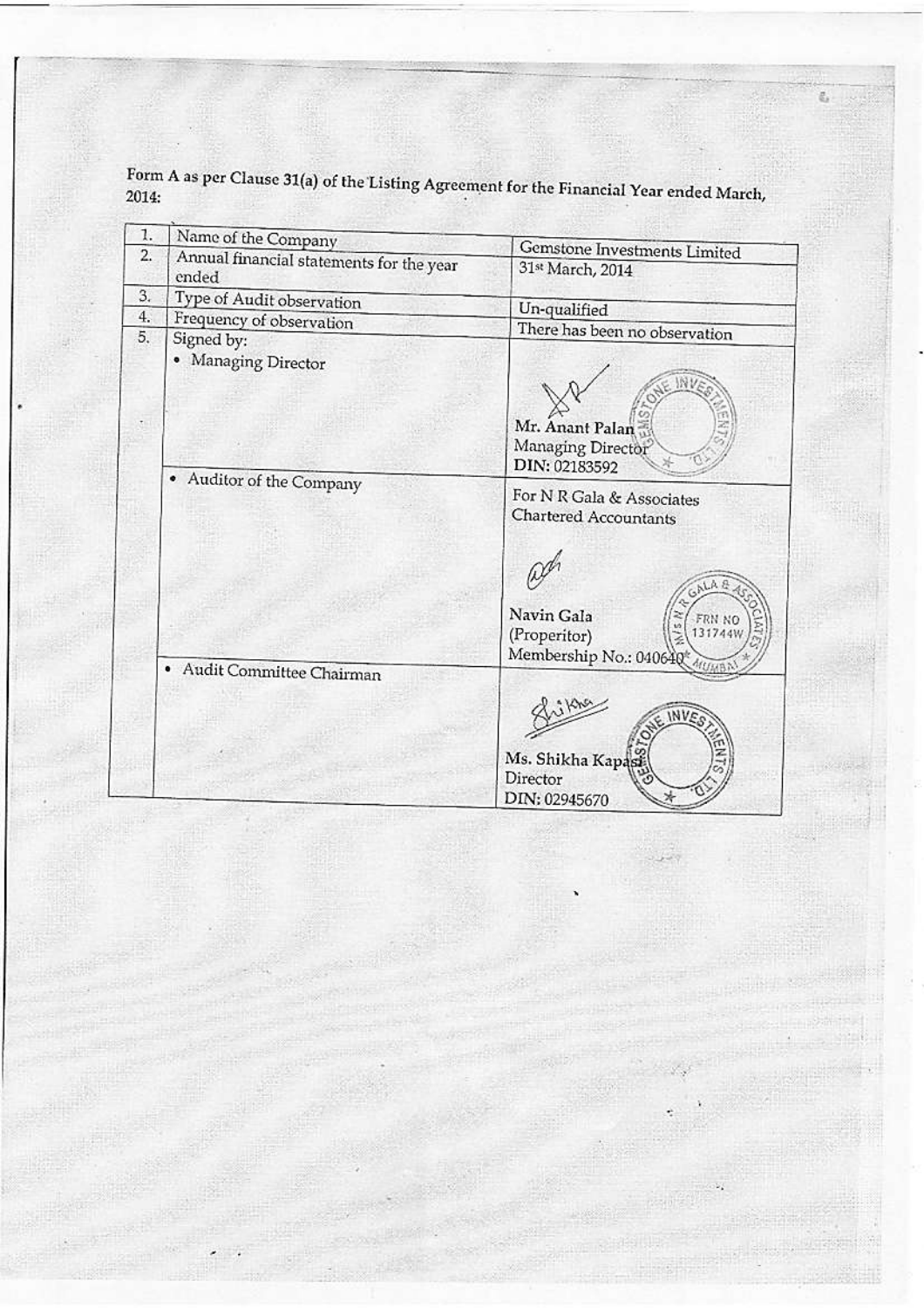Form A as per Clause 31(a) of the Listing Agreement for the Financial Year ended March, 2014:

| | | |
|---|---|---|
| 1. | Name of the Company | Gemstone Investments Limited |
| 2. | Annual financial statements for the year ended | 31st March, 2014 |
| 3. | Type of Audit observation | Un-qualified |
| 4. | Frequency of observation | There has been no observation |
| 5. | Signed by:<br>• Managing Director | Mr. Anant Palan<br>Managing Director<br>DIN: 02183592 |
| | • Auditor of the Company | For N R Gala & Associates<br>Chartered Accountants<br><br>Navin Gala<br>(Properitor)<br>Membership No.: 040640 |
| | • Audit Committee Chairman | Ms. Shikha Kapasi<br>Director<br>DIN: 02945670 |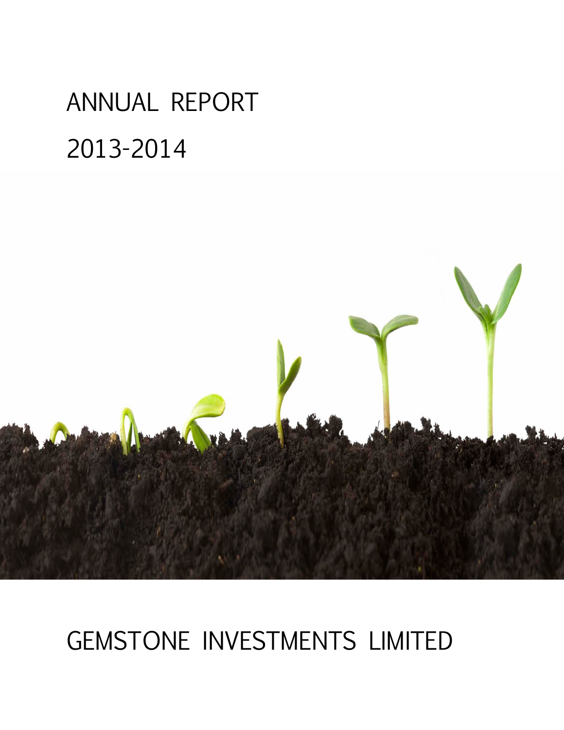# ANNUAL REPORT

# 2013-2014

# GEMSTONE INVESTMENTS LIMITED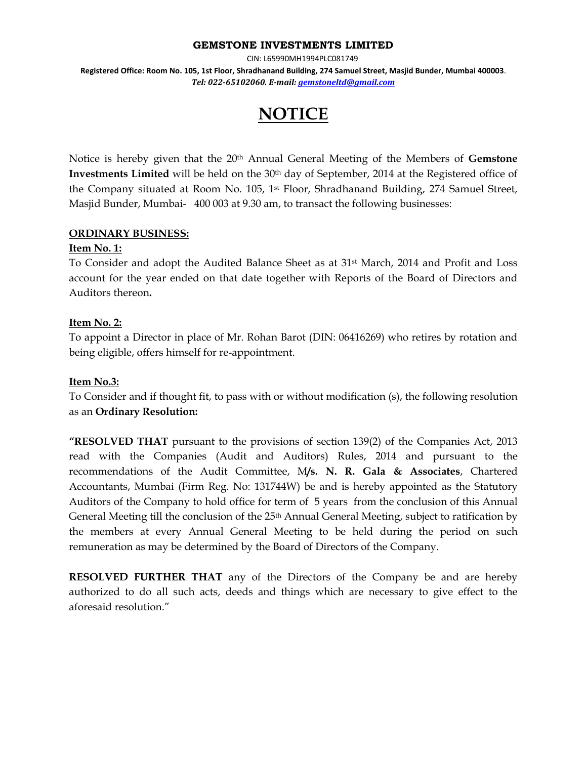**GEMSTONE INVESTMENTS LIMITED**

CIN: L65990MH1994PLC081749

**Registered Office: Room No. 105, 1st Floor, Shradhanand Building, 274 Samuel Street, Masjid Bunder, Mumbai 400003**.

***Tel: 022-65102060. E-mail: gemstoneltd@gmail.com***

# NOTICE

Notice is hereby given that the 20th Annual General Meeting of the Members of **Gemstone Investments Limited** will be held on the 30th day of September, 2014 at the Registered office of the Company situated at Room No. 105, 1st Floor, Shradhanand Building, 274 Samuel Street, Masjid Bunder, Mumbai- 400 003 at 9.30 am, to transact the following businesses:

**ORDINARY BUSINESS:**

**Item No. 1:**

To Consider and adopt the Audited Balance Sheet as at 31st March, 2014 and Profit and Loss account for the year ended on that date together with Reports of the Board of Directors and Auditors thereon**.**

**Item No. 2:**

To appoint a Director in place of Mr. Rohan Barot (DIN: 06416269) who retires by rotation and being eligible, offers himself for re-appointment.

**Item No.3:**

To Consider and if thought fit, to pass with or without modification (s), the following resolution as an **Ordinary Resolution:**

**"RESOLVED THAT** pursuant to the provisions of section 139(2) of the Companies Act, 2013 read with the Companies (Audit and Auditors) Rules, 2014 and pursuant to the recommendations of the Audit Committee, M**/s. N. R. Gala & Associates**, Chartered Accountants, Mumbai (Firm Reg. No: 131744W) be and is hereby appointed as the Statutory Auditors of the Company to hold office for term of 5 years from the conclusion of this Annual General Meeting till the conclusion of the 25th Annual General Meeting, subject to ratification by the members at every Annual General Meeting to be held during the period on such remuneration as may be determined by the Board of Directors of the Company.

**RESOLVED FURTHER THAT** any of the Directors of the Company be and are hereby authorized to do all such acts, deeds and things which are necessary to give effect to the aforesaid resolution."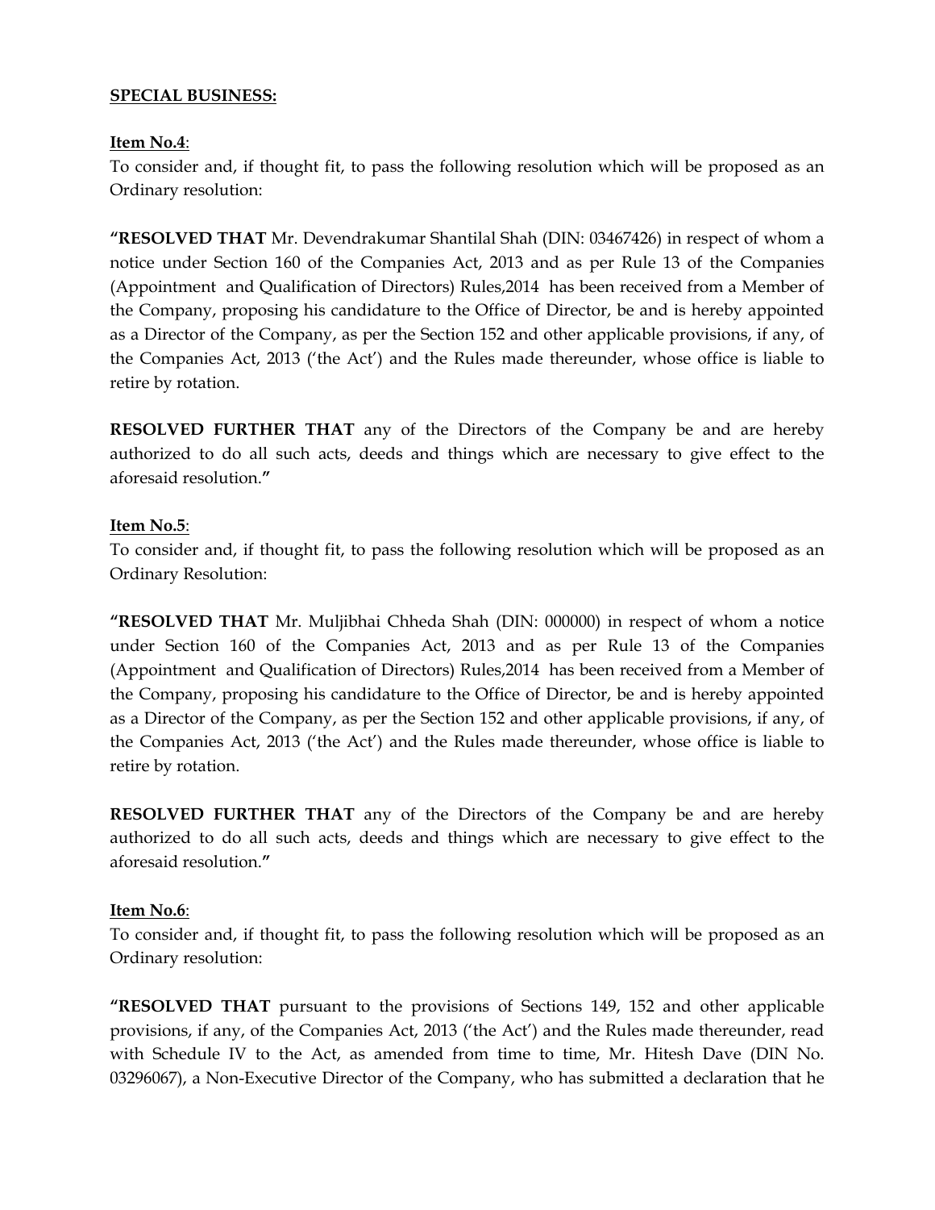**SPECIAL BUSINESS:**

**Item No.4**:
To consider and, if thought fit, to pass the following resolution which will be proposed as an Ordinary resolution:

**"RESOLVED THAT** Mr. Devendrakumar Shantilal Shah (DIN: 03467426) in respect of whom a notice under Section 160 of the Companies Act, 2013 and as per Rule 13 of the Companies (Appointment and Qualification of Directors) Rules,2014 has been received from a Member of the Company, proposing his candidature to the Office of Director, be and is hereby appointed as a Director of the Company, as per the Section 152 and other applicable provisions, if any, of the Companies Act, 2013 ('the Act') and the Rules made thereunder, whose office is liable to retire by rotation.

**RESOLVED FURTHER THAT** any of the Directors of the Company be and are hereby authorized to do all such acts, deeds and things which are necessary to give effect to the aforesaid resolution.**"**

**Item No.5**:
To consider and, if thought fit, to pass the following resolution which will be proposed as an Ordinary Resolution:

**"RESOLVED THAT** Mr. Muljibhai Chheda Shah (DIN: 000000) in respect of whom a notice under Section 160 of the Companies Act, 2013 and as per Rule 13 of the Companies (Appointment and Qualification of Directors) Rules,2014 has been received from a Member of the Company, proposing his candidature to the Office of Director, be and is hereby appointed as a Director of the Company, as per the Section 152 and other applicable provisions, if any, of the Companies Act, 2013 ('the Act') and the Rules made thereunder, whose office is liable to retire by rotation.

**RESOLVED FURTHER THAT** any of the Directors of the Company be and are hereby authorized to do all such acts, deeds and things which are necessary to give effect to the aforesaid resolution.**"**

**Item No.6**:
To consider and, if thought fit, to pass the following resolution which will be proposed as an Ordinary resolution:

**"RESOLVED THAT** pursuant to the provisions of Sections 149, 152 and other applicable provisions, if any, of the Companies Act, 2013 ('the Act') and the Rules made thereunder, read with Schedule IV to the Act, as amended from time to time, Mr. Hitesh Dave (DIN No. 03296067), a Non-Executive Director of the Company, who has submitted a declaration that he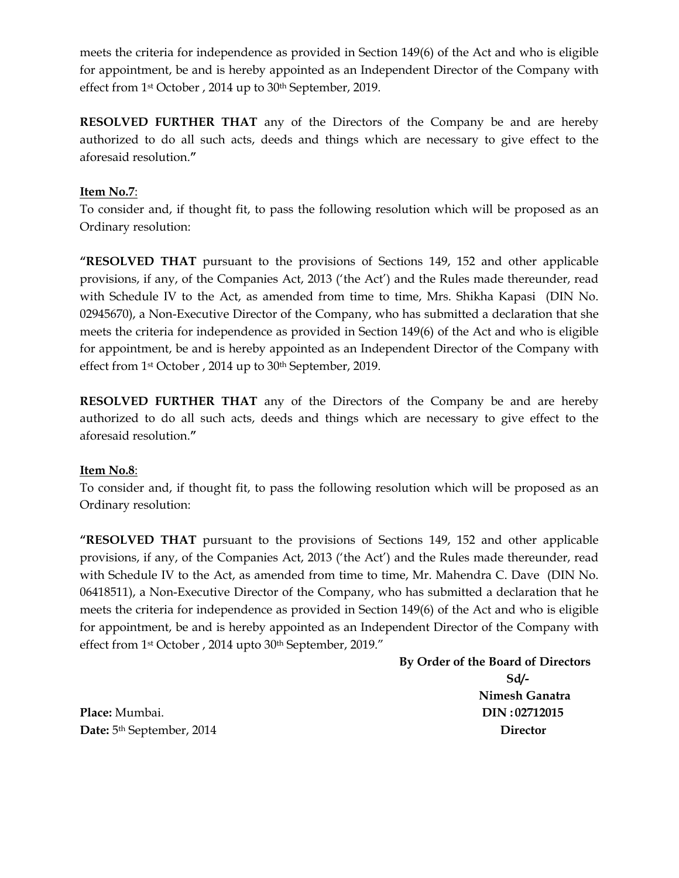meets the criteria for independence as provided in Section 149(6) of the Act and who is eligible for appointment, be and is hereby appointed as an Independent Director of the Company with effect from 1st October , 2014 up to 30th September, 2019.

**RESOLVED FURTHER THAT** any of the Directors of the Company be and are hereby authorized to do all such acts, deeds and things which are necessary to give effect to the aforesaid resolution.**"**

**Item No.7**:

To consider and, if thought fit, to pass the following resolution which will be proposed as an Ordinary resolution:

**"RESOLVED THAT** pursuant to the provisions of Sections 149, 152 and other applicable provisions, if any, of the Companies Act, 2013 ('the Act') and the Rules made thereunder, read with Schedule IV to the Act, as amended from time to time, Mrs. Shikha Kapasi (DIN No. 02945670), a Non-Executive Director of the Company, who has submitted a declaration that she meets the criteria for independence as provided in Section 149(6) of the Act and who is eligible for appointment, be and is hereby appointed as an Independent Director of the Company with effect from 1st October , 2014 up to 30th September, 2019.

**RESOLVED FURTHER THAT** any of the Directors of the Company be and are hereby authorized to do all such acts, deeds and things which are necessary to give effect to the aforesaid resolution.**"**

**Item No.8**:

To consider and, if thought fit, to pass the following resolution which will be proposed as an Ordinary resolution:

**"RESOLVED THAT** pursuant to the provisions of Sections 149, 152 and other applicable provisions, if any, of the Companies Act, 2013 ('the Act') and the Rules made thereunder, read with Schedule IV to the Act, as amended from time to time, Mr. Mahendra C. Dave (DIN No. 06418511), a Non-Executive Director of the Company, who has submitted a declaration that he meets the criteria for independence as provided in Section 149(6) of the Act and who is eligible for appointment, be and is hereby appointed as an Independent Director of the Company with effect from 1st October , 2014 upto 30th September, 2019."

**By Order of the Board of Directors**

**Sd/-**

**Nimesh Ganatra**

**DIN : 02712015**

**Director**

**Place:** Mumbai.

**Date:** 5th September, 2014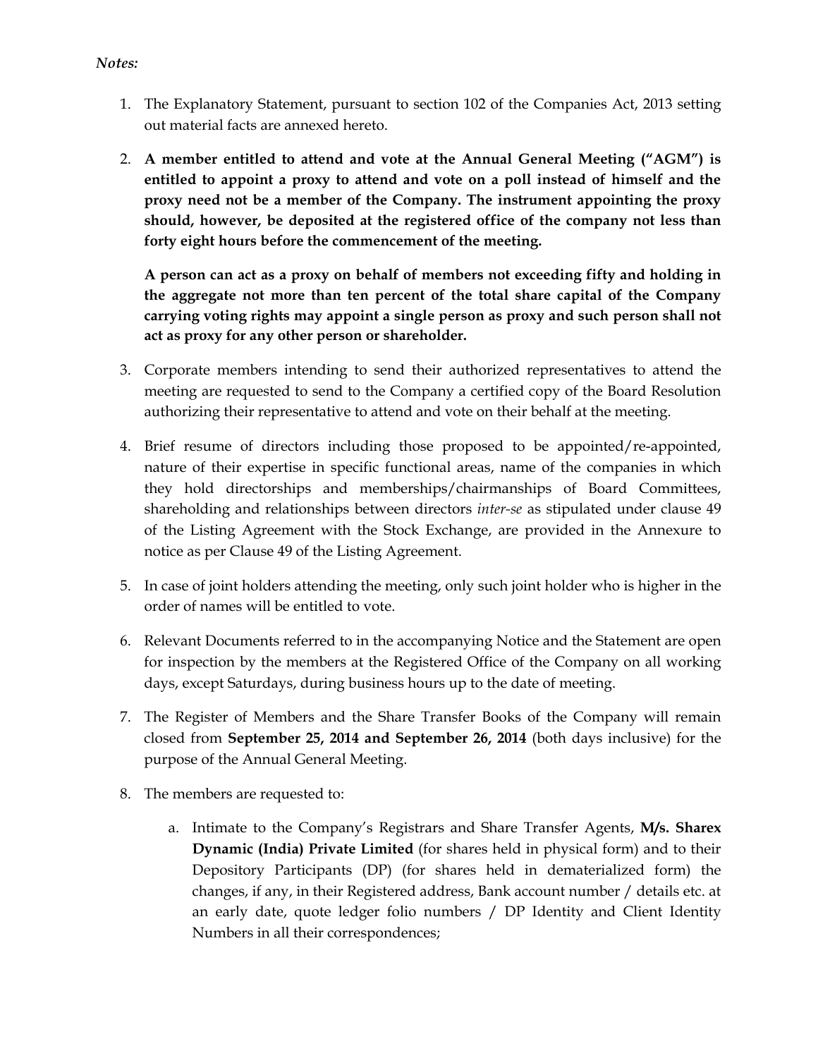*Notes:*

1. The Explanatory Statement, pursuant to section 102 of the Companies Act, 2013 setting out material facts are annexed hereto.

2. **A member entitled to attend and vote at the Annual General Meeting ("AGM") is entitled to appoint a proxy to attend and vote on a poll instead of himself and the proxy need not be a member of the Company. The instrument appointing the proxy should, however, be deposited at the registered office of the company not less than forty eight hours before the commencement of the meeting.**

   **A person can act as a proxy on behalf of members not exceeding fifty and holding in the aggregate not more than ten percent of the total share capital of the Company carrying voting rights may appoint a single person as proxy and such person shall not act as proxy for any other person or shareholder.**

3. Corporate members intending to send their authorized representatives to attend the meeting are requested to send to the Company a certified copy of the Board Resolution authorizing their representative to attend and vote on their behalf at the meeting.

4. Brief resume of directors including those proposed to be appointed/re-appointed, nature of their expertise in specific functional areas, name of the companies in which they hold directorships and memberships/chairmanships of Board Committees, shareholding and relationships between directors *inter-se* as stipulated under clause 49 of the Listing Agreement with the Stock Exchange, are provided in the Annexure to notice as per Clause 49 of the Listing Agreement.

5. In case of joint holders attending the meeting, only such joint holder who is higher in the order of names will be entitled to vote.

6. Relevant Documents referred to in the accompanying Notice and the Statement are open for inspection by the members at the Registered Office of the Company on all working days, except Saturdays, during business hours up to the date of meeting.

7. The Register of Members and the Share Transfer Books of the Company will remain closed from **September 25, 2014 and September 26, 2014** (both days inclusive) for the purpose of the Annual General Meeting.

8. The members are requested to:

   a. Intimate to the Company's Registrars and Share Transfer Agents, **M/s. Sharex Dynamic (India) Private Limited** (for shares held in physical form) and to their Depository Participants (DP) (for shares held in dematerialized form) the changes, if any, in their Registered address, Bank account number / details etc. at an early date, quote ledger folio numbers / DP Identity and Client Identity Numbers in all their correspondences;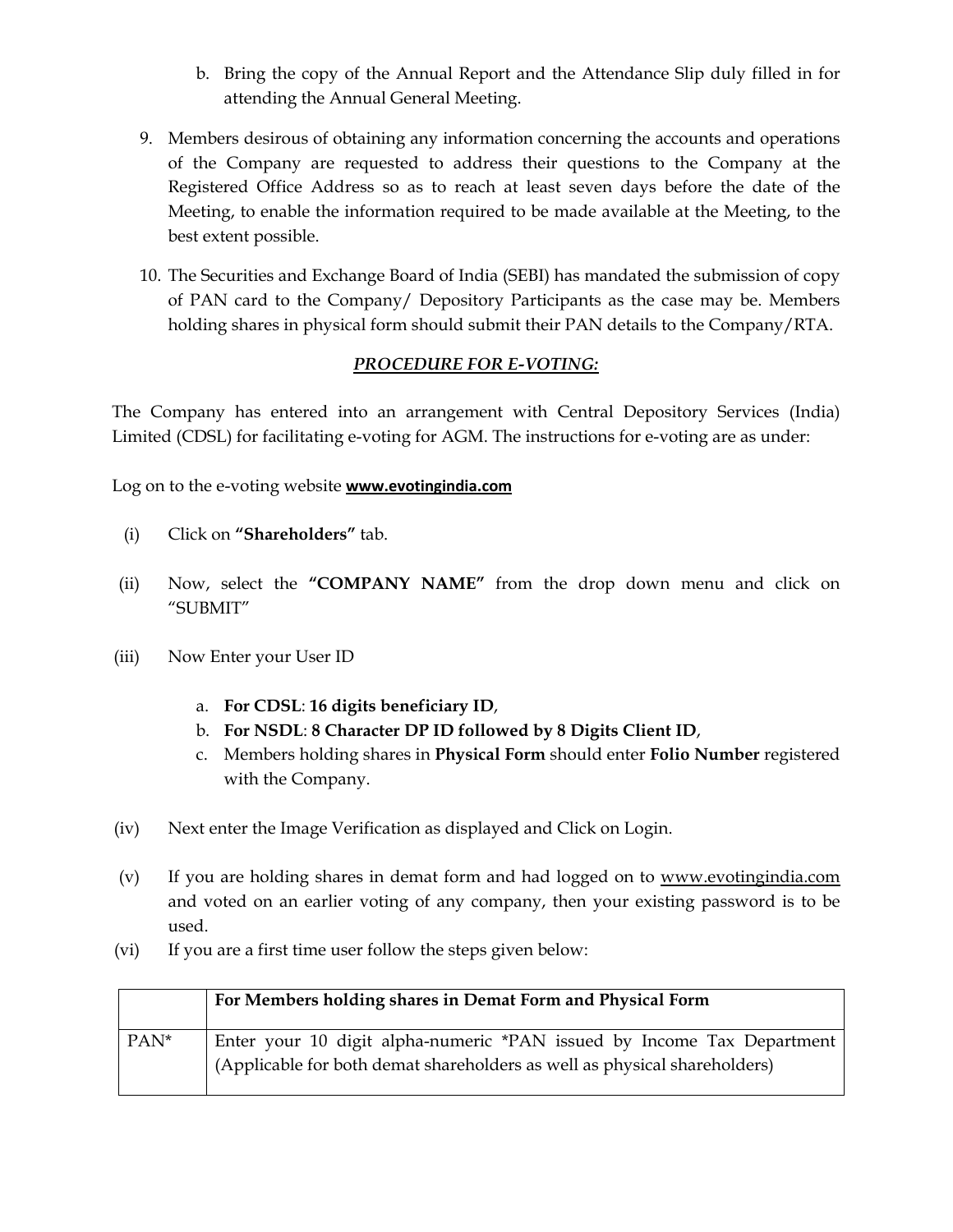b. Bring the copy of the Annual Report and the Attendance Slip duly filled in for attending the Annual General Meeting.

9. Members desirous of obtaining any information concerning the accounts and operations of the Company are requested to address their questions to the Company at the Registered Office Address so as to reach at least seven days before the date of the Meeting, to enable the information required to be made available at the Meeting, to the best extent possible.

10. The Securities and Exchange Board of India (SEBI) has mandated the submission of copy of PAN card to the Company/ Depository Participants as the case may be. Members holding shares in physical form should submit their PAN details to the Company/RTA.

## ***PROCEDURE FOR E-VOTING:***

The Company has entered into an arrangement with Central Depository Services (India) Limited (CDSL) for facilitating e-voting for AGM. The instructions for e-voting are as under:

Log on to the e-voting website **www.evotingindia.com**

(i) Click on **"Shareholders"** tab.

(ii) Now, select the **"COMPANY NAME"** from the drop down menu and click on "SUBMIT"

(iii) Now Enter your User ID

a. **For CDSL**: **16 digits beneficiary ID**,
b. **For NSDL**: **8 Character DP ID followed by 8 Digits Client ID**,
c. Members holding shares in **Physical Form** should enter **Folio Number** registered with the Company.

(iv) Next enter the Image Verification as displayed and Click on Login.

(v) If you are holding shares in demat form and had logged on to www.evotingindia.com and voted on an earlier voting of any company, then your existing password is to be used.

(vi) If you are a first time user follow the steps given below:

| | **For Members holding shares in Demat Form and Physical Form** |
|---|---|
| PAN* | Enter your 10 digit alpha-numeric *PAN issued by Income Tax Department (Applicable for both demat shareholders as well as physical shareholders) |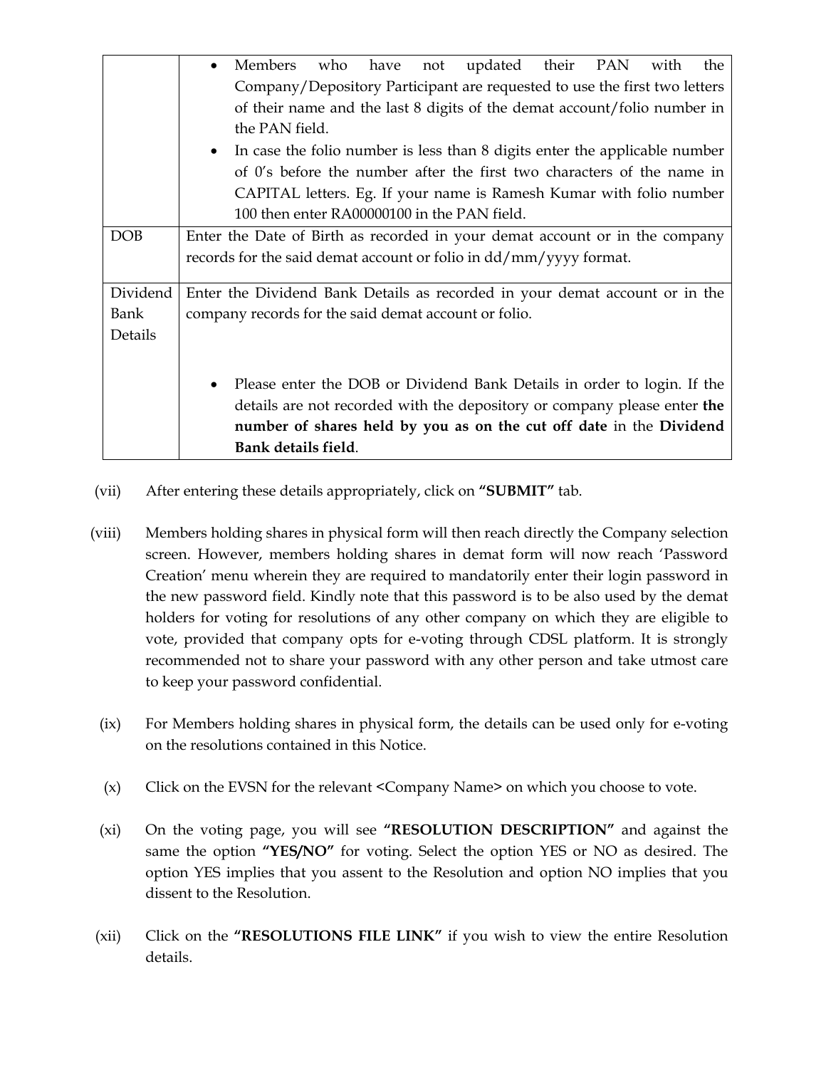| | |
|---|---|
| | • Members who have not updated their PAN with the Company/Depository Participant are requested to use the first two letters of their name and the last 8 digits of the demat account/folio number in the PAN field.<br>• In case the folio number is less than 8 digits enter the applicable number of 0's before the number after the first two characters of the name in CAPITAL letters. Eg. If your name is Ramesh Kumar with folio number 100 then enter RA00000100 in the PAN field. |
| DOB | Enter the Date of Birth as recorded in your demat account or in the company records for the said demat account or folio in dd/mm/yyyy format. |
| Dividend Bank Details | Enter the Dividend Bank Details as recorded in your demat account or in the company records for the said demat account or folio.<br><br>• Please enter the DOB or Dividend Bank Details in order to login. If the details are not recorded with the depository or company please enter **the number of shares held by you as on the cut off date** in the **Dividend Bank details field**. |

(vii) After entering these details appropriately, click on **"SUBMIT"** tab.

(viii) Members holding shares in physical form will then reach directly the Company selection screen. However, members holding shares in demat form will now reach 'Password Creation' menu wherein they are required to mandatorily enter their login password in the new password field. Kindly note that this password is to be also used by the demat holders for voting for resolutions of any other company on which they are eligible to vote, provided that company opts for e-voting through CDSL platform. It is strongly recommended not to share your password with any other person and take utmost care to keep your password confidential.

(ix) For Members holding shares in physical form, the details can be used only for e-voting on the resolutions contained in this Notice.

(x) Click on the EVSN for the relevant <Company Name> on which you choose to vote.

(xi) On the voting page, you will see **"RESOLUTION DESCRIPTION"** and against the same the option **"YES/NO"** for voting. Select the option YES or NO as desired. The option YES implies that you assent to the Resolution and option NO implies that you dissent to the Resolution.

(xii) Click on the **"RESOLUTIONS FILE LINK"** if you wish to view the entire Resolution details.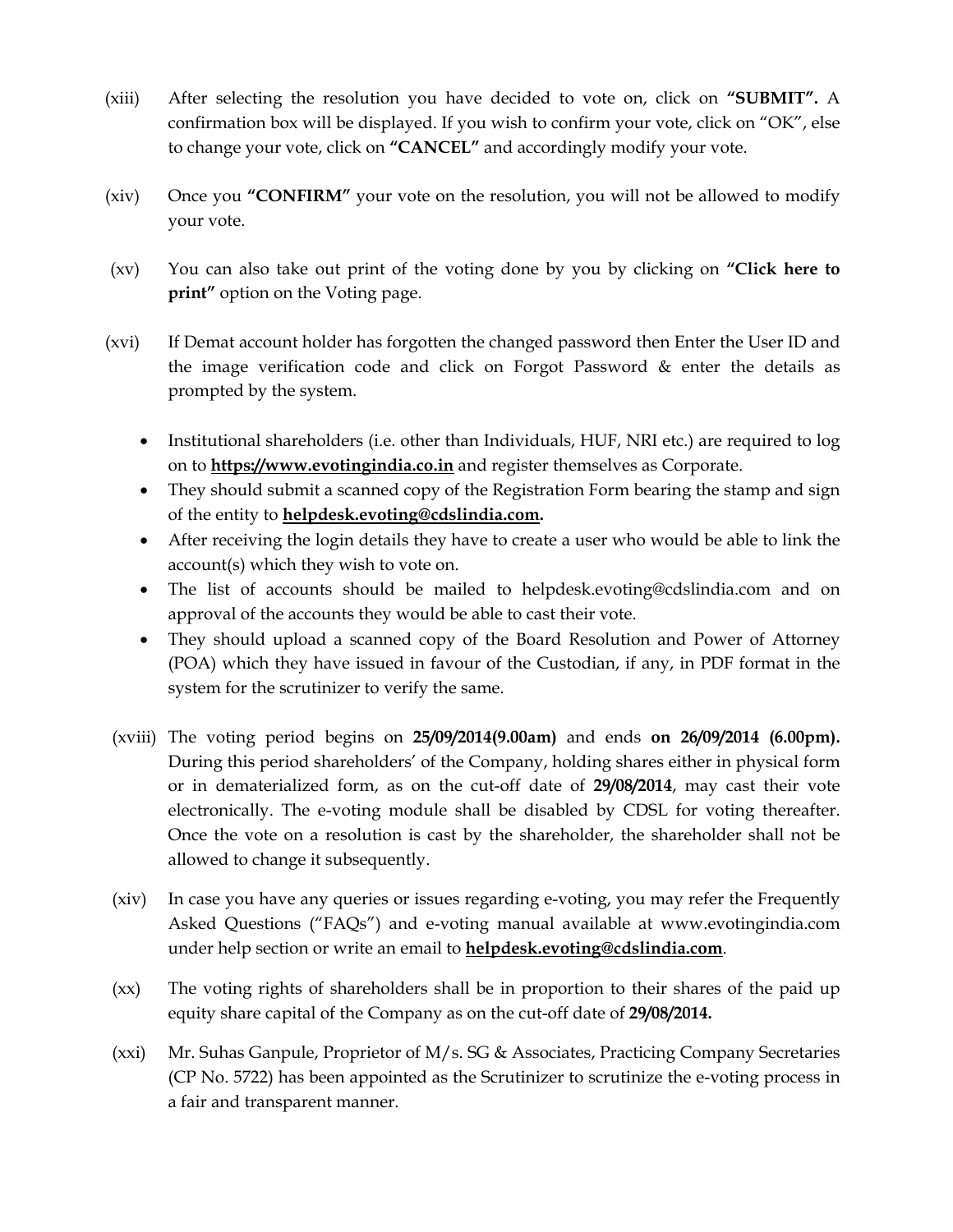(xiii) After selecting the resolution you have decided to vote on, click on **"SUBMIT".** A confirmation box will be displayed. If you wish to confirm your vote, click on "OK", else to change your vote, click on **"CANCEL"** and accordingly modify your vote.

(xiv) Once you **"CONFIRM"** your vote on the resolution, you will not be allowed to modify your vote.

(xv) You can also take out print of the voting done by you by clicking on **"Click here to print"** option on the Voting page.

(xvi) If Demat account holder has forgotten the changed password then Enter the User ID and the image verification code and click on Forgot Password & enter the details as prompted by the system.

- Institutional shareholders (i.e. other than Individuals, HUF, NRI etc.) are required to log on to **https://www.evotingindia.co.in** and register themselves as Corporate.
- They should submit a scanned copy of the Registration Form bearing the stamp and sign of the entity to **helpdesk.evoting@cdslindia.com.**
- After receiving the login details they have to create a user who would be able to link the account(s) which they wish to vote on.
- The list of accounts should be mailed to helpdesk.evoting@cdslindia.com and on approval of the accounts they would be able to cast their vote.
- They should upload a scanned copy of the Board Resolution and Power of Attorney (POA) which they have issued in favour of the Custodian, if any, in PDF format in the system for the scrutinizer to verify the same.

(xviii) The voting period begins on **25/09/2014(9.00am)** and ends **on 26/09/2014 (6.00pm).** During this period shareholders' of the Company, holding shares either in physical form or in dematerialized form, as on the cut-off date of **29/08/2014**, may cast their vote electronically. The e-voting module shall be disabled by CDSL for voting thereafter. Once the vote on a resolution is cast by the shareholder, the shareholder shall not be allowed to change it subsequently.

(xiv) In case you have any queries or issues regarding e-voting, you may refer the Frequently Asked Questions ("FAQs") and e-voting manual available at www.evotingindia.com under help section or write an email to **helpdesk.evoting@cdslindia.com**.

(xx) The voting rights of shareholders shall be in proportion to their shares of the paid up equity share capital of the Company as on the cut-off date of **29/08/2014.**

(xxi) Mr. Suhas Ganpule, Proprietor of M/s. SG & Associates, Practicing Company Secretaries (CP No. 5722) has been appointed as the Scrutinizer to scrutinize the e-voting process in a fair and transparent manner.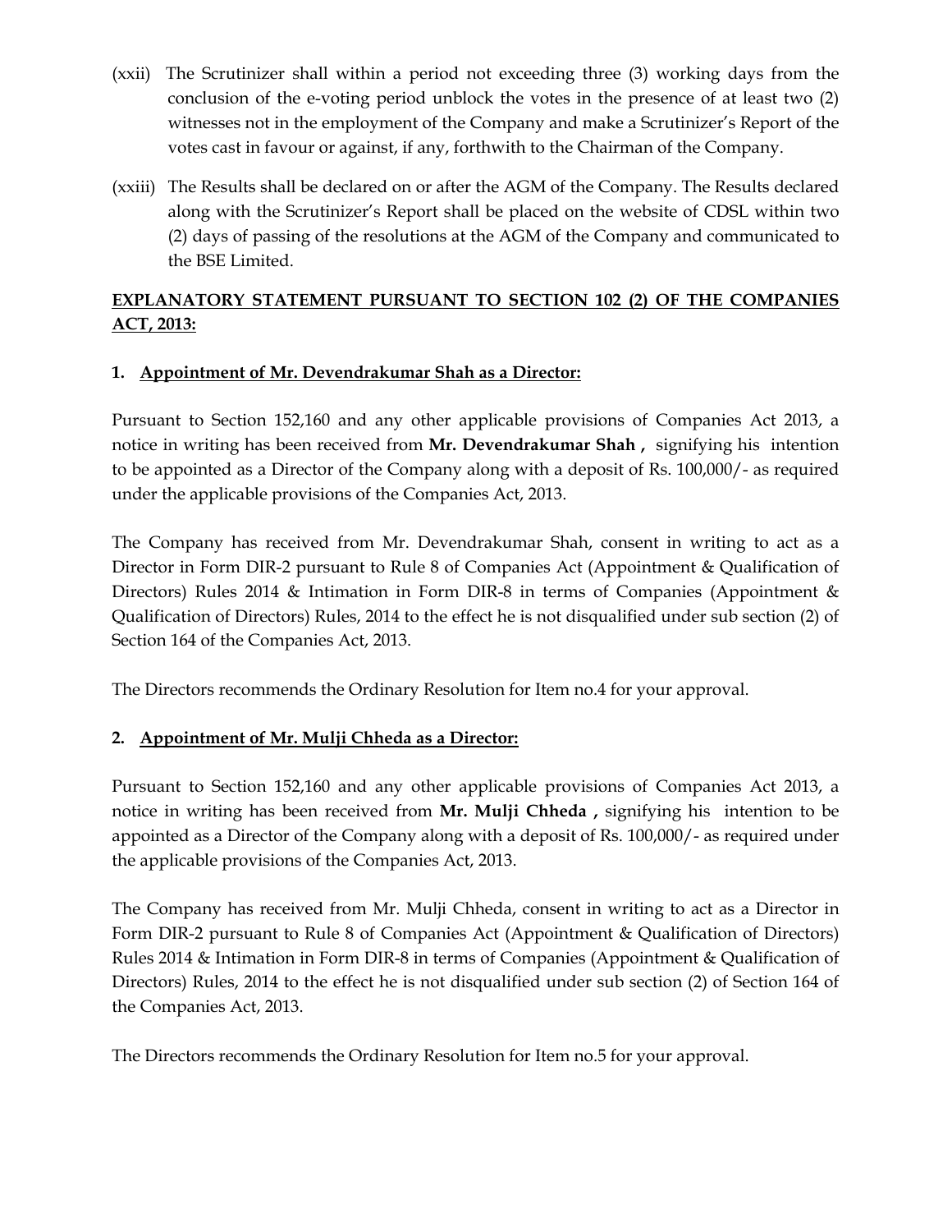(xxii) The Scrutinizer shall within a period not exceeding three (3) working days from the conclusion of the e-voting period unblock the votes in the presence of at least two (2) witnesses not in the employment of the Company and make a Scrutinizer's Report of the votes cast in favour or against, if any, forthwith to the Chairman of the Company.

(xxiii) The Results shall be declared on or after the AGM of the Company. The Results declared along with the Scrutinizer's Report shall be placed on the website of CDSL within two (2) days of passing of the resolutions at the AGM of the Company and communicated to the BSE Limited.

**EXPLANATORY STATEMENT PURSUANT TO SECTION 102 (2) OF THE COMPANIES ACT, 2013:**

**1. Appointment of Mr. Devendrakumar Shah as a Director:**

Pursuant to Section 152,160 and any other applicable provisions of Companies Act 2013, a notice in writing has been received from **Mr. Devendrakumar Shah ,** signifying his intention to be appointed as a Director of the Company along with a deposit of Rs. 100,000/- as required under the applicable provisions of the Companies Act, 2013.

The Company has received from Mr. Devendrakumar Shah, consent in writing to act as a Director in Form DIR-2 pursuant to Rule 8 of Companies Act (Appointment & Qualification of Directors) Rules 2014 & Intimation in Form DIR-8 in terms of Companies (Appointment & Qualification of Directors) Rules, 2014 to the effect he is not disqualified under sub section (2) of Section 164 of the Companies Act, 2013.

The Directors recommends the Ordinary Resolution for Item no.4 for your approval.

**2. Appointment of Mr. Mulji Chheda as a Director:**

Pursuant to Section 152,160 and any other applicable provisions of Companies Act 2013, a notice in writing has been received from **Mr. Mulji Chheda ,** signifying his intention to be appointed as a Director of the Company along with a deposit of Rs. 100,000/- as required under the applicable provisions of the Companies Act, 2013.

The Company has received from Mr. Mulji Chheda, consent in writing to act as a Director in Form DIR-2 pursuant to Rule 8 of Companies Act (Appointment & Qualification of Directors) Rules 2014 & Intimation in Form DIR-8 in terms of Companies (Appointment & Qualification of Directors) Rules, 2014 to the effect he is not disqualified under sub section (2) of Section 164 of the Companies Act, 2013.

The Directors recommends the Ordinary Resolution for Item no.5 for your approval.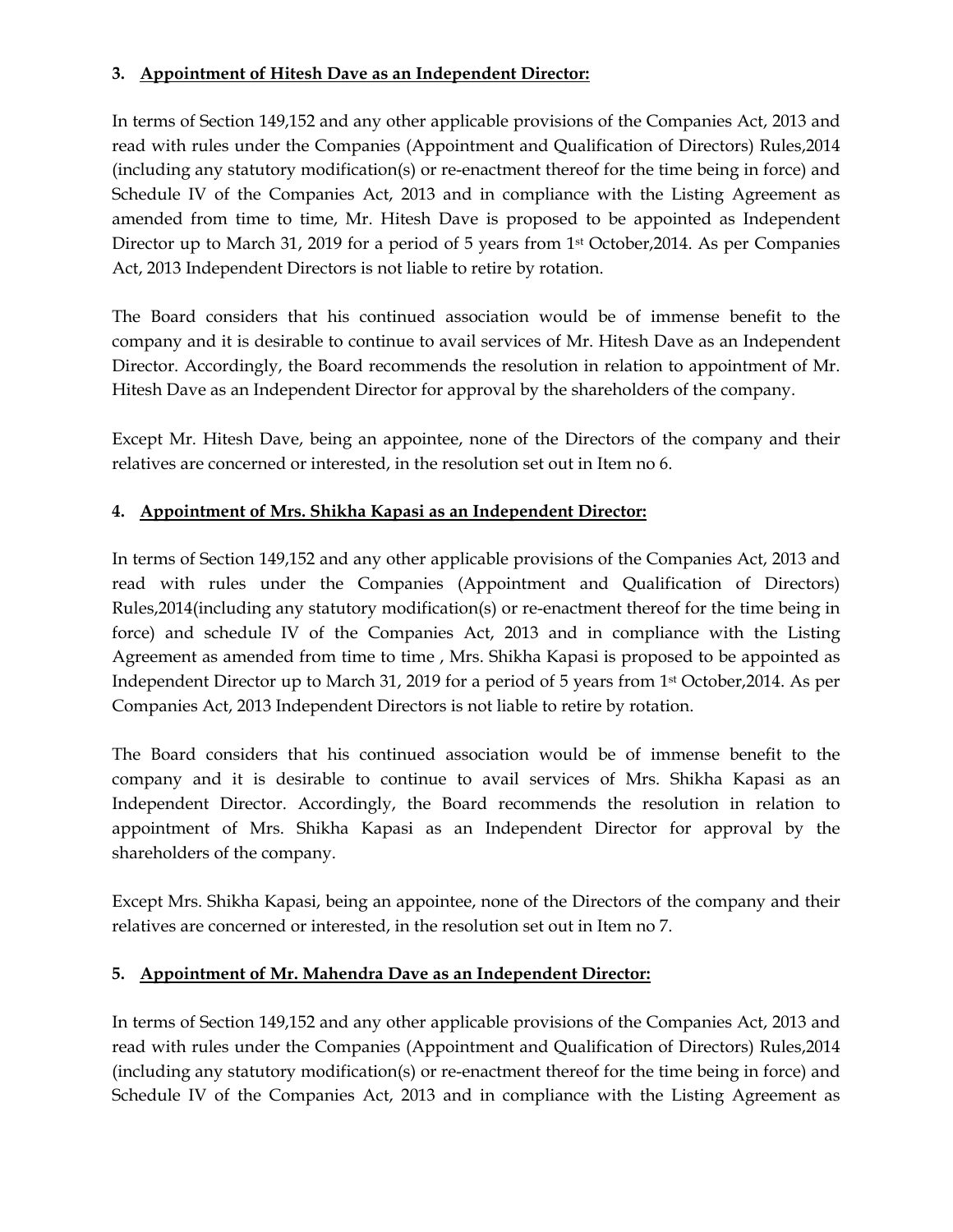### 3. Appointment of Hitesh Dave as an Independent Director:

In terms of Section 149,152 and any other applicable provisions of the Companies Act, 2013 and read with rules under the Companies (Appointment and Qualification of Directors) Rules,2014 (including any statutory modification(s) or re-enactment thereof for the time being in force) and Schedule IV of the Companies Act, 2013 and in compliance with the Listing Agreement as amended from time to time, Mr. Hitesh Dave is proposed to be appointed as Independent Director up to March 31, 2019 for a period of 5 years from 1st October,2014. As per Companies Act, 2013 Independent Directors is not liable to retire by rotation.

The Board considers that his continued association would be of immense benefit to the company and it is desirable to continue to avail services of Mr. Hitesh Dave as an Independent Director. Accordingly, the Board recommends the resolution in relation to appointment of Mr. Hitesh Dave as an Independent Director for approval by the shareholders of the company.

Except Mr. Hitesh Dave, being an appointee, none of the Directors of the company and their relatives are concerned or interested, in the resolution set out in Item no 6.

### 4. Appointment of Mrs. Shikha Kapasi as an Independent Director:

In terms of Section 149,152 and any other applicable provisions of the Companies Act, 2013 and read with rules under the Companies (Appointment and Qualification of Directors) Rules,2014(including any statutory modification(s) or re-enactment thereof for the time being in force) and schedule IV of the Companies Act, 2013 and in compliance with the Listing Agreement as amended from time to time , Mrs. Shikha Kapasi is proposed to be appointed as Independent Director up to March 31, 2019 for a period of 5 years from 1st October,2014. As per Companies Act, 2013 Independent Directors is not liable to retire by rotation.

The Board considers that his continued association would be of immense benefit to the company and it is desirable to continue to avail services of Mrs. Shikha Kapasi as an Independent Director. Accordingly, the Board recommends the resolution in relation to appointment of Mrs. Shikha Kapasi as an Independent Director for approval by the shareholders of the company.

Except Mrs. Shikha Kapasi, being an appointee, none of the Directors of the company and their relatives are concerned or interested, in the resolution set out in Item no 7.

### 5. Appointment of Mr. Mahendra Dave as an Independent Director:

In terms of Section 149,152 and any other applicable provisions of the Companies Act, 2013 and read with rules under the Companies (Appointment and Qualification of Directors) Rules,2014 (including any statutory modification(s) or re-enactment thereof for the time being in force) and Schedule IV of the Companies Act, 2013 and in compliance with the Listing Agreement as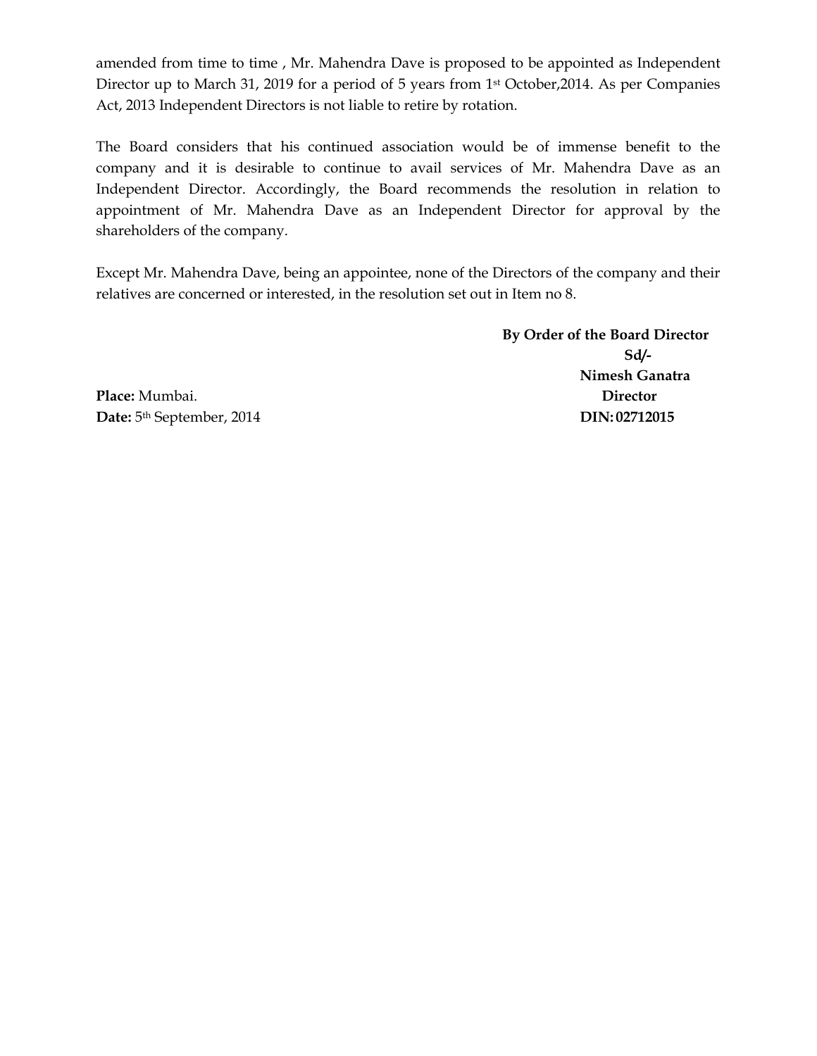amended from time to time , Mr. Mahendra Dave is proposed to be appointed as Independent Director up to March 31, 2019 for a period of 5 years from 1st October,2014. As per Companies Act, 2013 Independent Directors is not liable to retire by rotation.

The Board considers that his continued association would be of immense benefit to the company and it is desirable to continue to avail services of Mr. Mahendra Dave as an Independent Director. Accordingly, the Board recommends the resolution in relation to appointment of Mr. Mahendra Dave as an Independent Director for approval by the shareholders of the company.

Except Mr. Mahendra Dave, being an appointee, none of the Directors of the company and their relatives are concerned or interested, in the resolution set out in Item no 8.

**By Order of the Board Director**
**Sd/-**
**Nimesh Ganatra**
**Director**
**DIN: 02712015**

**Place:** Mumbai.
**Date:** 5th September, 2014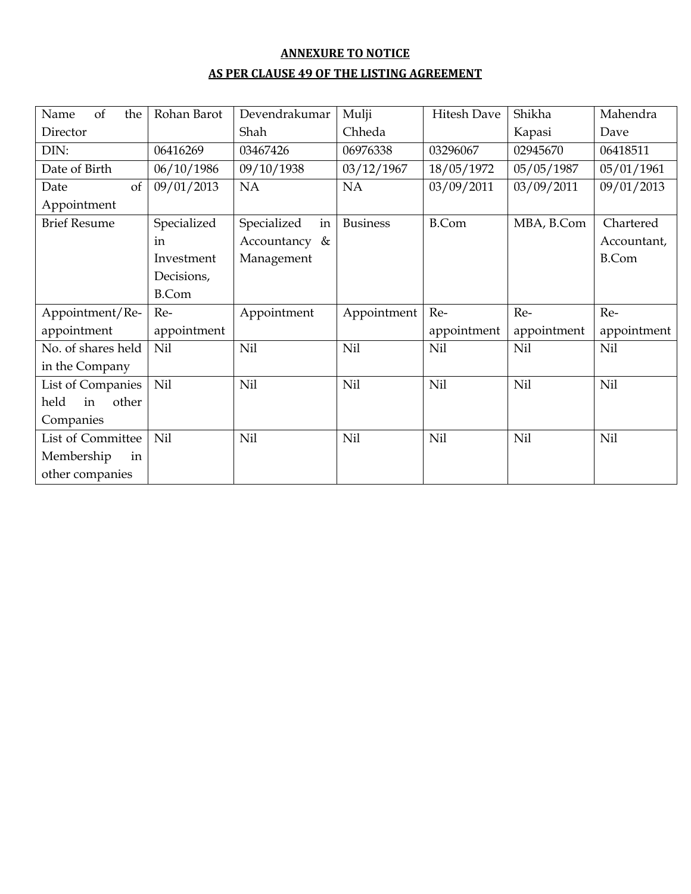**ANNEXURE TO NOTICE**

**AS PER CLAUSE 49 OF THE LISTING AGREEMENT**

| Name of the Director | Rohan Barot | Devendrakumar Shah | Mulji Chheda | Hitesh Dave | Shikha Kapasi | Mahendra Dave |
|---|---|---|---|---|---|---|
| DIN: | 06416269 | 03467426 | 06976338 | 03296067 | 02945670 | 06418511 |
| Date of Birth | 06/10/1986 | 09/10/1938 | 03/12/1967 | 18/05/1972 | 05/05/1987 | 05/01/1961 |
| Date of Appointment | 09/01/2013 | NA | NA | 03/09/2011 | 03/09/2011 | 09/01/2013 |
| Brief Resume | Specialized in Investment Decisions, B.Com | Specialized in Accountancy & Management | Business | B.Com | MBA, B.Com | Chartered Accountant, B.Com |
| Appointment/Re-appointment | Re-appointment | Appointment | Appointment | Re-appointment | Re-appointment | Re-appointment |
| No. of shares held in the Company | Nil | Nil | Nil | Nil | Nil | Nil |
| List of Companies held in other Companies | Nil | Nil | Nil | Nil | Nil | Nil |
| List of Committee Membership in other companies | Nil | Nil | Nil | Nil | Nil | Nil |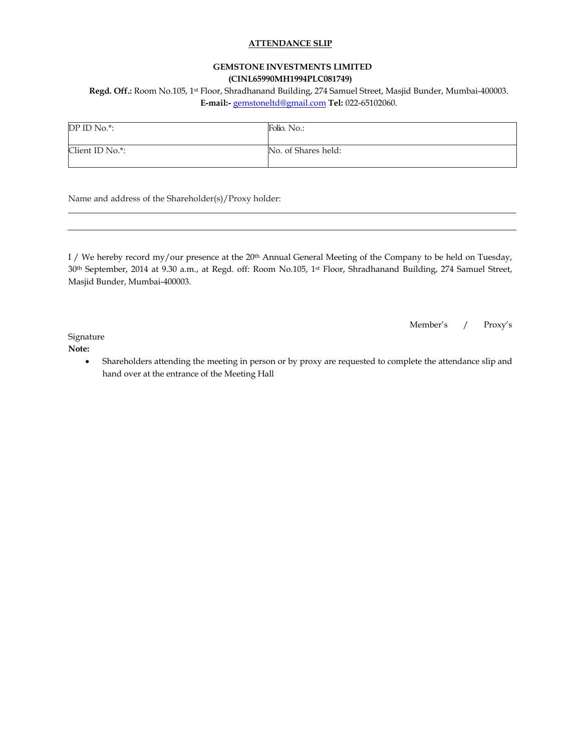**ATTENDANCE SLIP**

**GEMSTONE INVESTMENTS LIMITED**
**(CINL65990MH1994PLC081749)**

**Regd. Off.:** Room No.105, 1st Floor, Shradhanand Building, 274 Samuel Street, Masjid Bunder, Mumbai-400003.
**E-mail:-** gemstoneltd@gmail.com **Tel:** 022-65102060.

| DP ID No.*: | Folio. No.: |
|---|---|
| Client ID No.*: | No. of Shares held: |

Name and address of the Shareholder(s)/Proxy holder:

\_\_\_\_\_\_\_\_\_\_\_\_\_\_\_\_\_\_\_\_\_\_\_\_\_\_\_\_\_\_\_\_\_\_\_\_\_\_\_\_\_\_\_\_\_\_\_\_\_\_\_\_\_\_\_\_\_\_\_\_

\_\_\_\_\_\_\_\_\_\_\_\_\_\_\_\_\_\_\_\_\_\_\_\_\_\_\_\_\_\_\_\_\_\_\_\_\_\_\_\_\_\_\_\_\_\_\_\_\_\_\_\_\_\_\_\_\_\_\_\_

I / We hereby record my/our presence at the 20th Annual General Meeting of the Company to be held on Tuesday, 30th September, 2014 at 9.30 a.m., at Regd. off: Room No.105, 1st Floor, Shradhanand Building, 274 Samuel Street, Masjid Bunder, Mumbai-400003.

Member's / Proxy's Signature

**Note:**

- Shareholders attending the meeting in person or by proxy are requested to complete the attendance slip and hand over at the entrance of the Meeting Hall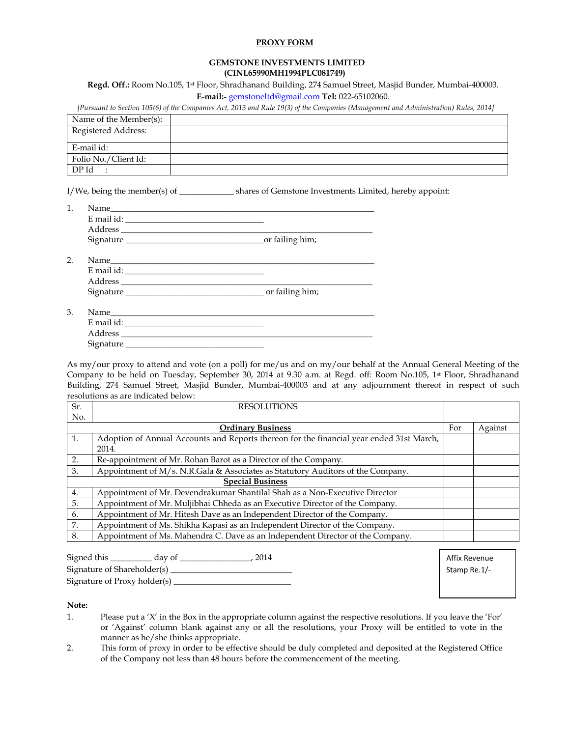## PROXY FORM

**GEMSTONE INVESTMENTS LIMITED**
**(CINL65990MH1994PLC081749)**

**Regd. Off.:** Room No.105, 1st Floor, Shradhanand Building, 274 Samuel Street, Masjid Bunder, Mumbai-400003.
**E-mail:-** gemstoneltd@gmail.com **Tel:** 022-65102060.

*[Pursuant to Section 105(6) of the Companies Act, 2013 and Rule 19(3) of the Companies (Management and Administration) Rules, 2014]*

| Name of the Member(s): | |
|---|---|
| Registered Address: | |
| E-mail id: | |
| Folio No./Client Id: | |
| DP Id : | |

I/We, being the member(s) of ____________ shares of Gemstone Investments Limited, hereby appoint:

1. Name_______________________________________________________________
   E mail id: ________________________________
   Address ___________________________________________________________
   Signature ________________________________or failing him;

2. Name_______________________________________________________________
   E mail id: ________________________________
   Address ___________________________________________________________
   Signature ________________________________ or failing him;

3. Name_______________________________________________________________
   E mail id: ________________________________
   Address ___________________________________________________________
   Signature ________________________________

As my/our proxy to attend and vote (on a poll) for me/us and on my/our behalf at the Annual General Meeting of the Company to be held on Tuesday, September 30, 2014 at 9.30 a.m. at Regd. off: Room No.105, 1st Floor, Shradhanand Building, 274 Samuel Street, Masjid Bunder, Mumbai-400003 and at any adjournment thereof in respect of such resolutions as are indicated below:

| Sr. No. | RESOLUTIONS | | |
|---|---|---|---|
| | **Ordinary Business** | For | Against |
| 1. | Adoption of Annual Accounts and Reports thereon for the financial year ended 31st March, 2014. | | |
| 2. | Re-appointment of Mr. Rohan Barot as a Director of the Company. | | |
| 3. | Appointment of M/s. N.R.Gala & Associates as Statutory Auditors of the Company. | | |
| | **Special Business** | | |
| 4. | Appointment of Mr. Devendrakumar Shantilal Shah as a Non-Executive Director | | |
| 5. | Appointment of Mr. Muljibhai Chheda as an Executive Director of the Company. | | |
| 6. | Appointment of Mr. Hitesh Dave as an Independent Director of the Company. | | |
| 7. | Appointment of Ms. Shikha Kapasi as an Independent Director of the Company. | | |
| 8. | Appointment of Ms. Mahendra C. Dave as an Independent Director of the Company. | | |

Signed this _________ day of ________________, 2014
Signature of Shareholder(s) ____________________________
Signature of Proxy holder(s) ___________________________

Affix Revenue Stamp Re.1/-

**Note:**

1. Please put a 'X' in the Box in the appropriate column against the respective resolutions. If you leave the 'For' or 'Against' column blank against any or all the resolutions, your Proxy will be entitled to vote in the manner as he/she thinks appropriate.
2. This form of proxy in order to be effective should be duly completed and deposited at the Registered Office of the Company not less than 48 hours before the commencement of the meeting.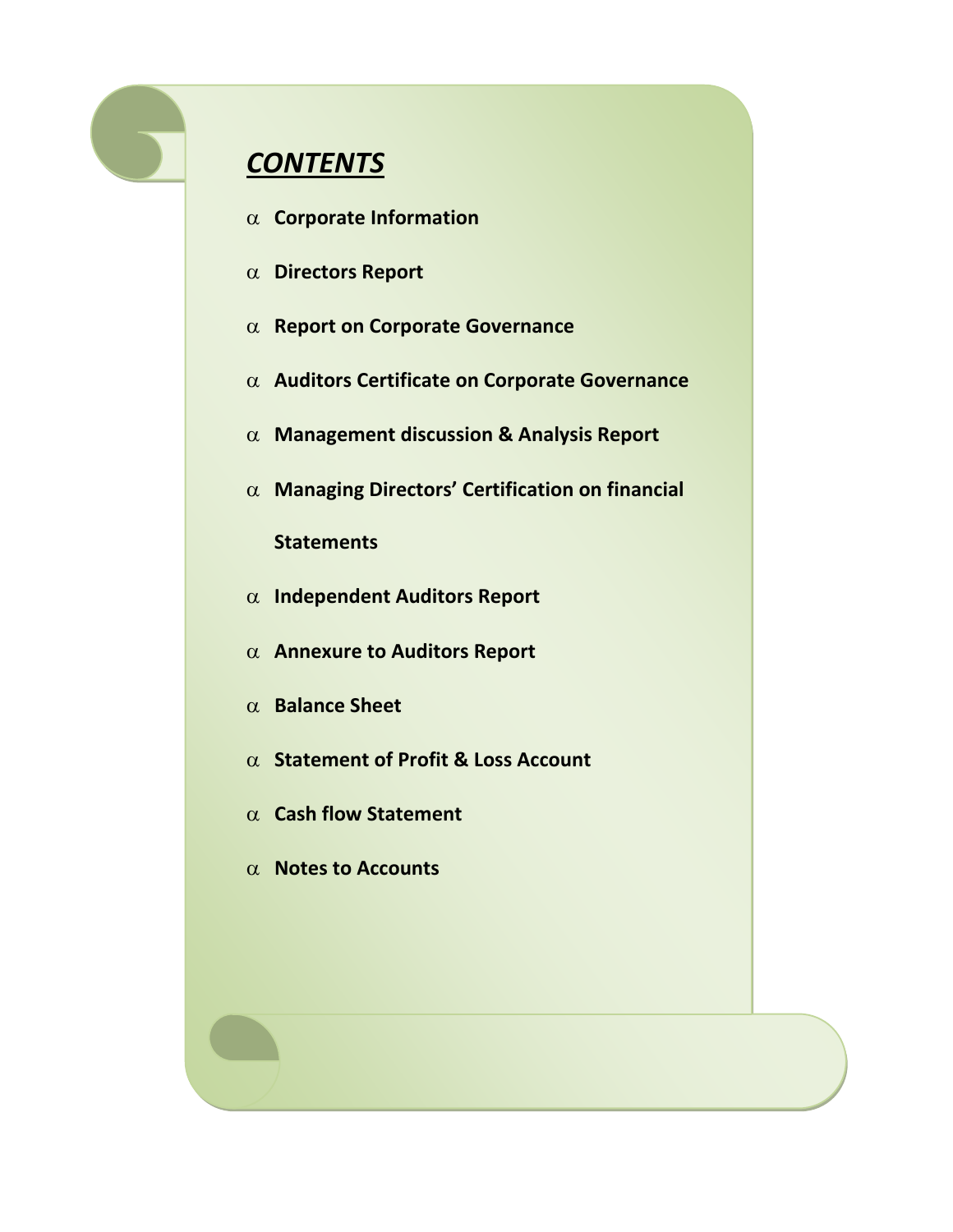# ***CONTENTS***

- α **Corporate Information**
- α **Directors Report**
- α **Report on Corporate Governance**
- α **Auditors Certificate on Corporate Governance**
- α **Management discussion & Analysis Report**
- α **Managing Directors' Certification on financial Statements**
- α **Independent Auditors Report**
- α **Annexure to Auditors Report**
- α **Balance Sheet**
- α **Statement of Profit & Loss Account**
- α **Cash flow Statement**
- α **Notes to Accounts**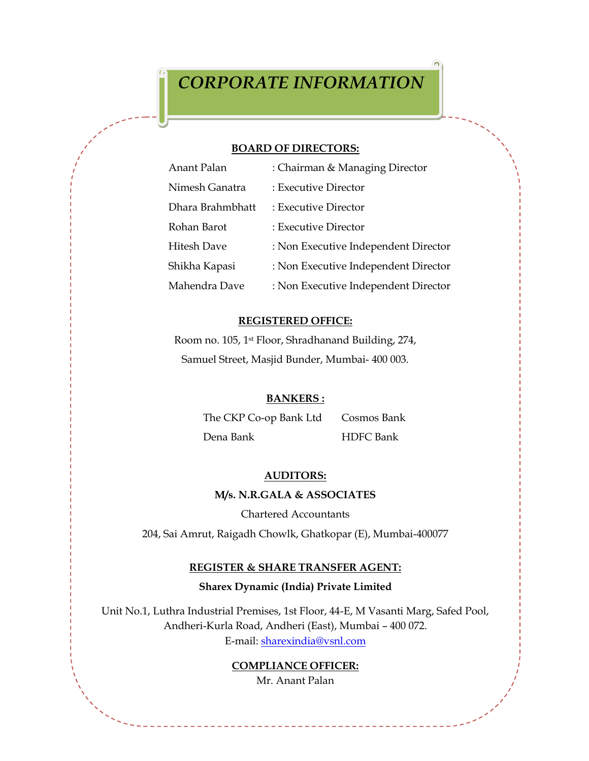# *CORPORATE INFORMATION*

**BOARD OF DIRECTORS:**

| | |
|---|---|
| Anant Palan | : Chairman & Managing Director |
| Nimesh Ganatra | : Executive Director |
| Dhara Brahmbhatt | : Executive Director |
| Rohan Barot | : Executive Director |
| Hitesh Dave | : Non Executive Independent Director |
| Shikha Kapasi | : Non Executive Independent Director |
| Mahendra Dave | : Non Executive Independent Director |

**REGISTERED OFFICE:**

Room no. 105, 1st Floor, Shradhanand Building, 274,
Samuel Street, Masjid Bunder, Mumbai- 400 003.

**BANKERS :**

| | |
|---|---|
| The CKP Co-op Bank Ltd | Cosmos Bank |
| Dena Bank | HDFC Bank |

**AUDITORS:**

**M/s. N.R.GALA & ASSOCIATES**

Chartered Accountants

204, Sai Amrut, Raigadh Chowlk, Ghatkopar (E), Mumbai-400077

**REGISTER & SHARE TRANSFER AGENT:**

**Sharex Dynamic (India) Private Limited**

Unit No.1, Luthra Industrial Premises, 1st Floor, 44-E, M Vasanti Marg, Safed Pool,
Andheri-Kurla Road, Andheri (East), Mumbai – 400 072.
E-mail: sharexindia@vsnl.com

**COMPLIANCE OFFICER:**

Mr. Anant Palan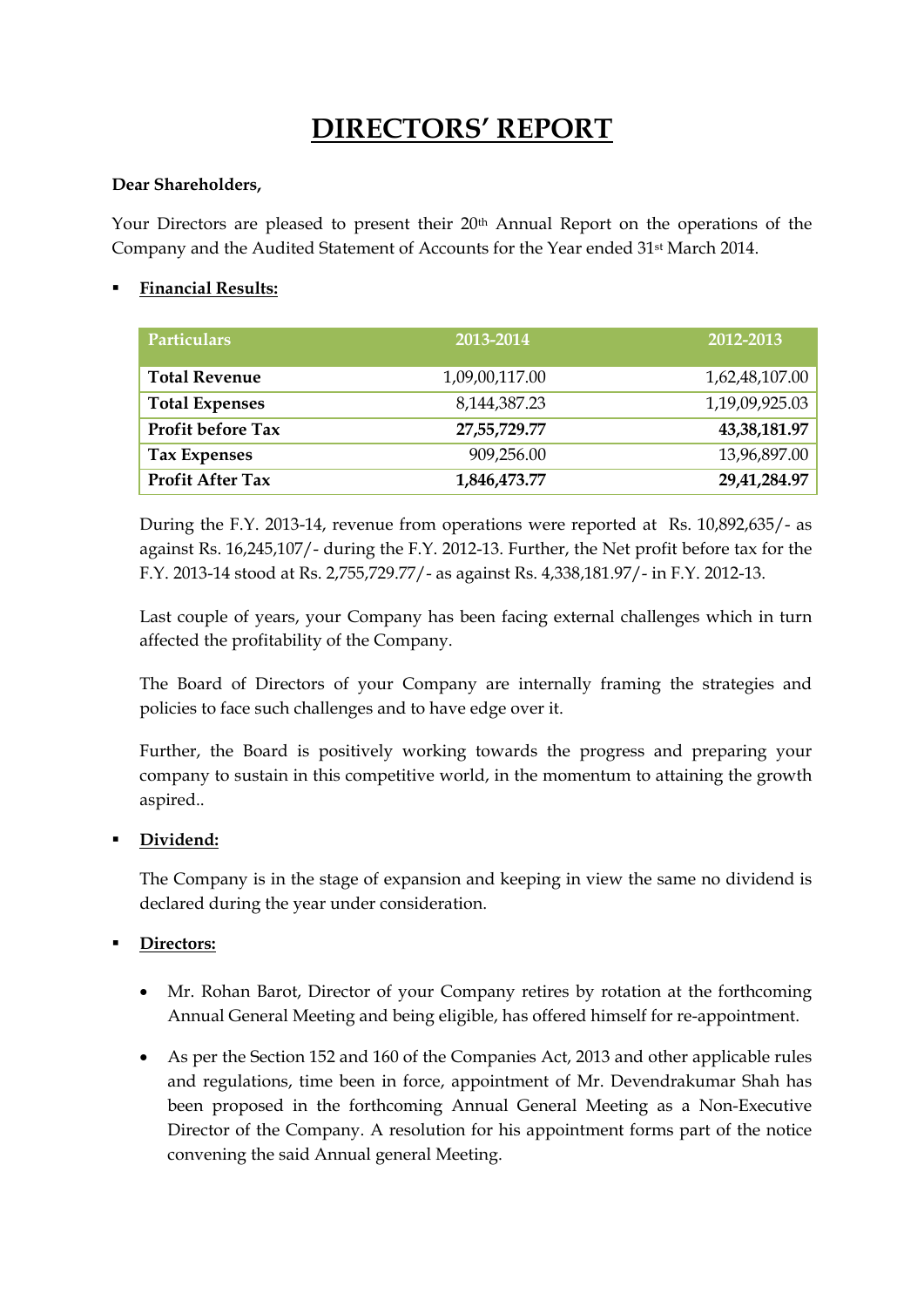# DIRECTORS' REPORT

**Dear Shareholders,**

Your Directors are pleased to present their 20th Annual Report on the operations of the Company and the Audited Statement of Accounts for the Year ended 31st March 2014.

- **Financial Results:**

| Particulars | 2013-2014 | 2012-2013 |
|---|---|---|
| **Total Revenue** | 1,09,00,117.00 | 1,62,48,107.00 |
| **Total Expenses** | 8,144,387.23 | 1,19,09,925.03 |
| **Profit before Tax** | **27,55,729.77** | **43,38,181.97** |
| **Tax Expenses** | 909,256.00 | 13,96,897.00 |
| **Profit After Tax** | **1,846,473.77** | **29,41,284.97** |

During the F.Y. 2013-14, revenue from operations were reported at Rs. 10,892,635/- as against Rs. 16,245,107/- during the F.Y. 2012-13. Further, the Net profit before tax for the F.Y. 2013-14 stood at Rs. 2,755,729.77/- as against Rs. 4,338,181.97/- in F.Y. 2012-13.

Last couple of years, your Company has been facing external challenges which in turn affected the profitability of the Company.

The Board of Directors of your Company are internally framing the strategies and policies to face such challenges and to have edge over it.

Further, the Board is positively working towards the progress and preparing your company to sustain in this competitive world, in the momentum to attaining the growth aspired..

- **Dividend:**

The Company is in the stage of expansion and keeping in view the same no dividend is declared during the year under consideration.

- **Directors:**

  - Mr. Rohan Barot, Director of your Company retires by rotation at the forthcoming Annual General Meeting and being eligible, has offered himself for re-appointment.
  - As per the Section 152 and 160 of the Companies Act, 2013 and other applicable rules and regulations, time been in force, appointment of Mr. Devendrakumar Shah has been proposed in the forthcoming Annual General Meeting as a Non-Executive Director of the Company. A resolution for his appointment forms part of the notice convening the said Annual general Meeting.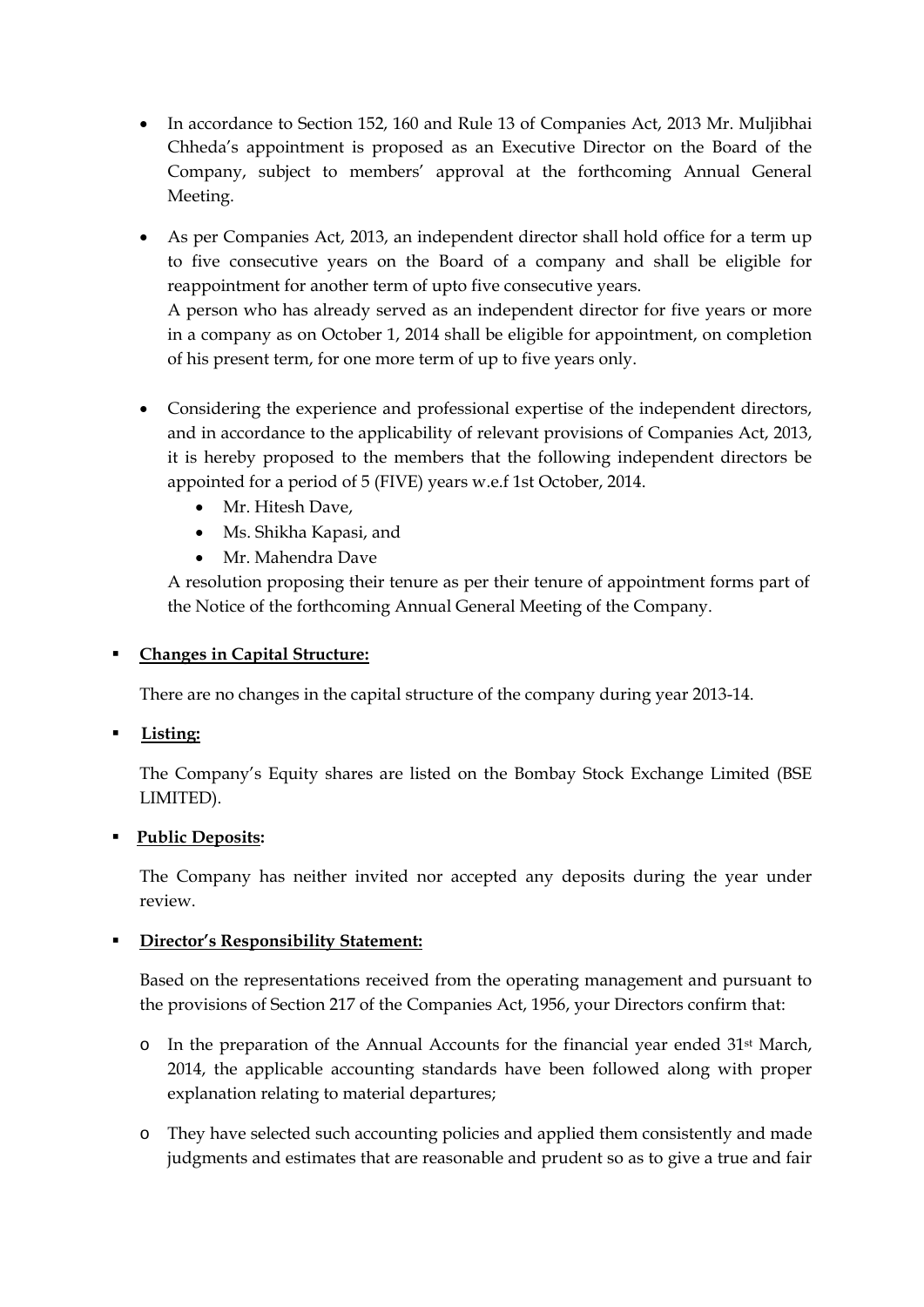- In accordance to Section 152, 160 and Rule 13 of Companies Act, 2013 Mr. Muljibhai Chheda's appointment is proposed as an Executive Director on the Board of the Company, subject to members' approval at the forthcoming Annual General Meeting.

- As per Companies Act, 2013, an independent director shall hold office for a term up to five consecutive years on the Board of a company and shall be eligible for reappointment for another term of upto five consecutive years.
  A person who has already served as an independent director for five years or more in a company as on October 1, 2014 shall be eligible for appointment, on completion of his present term, for one more term of up to five years only.

- Considering the experience and professional expertise of the independent directors, and in accordance to the applicability of relevant provisions of Companies Act, 2013, it is hereby proposed to the members that the following independent directors be appointed for a period of 5 (FIVE) years w.e.f 1st October, 2014.
  - Mr. Hitesh Dave,
  - Ms. Shikha Kapasi, and
  - Mr. Mahendra Dave

  A resolution proposing their tenure as per their tenure of appointment forms part of the Notice of the forthcoming Annual General Meeting of the Company.

- **Changes in Capital Structure:**

  There are no changes in the capital structure of the company during year 2013-14.

- **Listing:**

  The Company's Equity shares are listed on the Bombay Stock Exchange Limited (BSE LIMITED).

- **Public Deposits:**

  The Company has neither invited nor accepted any deposits during the year under review.

- **Director's Responsibility Statement:**

  Based on the representations received from the operating management and pursuant to the provisions of Section 217 of the Companies Act, 1956, your Directors confirm that:

  - In the preparation of the Annual Accounts for the financial year ended 31st March, 2014, the applicable accounting standards have been followed along with proper explanation relating to material departures;

  - They have selected such accounting policies and applied them consistently and made judgments and estimates that are reasonable and prudent so as to give a true and fair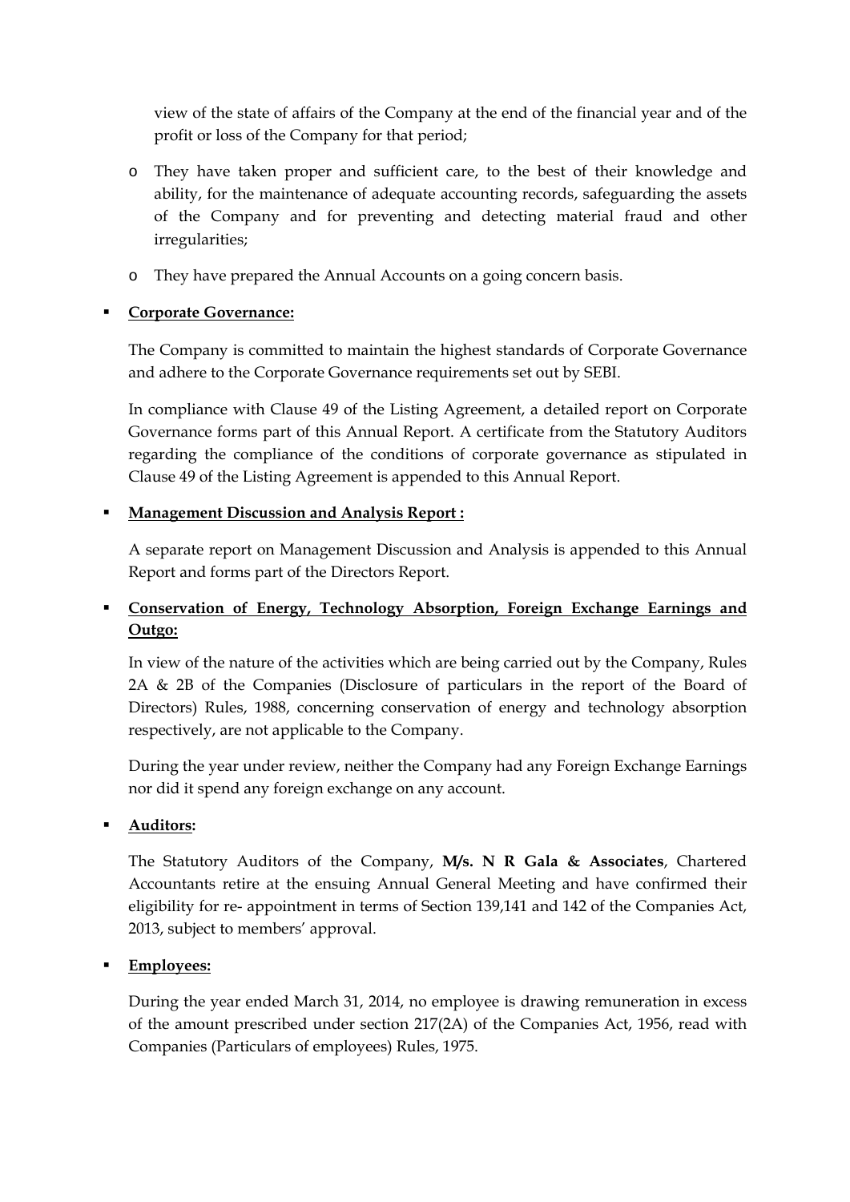view of the state of affairs of the Company at the end of the financial year and of the profit or loss of the Company for that period;

- They have taken proper and sufficient care, to the best of their knowledge and ability, for the maintenance of adequate accounting records, safeguarding the assets of the Company and for preventing and detecting material fraud and other irregularities;
- They have prepared the Annual Accounts on a going concern basis.

- **Corporate Governance:**

  The Company is committed to maintain the highest standards of Corporate Governance and adhere to the Corporate Governance requirements set out by SEBI.

  In compliance with Clause 49 of the Listing Agreement, a detailed report on Corporate Governance forms part of this Annual Report. A certificate from the Statutory Auditors regarding the compliance of the conditions of corporate governance as stipulated in Clause 49 of the Listing Agreement is appended to this Annual Report.

- **Management Discussion and Analysis Report :**

  A separate report on Management Discussion and Analysis is appended to this Annual Report and forms part of the Directors Report.

- **Conservation of Energy, Technology Absorption, Foreign Exchange Earnings and Outgo:**

  In view of the nature of the activities which are being carried out by the Company, Rules 2A & 2B of the Companies (Disclosure of particulars in the report of the Board of Directors) Rules, 1988, concerning conservation of energy and technology absorption respectively, are not applicable to the Company.

  During the year under review, neither the Company had any Foreign Exchange Earnings nor did it spend any foreign exchange on any account.

- **Auditors:**

  The Statutory Auditors of the Company, **M/s. N R Gala & Associates**, Chartered Accountants retire at the ensuing Annual General Meeting and have confirmed their eligibility for re- appointment in terms of Section 139,141 and 142 of the Companies Act, 2013, subject to members' approval.

- **Employees:**

  During the year ended March 31, 2014, no employee is drawing remuneration in excess of the amount prescribed under section 217(2A) of the Companies Act, 1956, read with Companies (Particulars of employees) Rules, 1975.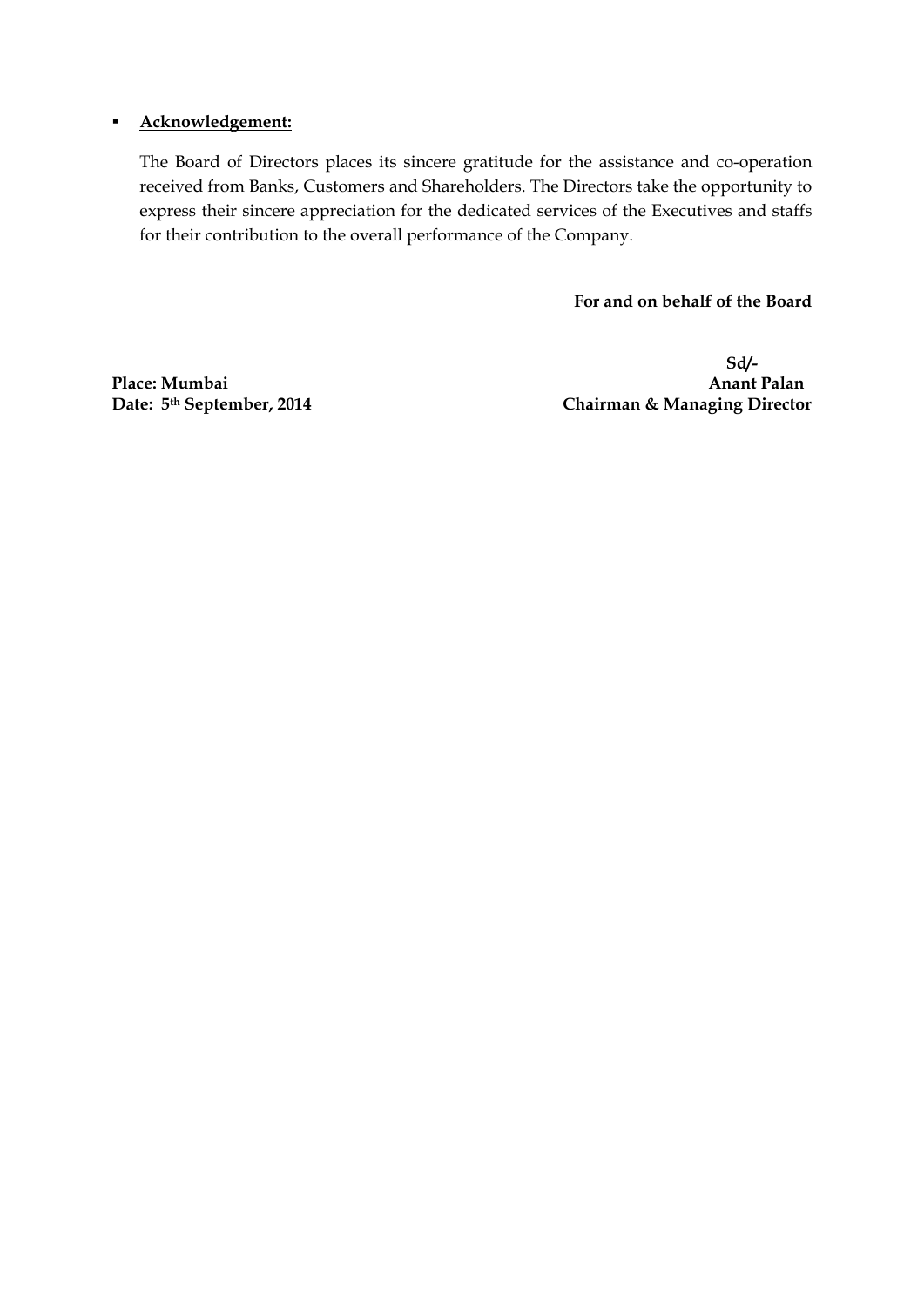- **<u>Acknowledgement:</u>**

  The Board of Directors places its sincere gratitude for the assistance and co-operation received from Banks, Customers and Shareholders. The Directors take the opportunity to express their sincere appreciation for the dedicated services of the Executives and staffs for their contribution to the overall performance of the Company.

**For and on behalf of the Board**

**Sd/-**

**Place: Mumbai** **Anant Palan**

**Date: 5th September, 2014** **Chairman & Managing Director**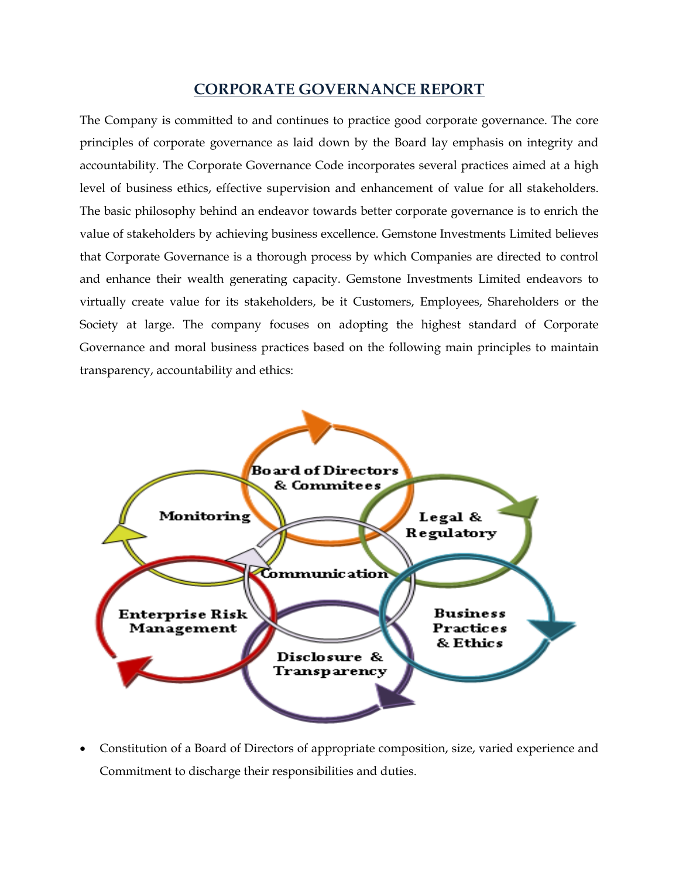# CORPORATE GOVERNANCE REPORT

The Company is committed to and continues to practice good corporate governance. The core principles of corporate governance as laid down by the Board lay emphasis on integrity and accountability. The Corporate Governance Code incorporates several practices aimed at a high level of business ethics, effective supervision and enhancement of value for all stakeholders. The basic philosophy behind an endeavor towards better corporate governance is to enrich the value of stakeholders by achieving business excellence. Gemstone Investments Limited believes that Corporate Governance is a thorough process by which Companies are directed to control and enhance their wealth generating capacity. Gemstone Investments Limited endeavors to virtually create value for its stakeholders, be it Customers, Employees, Shareholders or the Society at large. The company focuses on adopting the highest standard of Corporate Governance and moral business practices based on the following main principles to maintain transparency, accountability and ethics:

Board of Directors & Commitees

Legal & Regulatory

Business Practices & Ethics

Disclosure & Transparency

Enterprise Risk Management

Monitoring

Communication

- Constitution of a Board of Directors of appropriate composition, size, varied experience and Commitment to discharge their responsibilities and duties.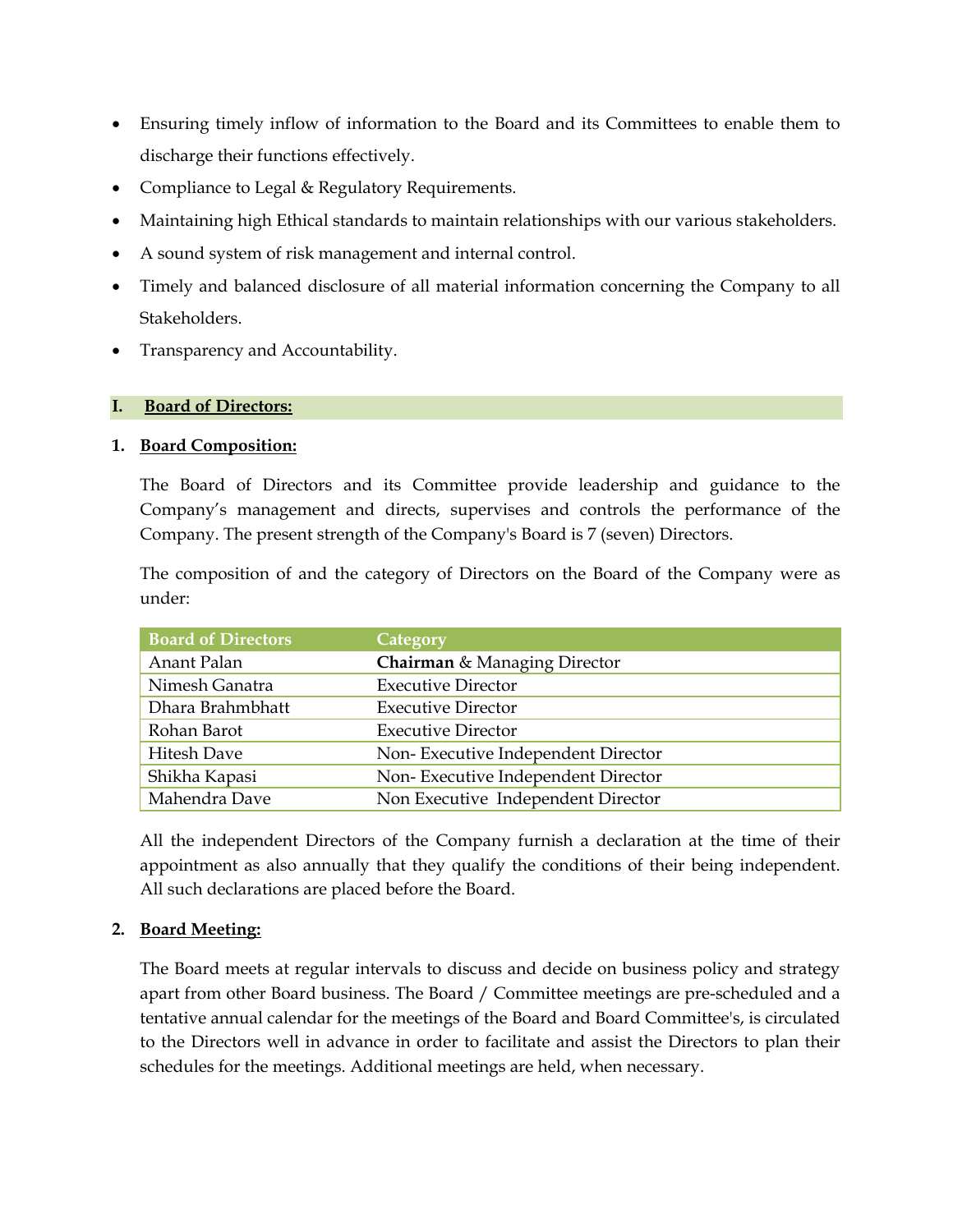- Ensuring timely inflow of information to the Board and its Committees to enable them to discharge their functions effectively.
- Compliance to Legal & Regulatory Requirements.
- Maintaining high Ethical standards to maintain relationships with our various stakeholders.
- A sound system of risk management and internal control.
- Timely and balanced disclosure of all material information concerning the Company to all Stakeholders.
- Transparency and Accountability.

## I. Board of Directors:

### 1. Board Composition:

The Board of Directors and its Committee provide leadership and guidance to the Company's management and directs, supervises and controls the performance of the Company. The present strength of the Company's Board is 7 (seven) Directors.

The composition of and the category of Directors on the Board of the Company were as under:

| Board of Directors | Category |
|---|---|
| Anant Palan | **Chairman** & Managing Director |
| Nimesh Ganatra | Executive Director |
| Dhara Brahmbhatt | Executive Director |
| Rohan Barot | Executive Director |
| Hitesh Dave | Non- Executive Independent Director |
| Shikha Kapasi | Non- Executive Independent Director |
| Mahendra Dave | Non Executive Independent Director |

All the independent Directors of the Company furnish a declaration at the time of their appointment as also annually that they qualify the conditions of their being independent. All such declarations are placed before the Board.

### 2. Board Meeting:

The Board meets at regular intervals to discuss and decide on business policy and strategy apart from other Board business. The Board / Committee meetings are pre-scheduled and a tentative annual calendar for the meetings of the Board and Board Committee's, is circulated to the Directors well in advance in order to facilitate and assist the Directors to plan their schedules for the meetings. Additional meetings are held, when necessary.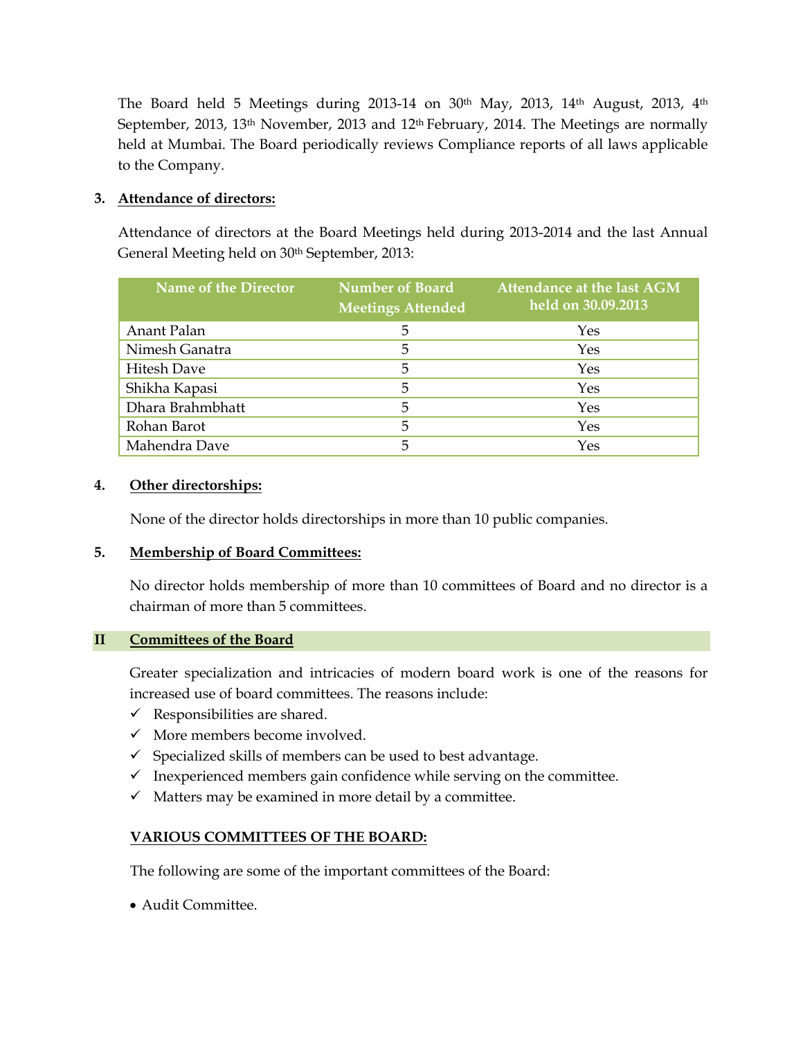The Board held 5 Meetings during 2013-14 on 30th May, 2013, 14th August, 2013, 4th September, 2013, 13th November, 2013 and 12th February, 2014. The Meetings are normally held at Mumbai. The Board periodically reviews Compliance reports of all laws applicable to the Company.

3. **Attendance of directors:**

Attendance of directors at the Board Meetings held during 2013-2014 and the last Annual General Meeting held on 30th September, 2013:

| Name of the Director | Number of Board Meetings Attended | Attendance at the last AGM held on 30.09.2013 |
|---|---|---|
| Anant Palan | 5 | Yes |
| Nimesh Ganatra | 5 | Yes |
| Hitesh Dave | 5 | Yes |
| Shikha Kapasi | 5 | Yes |
| Dhara Brahmbhatt | 5 | Yes |
| Rohan Barot | 5 | Yes |
| Mahendra Dave | 5 | Yes |

4. **Other directorships:**

None of the director holds directorships in more than 10 public companies.

5. **Membership of Board Committees:**

No director holds membership of more than 10 committees of Board and no director is a chairman of more than 5 committees.

## II Committees of the Board

Greater specialization and intricacies of modern board work is one of the reasons for increased use of board committees. The reasons include:

- ✓ Responsibilities are shared.
- ✓ More members become involved.
- ✓ Specialized skills of members can be used to best advantage.
- ✓ Inexperienced members gain confidence while serving on the committee.
- ✓ Matters may be examined in more detail by a committee.

**VARIOUS COMMITTEES OF THE BOARD:**

The following are some of the important committees of the Board:

- Audit Committee.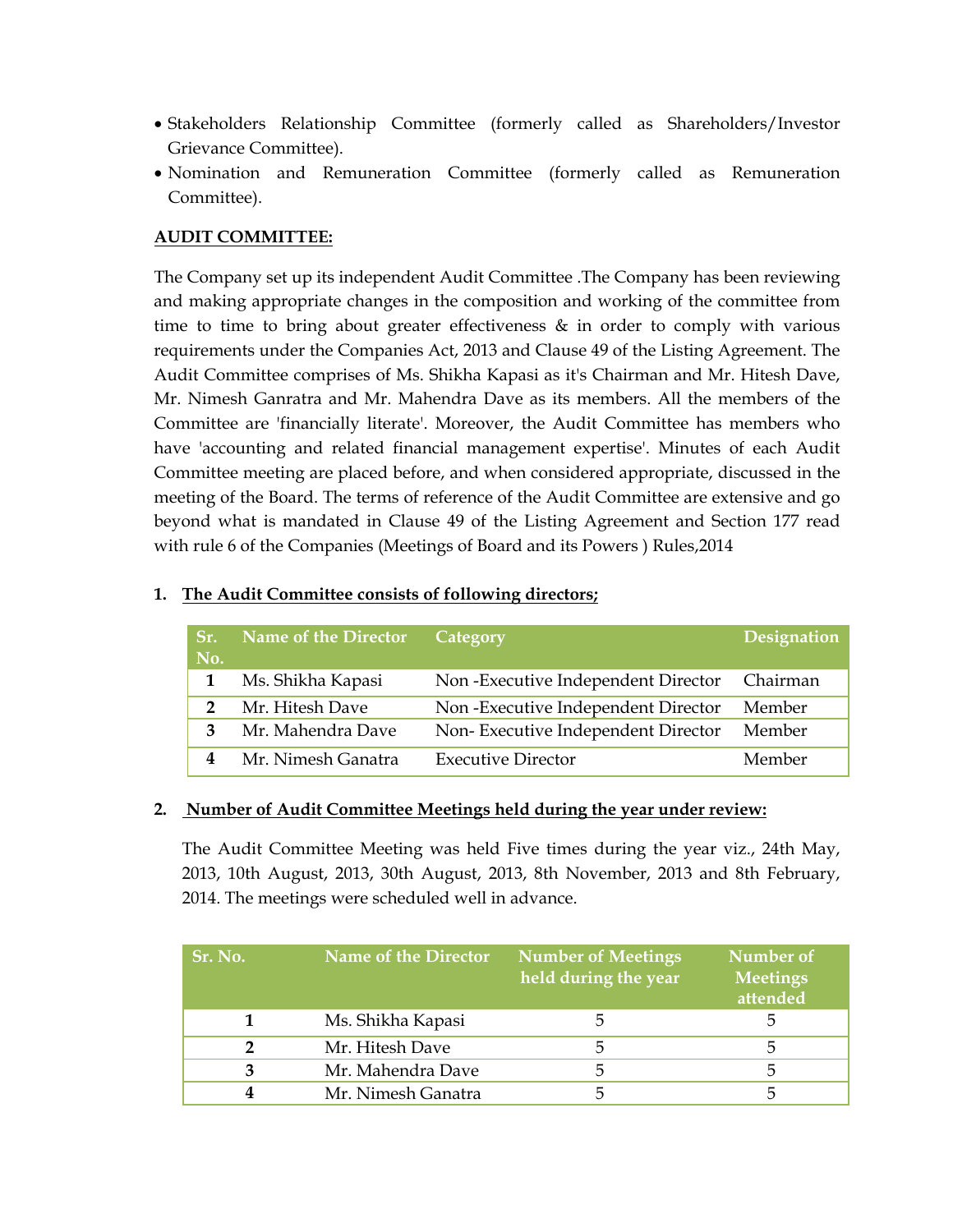- Stakeholders Relationship Committee (formerly called as Shareholders/Investor Grievance Committee).
- Nomination and Remuneration Committee (formerly called as Remuneration Committee).

**AUDIT COMMITTEE:**

The Company set up its independent Audit Committee .The Company has been reviewing and making appropriate changes in the composition and working of the committee from time to time to bring about greater effectiveness & in order to comply with various requirements under the Companies Act, 2013 and Clause 49 of the Listing Agreement. The Audit Committee comprises of Ms. Shikha Kapasi as it's Chairman and Mr. Hitesh Dave, Mr. Nimesh Ganratra and Mr. Mahendra Dave as its members. All the members of the Committee are 'financially literate'. Moreover, the Audit Committee has members who have 'accounting and related financial management expertise'. Minutes of each Audit Committee meeting are placed before, and when considered appropriate, discussed in the meeting of the Board. The terms of reference of the Audit Committee are extensive and go beyond what is mandated in Clause 49 of the Listing Agreement and Section 177 read with rule 6 of the Companies (Meetings of Board and its Powers ) Rules,2014

**1. The Audit Committee consists of following directors;**

| Sr. No. | Name of the Director | Category | Designation |
|---|---|---|---|
| 1 | Ms. Shikha Kapasi | Non -Executive Independent Director | Chairman |
| 2 | Mr. Hitesh Dave | Non -Executive Independent Director | Member |
| 3 | Mr. Mahendra Dave | Non- Executive Independent Director | Member |
| 4 | Mr. Nimesh Ganatra | Executive Director | Member |

**2. Number of Audit Committee Meetings held during the year under review:**

The Audit Committee Meeting was held Five times during the year viz., 24th May, 2013, 10th August, 2013, 30th August, 2013, 8th November, 2013 and 8th February, 2014. The meetings were scheduled well in advance.

| Sr. No. | Name of the Director | Number of Meetings held during the year | Number of Meetings attended |
|---|---|---|---|
| 1 | Ms. Shikha Kapasi | 5 | 5 |
| 2 | Mr. Hitesh Dave | 5 | 5 |
| 3 | Mr. Mahendra Dave | 5 | 5 |
| 4 | Mr. Nimesh Ganatra | 5 | 5 |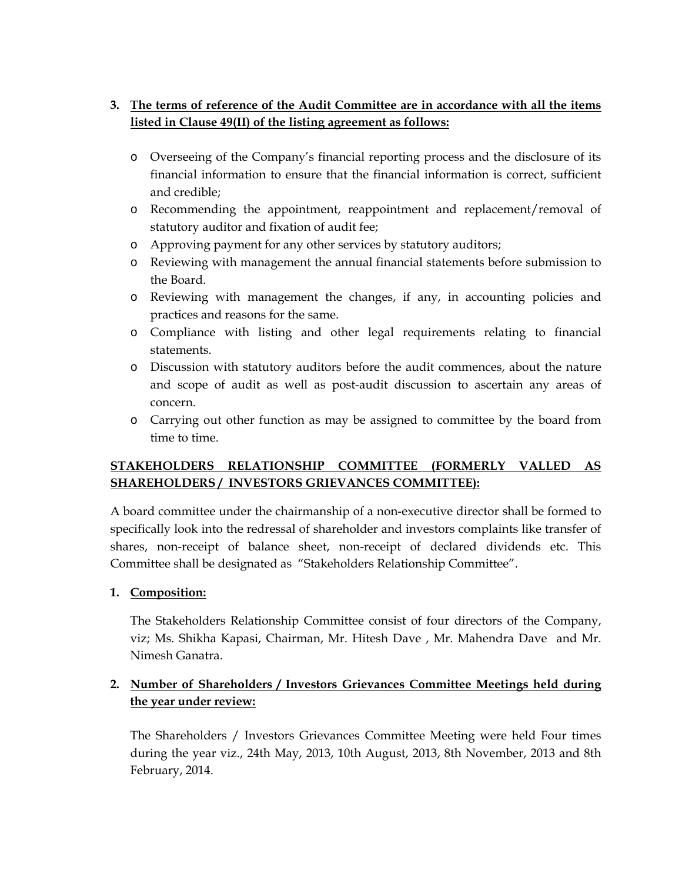3. **<u>The terms of reference of the Audit Committee are in accordance with all the items listed in Clause 49(II) of the listing agreement as follows:</u>**

   - Overseeing of the Company's financial reporting process and the disclosure of its financial information to ensure that the financial information is correct, sufficient and credible;
   - Recommending the appointment, reappointment and replacement/removal of statutory auditor and fixation of audit fee;
   - Approving payment for any other services by statutory auditors;
   - Reviewing with management the annual financial statements before submission to the Board.
   - Reviewing with management the changes, if any, in accounting policies and practices and reasons for the same.
   - Compliance with listing and other legal requirements relating to financial statements.
   - Discussion with statutory auditors before the audit commences, about the nature and scope of audit as well as post-audit discussion to ascertain any areas of concern.
   - Carrying out other function as may be assigned to committee by the board from time to time.

**<u>STAKEHOLDERS RELATIONSHIP COMMITTEE (FORMERLY VALLED AS SHAREHOLDERS / INVESTORS GRIEVANCES COMMITTEE):</u>**

A board committee under the chairmanship of a non-executive director shall be formed to specifically look into the redressal of shareholder and investors complaints like transfer of shares, non-receipt of balance sheet, non-receipt of declared dividends etc. This Committee shall be designated as "Stakeholders Relationship Committee".

1. **<u>Composition:</u>**

   The Stakeholders Relationship Committee consist of four directors of the Company, viz; Ms. Shikha Kapasi, Chairman, Mr. Hitesh Dave , Mr. Mahendra Dave and Mr. Nimesh Ganatra.

2. **<u>Number of Shareholders / Investors Grievances Committee Meetings held during the year under review:</u>**

   The Shareholders / Investors Grievances Committee Meeting were held Four times during the year viz., 24th May, 2013, 10th August, 2013, 8th November, 2013 and 8th February, 2014.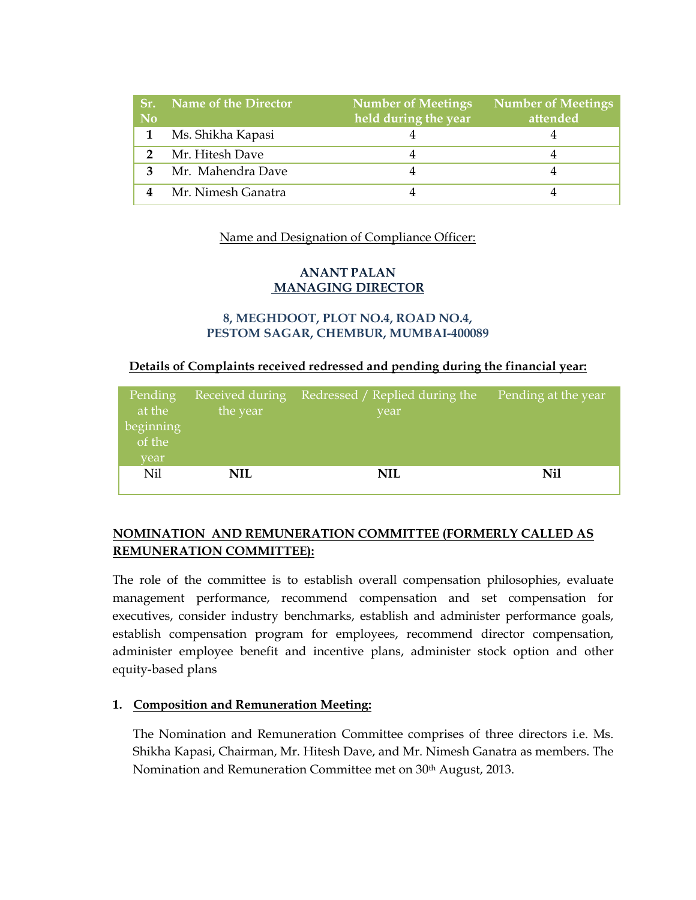| Sr. No | Name of the Director | Number of Meetings held during the year | Number of Meetings attended |
|---|---|---|---|
| 1 | Ms. Shikha Kapasi | 4 | 4 |
| 2 | Mr. Hitesh Dave | 4 | 4 |
| 3 | Mr. Mahendra Dave | 4 | 4 |
| 4 | Mr. Nimesh Ganatra | 4 | 4 |

Name and Designation of Compliance Officer:

**ANANT PALAN**
**MANAGING DIRECTOR**

**8, MEGHDOOT, PLOT NO.4, ROAD NO.4,**
**PESTOM SAGAR, CHEMBUR, MUMBAI-400089**

**Details of Complaints received redressed and pending during the financial year:**

| Pending at the beginning of the year | Received during the year | Redressed / Replied during the year | Pending at the year |
|---|---|---|---|
| Nil | **NIL** | **NIL** | **Nil** |

## NOMINATION AND REMUNERATION COMMITTEE (FORMERLY CALLED AS REMUNERATION COMMITTEE):

The role of the committee is to establish overall compensation philosophies, evaluate management performance, recommend compensation and set compensation for executives, consider industry benchmarks, establish and administer performance goals, establish compensation program for employees, recommend director compensation, administer employee benefit and incentive plans, administer stock option and other equity-based plans

### 1. Composition and Remuneration Meeting:

The Nomination and Remuneration Committee comprises of three directors i.e. Ms. Shikha Kapasi, Chairman, Mr. Hitesh Dave, and Mr. Nimesh Ganatra as members. The Nomination and Remuneration Committee met on 30th August, 2013.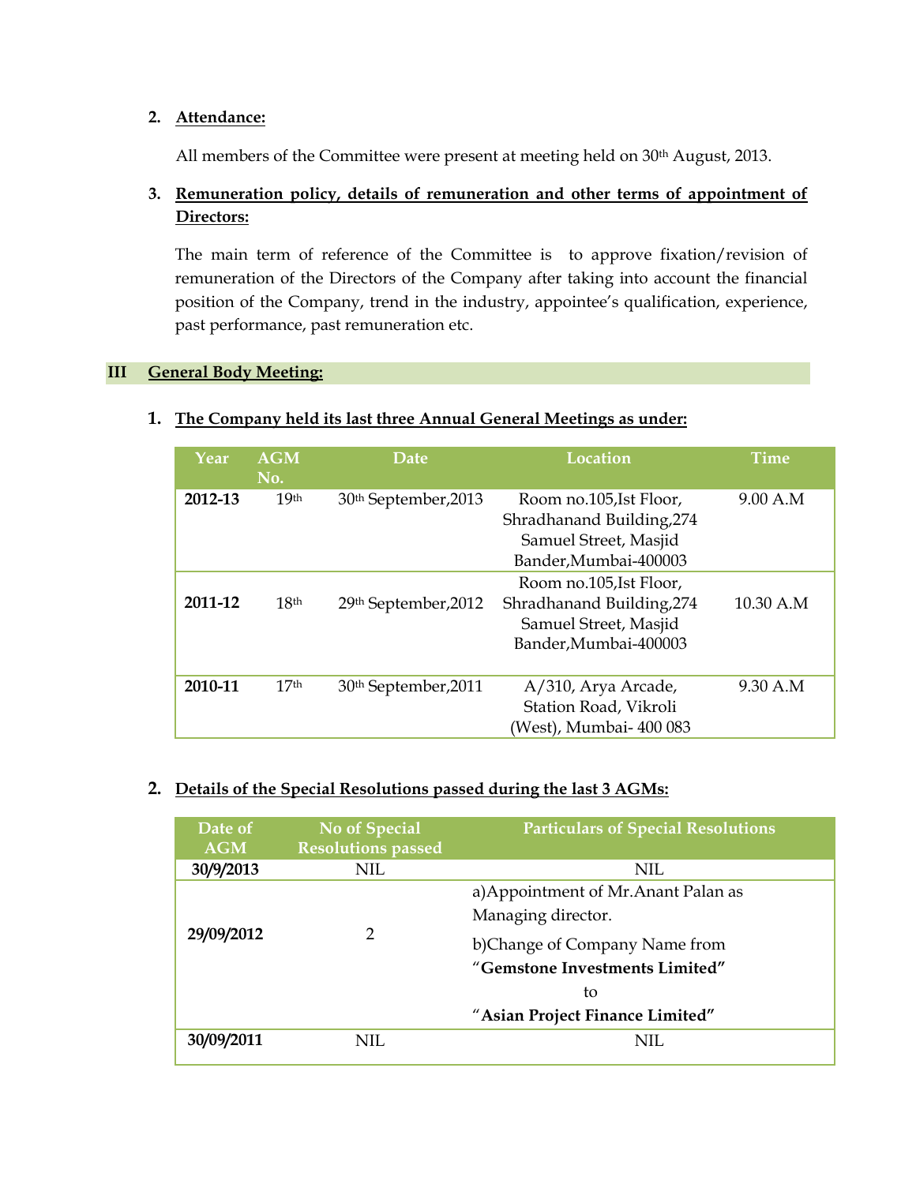2. **Attendance:**

   All members of the Committee were present at meeting held on 30th August, 2013.

3. **Remuneration policy, details of remuneration and other terms of appointment of Directors:**

   The main term of reference of the Committee is to approve fixation/revision of remuneration of the Directors of the Company after taking into account the financial position of the Company, trend in the industry, appointee's qualification, experience, past performance, past remuneration etc.

## III General Body Meeting:

1. **The Company held its last three Annual General Meetings as under:**

| Year | AGM No. | Date | Location | Time |
|---|---|---|---|---|
| **2012-13** | 19th | 30th September,2013 | Room no.105,Ist Floor, Shradhanand Building,274 Samuel Street, Masjid Bander,Mumbai-400003 | 9.00 A.M |
| **2011-12** | 18th | 29th September,2012 | Room no.105,Ist Floor, Shradhanand Building,274 Samuel Street, Masjid Bander,Mumbai-400003 | 10.30 A.M |
| **2010-11** | 17th | 30th September,2011 | A/310, Arya Arcade, Station Road, Vikroli (West), Mumbai- 400 083 | 9.30 A.M |

2. **Details of the Special Resolutions passed during the last 3 AGMs:**

| Date of AGM | No of Special Resolutions passed | Particulars of Special Resolutions |
|---|---|---|
| **30/9/2013** | NIL | NIL |
| **29/09/2012** | 2 | a)Appointment of Mr.Anant Palan as Managing director. b)Change of Company Name from "**Gemstone Investments Limited**" to "**Asian Project Finance Limited**" |
| **30/09/2011** | NIL | NIL |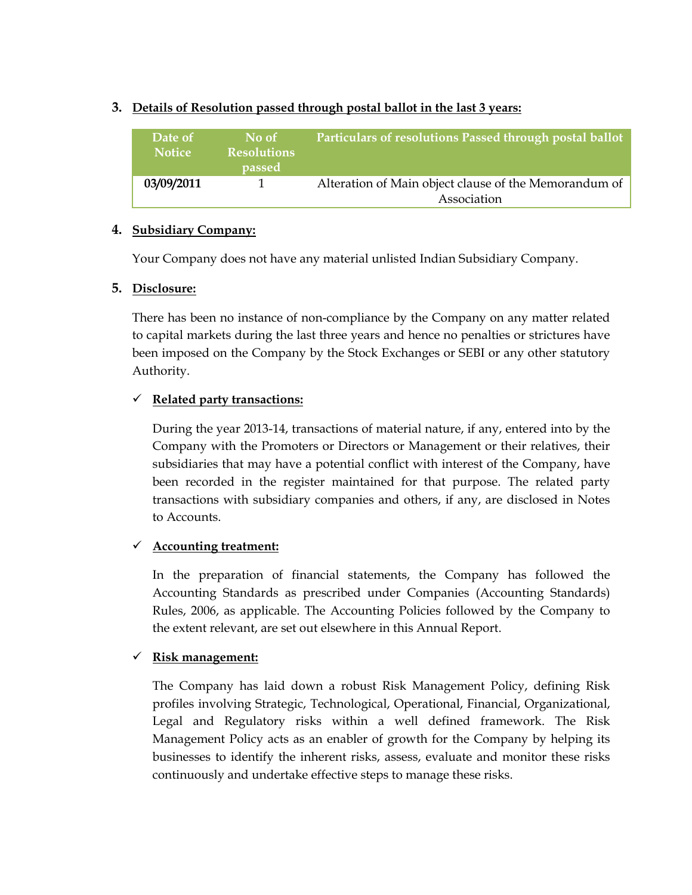3. **Details of Resolution passed through postal ballot in the last 3 years:**

| Date of Notice | No of Resolutions passed | Particulars of resolutions Passed through postal ballot |
|---|---|---|
| **03/09/2011** | 1 | Alteration of Main object clause of the Memorandum of Association |

4. **Subsidiary Company:**

Your Company does not have any material unlisted Indian Subsidiary Company.

5. **Disclosure:**

There has been no instance of non-compliance by the Company on any matter related to capital markets during the last three years and hence no penalties or strictures have been imposed on the Company by the Stock Exchanges or SEBI or any other statutory Authority.

- ✓ **Related party transactions:**

  During the year 2013-14, transactions of material nature, if any, entered into by the Company with the Promoters or Directors or Management or their relatives, their subsidiaries that may have a potential conflict with interest of the Company, have been recorded in the register maintained for that purpose. The related party transactions with subsidiary companies and others, if any, are disclosed in Notes to Accounts.

- ✓ **Accounting treatment:**

  In the preparation of financial statements, the Company has followed the Accounting Standards as prescribed under Companies (Accounting Standards) Rules, 2006, as applicable. The Accounting Policies followed by the Company to the extent relevant, are set out elsewhere in this Annual Report.

- ✓ **Risk management:**

  The Company has laid down a robust Risk Management Policy, defining Risk profiles involving Strategic, Technological, Operational, Financial, Organizational, Legal and Regulatory risks within a well defined framework. The Risk Management Policy acts as an enabler of growth for the Company by helping its businesses to identify the inherent risks, assess, evaluate and monitor these risks continuously and undertake effective steps to manage these risks.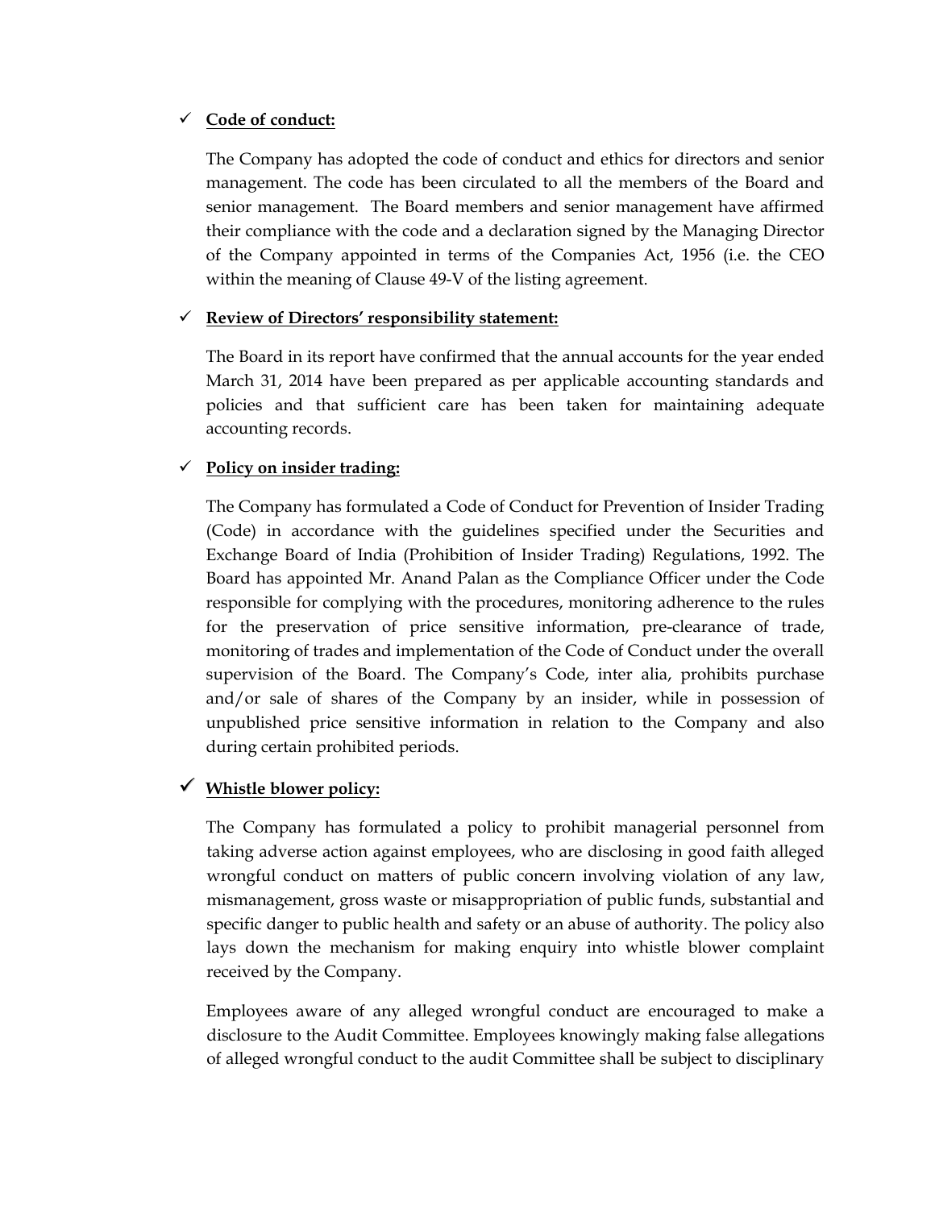- ✓ **Code of conduct:**

  The Company has adopted the code of conduct and ethics for directors and senior management. The code has been circulated to all the members of the Board and senior management. The Board members and senior management have affirmed their compliance with the code and a declaration signed by the Managing Director of the Company appointed in terms of the Companies Act, 1956 (i.e. the CEO within the meaning of Clause 49-V of the listing agreement.

- ✓ **Review of Directors' responsibility statement:**

  The Board in its report have confirmed that the annual accounts for the year ended March 31, 2014 have been prepared as per applicable accounting standards and policies and that sufficient care has been taken for maintaining adequate accounting records.

- ✓ **Policy on insider trading:**

  The Company has formulated a Code of Conduct for Prevention of Insider Trading (Code) in accordance with the guidelines specified under the Securities and Exchange Board of India (Prohibition of Insider Trading) Regulations, 1992. The Board has appointed Mr. Anand Palan as the Compliance Officer under the Code responsible for complying with the procedures, monitoring adherence to the rules for the preservation of price sensitive information, pre-clearance of trade, monitoring of trades and implementation of the Code of Conduct under the overall supervision of the Board. The Company's Code, inter alia, prohibits purchase and/or sale of shares of the Company by an insider, while in possession of unpublished price sensitive information in relation to the Company and also during certain prohibited periods.

- ✓ **Whistle blower policy:**

  The Company has formulated a policy to prohibit managerial personnel from taking adverse action against employees, who are disclosing in good faith alleged wrongful conduct on matters of public concern involving violation of any law, mismanagement, gross waste or misappropriation of public funds, substantial and specific danger to public health and safety or an abuse of authority. The policy also lays down the mechanism for making enquiry into whistle blower complaint received by the Company.

  Employees aware of any alleged wrongful conduct are encouraged to make a disclosure to the Audit Committee. Employees knowingly making false allegations of alleged wrongful conduct to the audit Committee shall be subject to disciplinary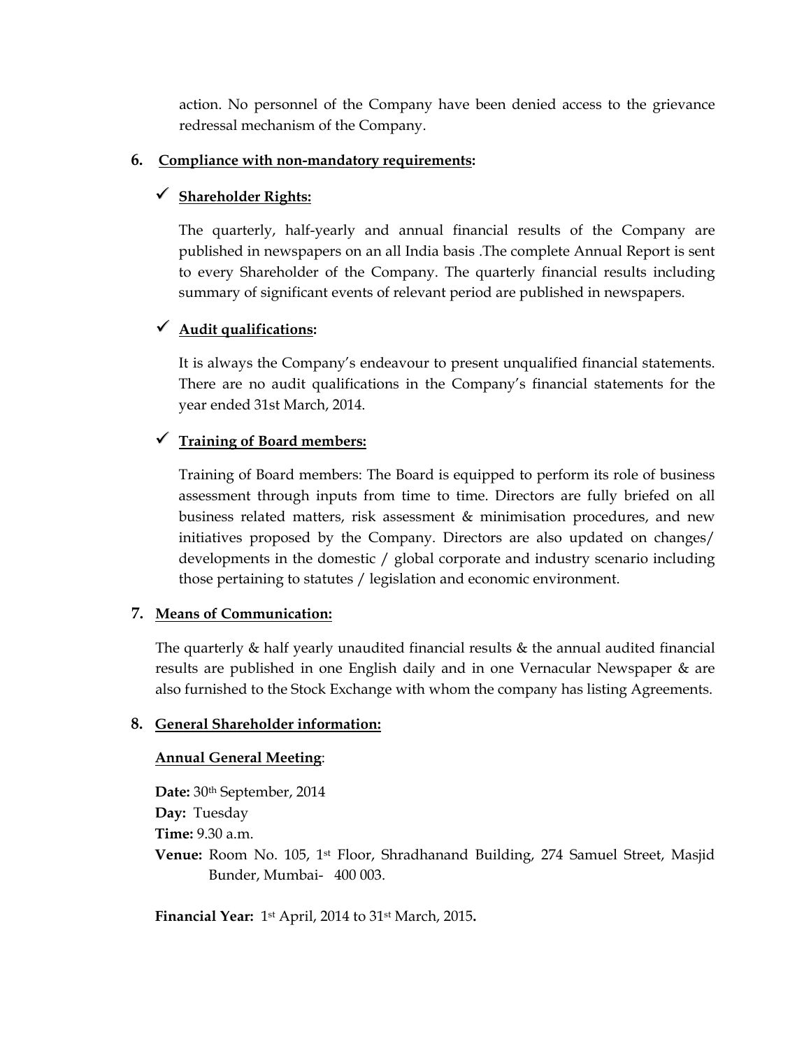action. No personnel of the Company have been denied access to the grievance redressal mechanism of the Company.

**6. Compliance with non-mandatory requirements:**

✓ **Shareholder Rights:**

The quarterly, half-yearly and annual financial results of the Company are published in newspapers on an all India basis .The complete Annual Report is sent to every Shareholder of the Company. The quarterly financial results including summary of significant events of relevant period are published in newspapers.

✓ **Audit qualifications:**

It is always the Company's endeavour to present unqualified financial statements. There are no audit qualifications in the Company's financial statements for the year ended 31st March, 2014.

✓ **Training of Board members:**

Training of Board members: The Board is equipped to perform its role of business assessment through inputs from time to time. Directors are fully briefed on all business related matters, risk assessment & minimisation procedures, and new initiatives proposed by the Company. Directors are also updated on changes/ developments in the domestic / global corporate and industry scenario including those pertaining to statutes / legislation and economic environment.

**7. Means of Communication:**

The quarterly & half yearly unaudited financial results & the annual audited financial results are published in one English daily and in one Vernacular Newspaper & are also furnished to the Stock Exchange with whom the company has listing Agreements.

**8. General Shareholder information:**

**Annual General Meeting**:

**Date:** 30th September, 2014
**Day:** Tuesday
**Time:** 9.30 a.m.
**Venue:** Room No. 105, 1st Floor, Shradhanand Building, 274 Samuel Street, Masjid Bunder, Mumbai- 400 003.

**Financial Year:** 1st April, 2014 to 31st March, 2015**.**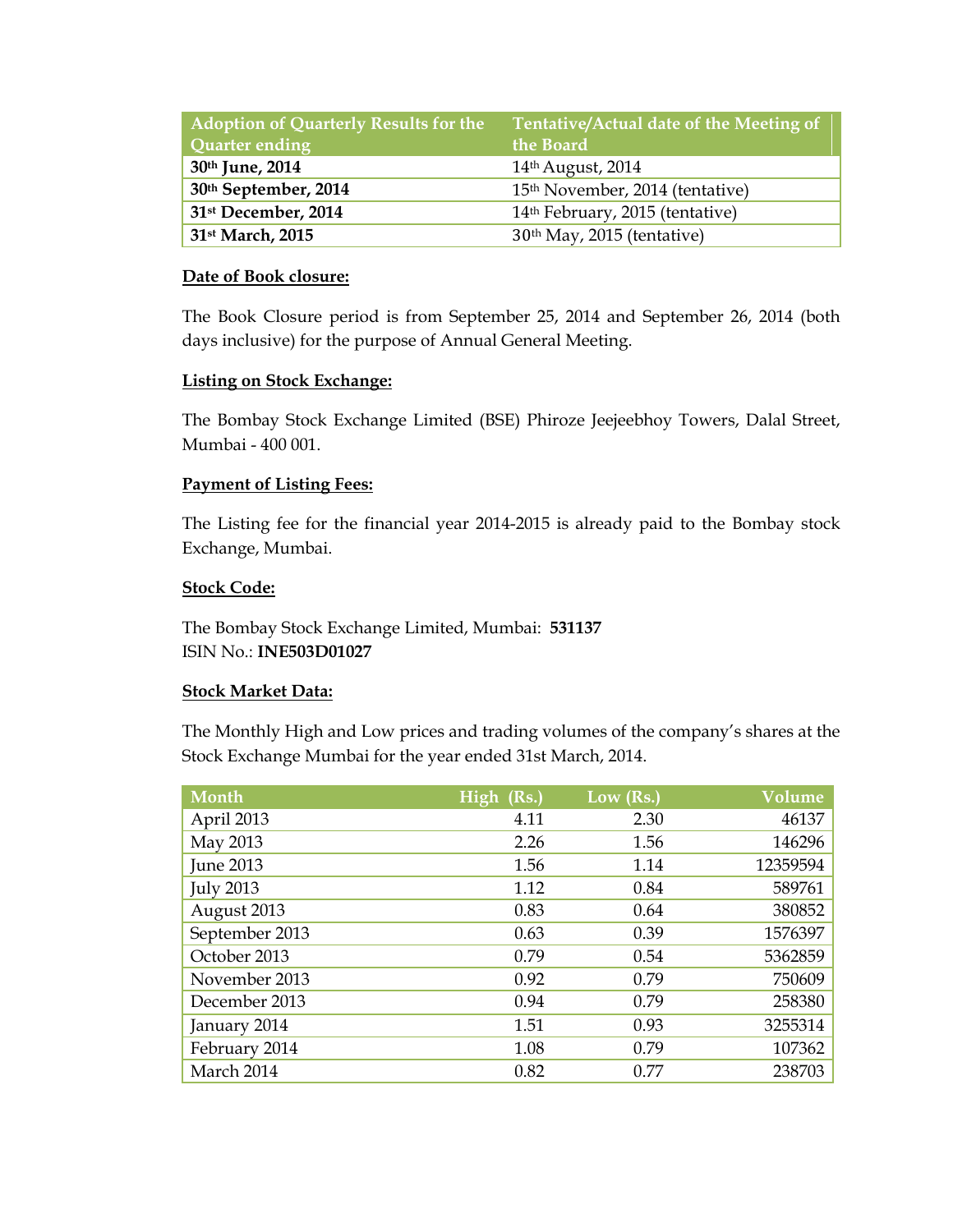| Adoption of Quarterly Results for the Quarter ending | Tentative/Actual date of the Meeting of the Board |
|---|---|
| **30th June, 2014** | 14th August, 2014 |
| **30th September, 2014** | 15th November, 2014 (tentative) |
| **31st December, 2014** | 14th February, 2015 (tentative) |
| **31st March, 2015** | 30th May, 2015 (tentative) |

**Date of Book closure:**

The Book Closure period is from September 25, 2014 and September 26, 2014 (both days inclusive) for the purpose of Annual General Meeting.

**Listing on Stock Exchange:**

The Bombay Stock Exchange Limited (BSE) Phiroze Jeejeebhoy Towers, Dalal Street, Mumbai - 400 001.

**Payment of Listing Fees:**

The Listing fee for the financial year 2014-2015 is already paid to the Bombay stock Exchange, Mumbai.

**Stock Code:**

The Bombay Stock Exchange Limited, Mumbai: **531137**
ISIN No.: **INE503D01027**

**Stock Market Data:**

The Monthly High and Low prices and trading volumes of the company's shares at the Stock Exchange Mumbai for the year ended 31st March, 2014.

| Month | High (Rs.) | Low (Rs.) | Volume |
|---|---|---|---|
| April 2013 | 4.11 | 2.30 | 46137 |
| May 2013 | 2.26 | 1.56 | 146296 |
| June 2013 | 1.56 | 1.14 | 12359594 |
| July 2013 | 1.12 | 0.84 | 589761 |
| August 2013 | 0.83 | 0.64 | 380852 |
| September 2013 | 0.63 | 0.39 | 1576397 |
| October 2013 | 0.79 | 0.54 | 5362859 |
| November 2013 | 0.92 | 0.79 | 750609 |
| December 2013 | 0.94 | 0.79 | 258380 |
| January 2014 | 1.51 | 0.93 | 3255314 |
| February 2014 | 1.08 | 0.79 | 107362 |
| March 2014 | 0.82 | 0.77 | 238703 |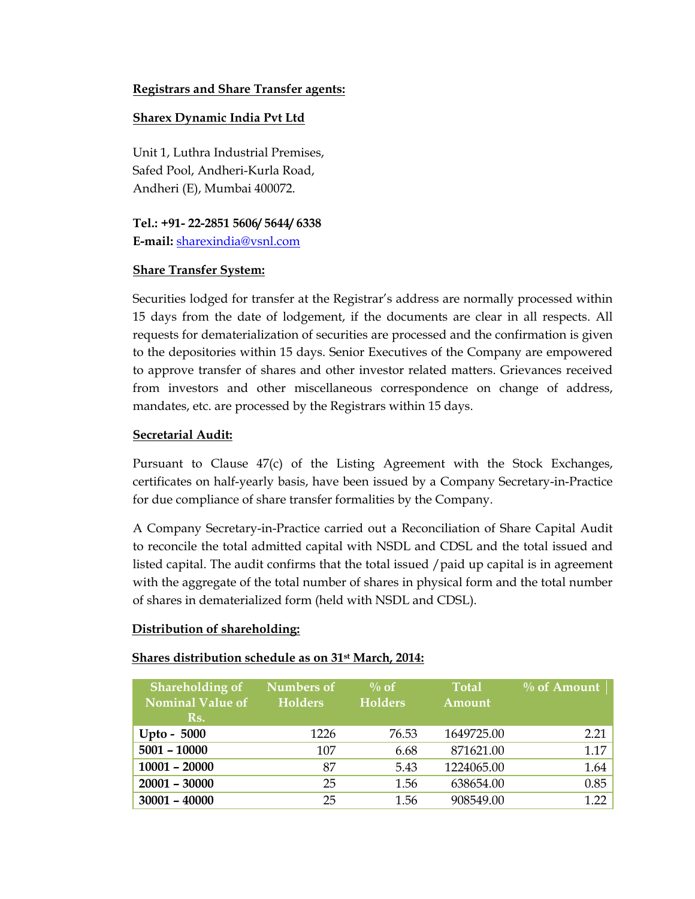**Registrars and Share Transfer agents:**

**Sharex Dynamic India Pvt Ltd**

Unit 1, Luthra Industrial Premises,
Safed Pool, Andheri-Kurla Road,
Andheri (E), Mumbai 400072.

**Tel.: +91- 22-2851 5606/ 5644/ 6338**
**E-mail:** sharexindia@vsnl.com

**Share Transfer System:**

Securities lodged for transfer at the Registrar's address are normally processed within 15 days from the date of lodgement, if the documents are clear in all respects. All requests for dematerialization of securities are processed and the confirmation is given to the depositories within 15 days. Senior Executives of the Company are empowered to approve transfer of shares and other investor related matters. Grievances received from investors and other miscellaneous correspondence on change of address, mandates, etc. are processed by the Registrars within 15 days.

**Secretarial Audit:**

Pursuant to Clause 47(c) of the Listing Agreement with the Stock Exchanges, certificates on half-yearly basis, have been issued by a Company Secretary-in-Practice for due compliance of share transfer formalities by the Company.

A Company Secretary-in-Practice carried out a Reconciliation of Share Capital Audit to reconcile the total admitted capital with NSDL and CDSL and the total issued and listed capital. The audit confirms that the total issued /paid up capital is in agreement with the aggregate of the total number of shares in physical form and the total number of shares in dematerialized form (held with NSDL and CDSL).

**Distribution of shareholding:**

**Shares distribution schedule as on 31st March, 2014:**

| Shareholding of Nominal Value of Rs. | Numbers of Holders | % of Holders | Total Amount | % of Amount |
|---|---|---|---|---|
| **Upto - 5000** | 1226 | 76.53 | 1649725.00 | 2.21 |
| **5001 – 10000** | 107 | 6.68 | 871621.00 | 1.17 |
| **10001 – 20000** | 87 | 5.43 | 1224065.00 | 1.64 |
| **20001 – 30000** | 25 | 1.56 | 638654.00 | 0.85 |
| **30001 – 40000** | 25 | 1.56 | 908549.00 | 1.22 |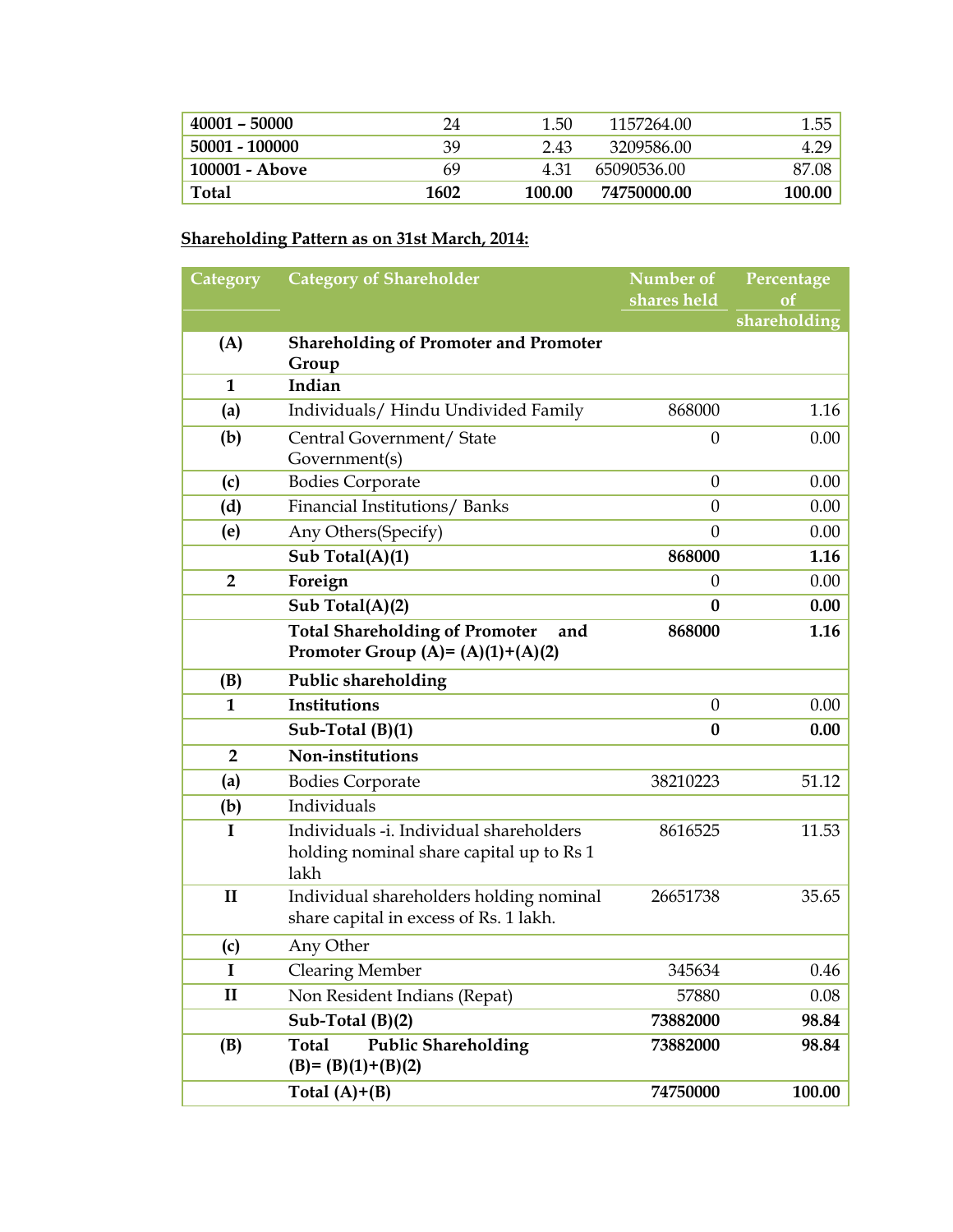| 40001 – 50000 | 24 | 1.50 | 1157264.00 | 1.55 |
|---|---|---|---|---|
| 50001 - 100000 | 39 | 2.43 | 3209586.00 | 4.29 |
| 100001 - Above | 69 | 4.31 | 65090536.00 | 87.08 |
| **Total** | **1602** | **100.00** | **74750000.00** | **100.00** |

**<u>Shareholding Pattern as on 31st March, 2014:</u>**

| Category | Category of Shareholder | Number of shares held | Percentage of shareholding |
|---|---|---|---|
| **(A)** | **Shareholding of Promoter and Promoter Group** | | |
| **1** | **Indian** | | |
| **(a)** | Individuals/ Hindu Undivided Family | 868000 | 1.16 |
| **(b)** | Central Government/ State Government(s) | 0 | 0.00 |
| **(c)** | Bodies Corporate | 0 | 0.00 |
| **(d)** | Financial Institutions/ Banks | 0 | 0.00 |
| **(e)** | Any Others(Specify) | 0 | 0.00 |
| | **Sub Total(A)(1)** | **868000** | **1.16** |
| **2** | **Foreign** | 0 | 0.00 |
| | **Sub Total(A)(2)** | **0** | **0.00** |
| | **Total Shareholding of Promoter and Promoter Group (A)= (A)(1)+(A)(2)** | **868000** | **1.16** |
| **(B)** | **Public shareholding** | | |
| **1** | **Institutions** | 0 | 0.00 |
| | **Sub-Total (B)(1)** | **0** | **0.00** |
| **2** | **Non-institutions** | | |
| **(a)** | Bodies Corporate | 38210223 | 51.12 |
| **(b)** | Individuals | | |
| **I** | Individuals -i. Individual shareholders holding nominal share capital up to Rs 1 lakh | 8616525 | 11.53 |
| **II** | Individual shareholders holding nominal share capital in excess of Rs. 1 lakh. | 26651738 | 35.65 |
| **(c)** | Any Other | | |
| **I** | Clearing Member | 345634 | 0.46 |
| **II** | Non Resident Indians (Repat) | 57880 | 0.08 |
| | **Sub-Total (B)(2)** | **73882000** | **98.84** |
| **(B)** | **Total Public Shareholding (B)= (B)(1)+(B)(2)** | **73882000** | **98.84** |
| | **Total (A)+(B)** | **74750000** | **100.00** |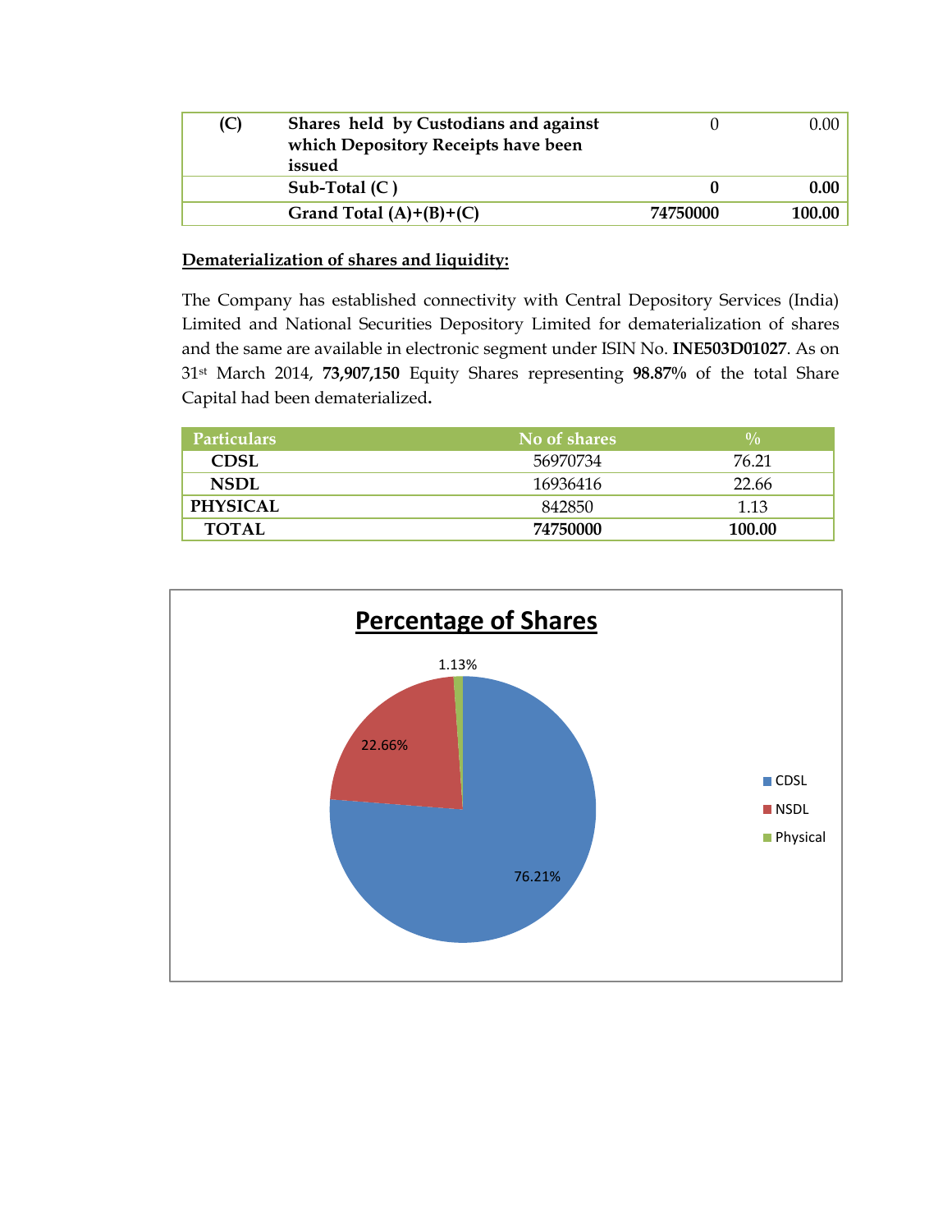| (C) | Shares held by Custodians and against which Depository Receipts have been issued | 0 | 0.00 |
|---|---|---|---|
| | **Sub-Total (C )** | **0** | **0.00** |
| | **Grand Total (A)+(B)+(C)** | **74750000** | **100.00** |

**Dematerialization of shares and liquidity:**

The Company has established connectivity with Central Depository Services (India) Limited and National Securities Depository Limited for dematerialization of shares and the same are available in electronic segment under ISIN No. **INE503D01027**. As on 31st March 2014, **73,907,150** Equity Shares representing **98.87%** of the total Share Capital had been dematerialized**.**

| Particulars | No of shares | % |
|---|---|---|
| **CDSL** | 56970734 | 76.21 |
| **NSDL** | 16936416 | 22.66 |
| **PHYSICAL** | 842850 | 1.13 |
| **TOTAL** | **74750000** | **100.00** |

**Percentage of Shares**

| | % |
|---|---|
| CDSL | 76.21% |
| NSDL | 22.66% |
| Physical | 1.13% |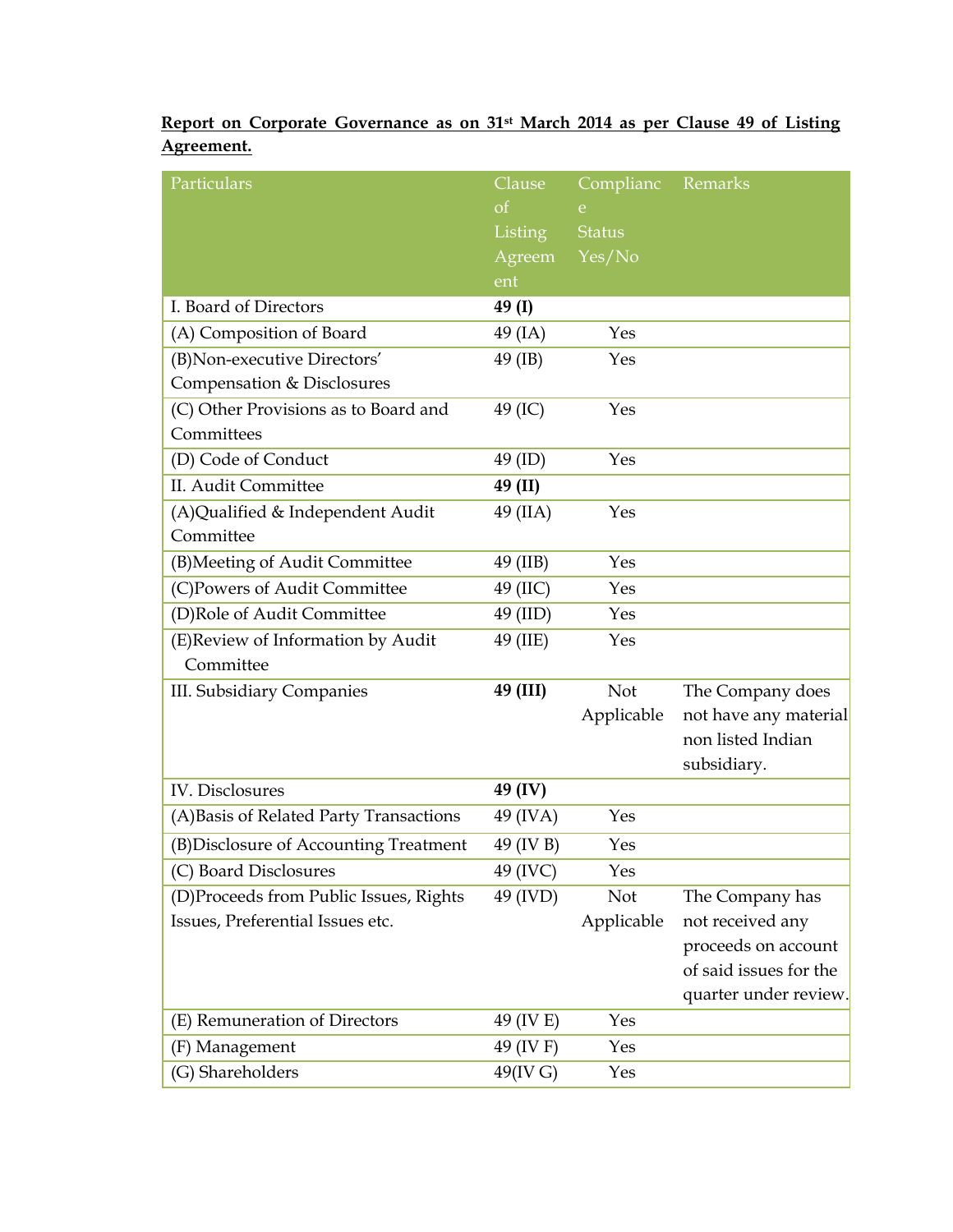**Report on Corporate Governance as on 31st March 2014 as per Clause 49 of Listing Agreement.**

| Particulars | Clause of Listing Agreement | Compliance Status Yes/No | Remarks |
|---|---|---|---|
| I. Board of Directors | **49 (I)** | | |
| (A) Composition of Board | 49 (IA) | Yes | |
| (B)Non-executive Directors' Compensation & Disclosures | 49 (IB) | Yes | |
| (C) Other Provisions as to Board and Committees | 49 (IC) | Yes | |
| (D) Code of Conduct | 49 (ID) | Yes | |
| II. Audit Committee | **49 (II)** | | |
| (A)Qualified & Independent Audit Committee | 49 (IIA) | Yes | |
| (B)Meeting of Audit Committee | 49 (IIB) | Yes | |
| (C)Powers of Audit Committee | 49 (IIC) | Yes | |
| (D)Role of Audit Committee | 49 (IID) | Yes | |
| (E)Review of Information by Audit Committee | 49 (IIE) | Yes | |
| III. Subsidiary Companies | **49 (III)** | Not Applicable | The Company does not have any material non listed Indian subsidiary. |
| IV. Disclosures | **49 (IV)** | | |
| (A)Basis of Related Party Transactions | 49 (IVA) | Yes | |
| (B)Disclosure of Accounting Treatment | 49 (IV B) | Yes | |
| (C) Board Disclosures | 49 (IVC) | Yes | |
| (D)Proceeds from Public Issues, Rights Issues, Preferential Issues etc. | 49 (IVD) | Not Applicable | The Company has not received any proceeds on account of said issues for the quarter under review. |
| (E) Remuneration of Directors | 49 (IV E) | Yes | |
| (F) Management | 49 (IV F) | Yes | |
| (G) Shareholders | 49(IV G) | Yes | |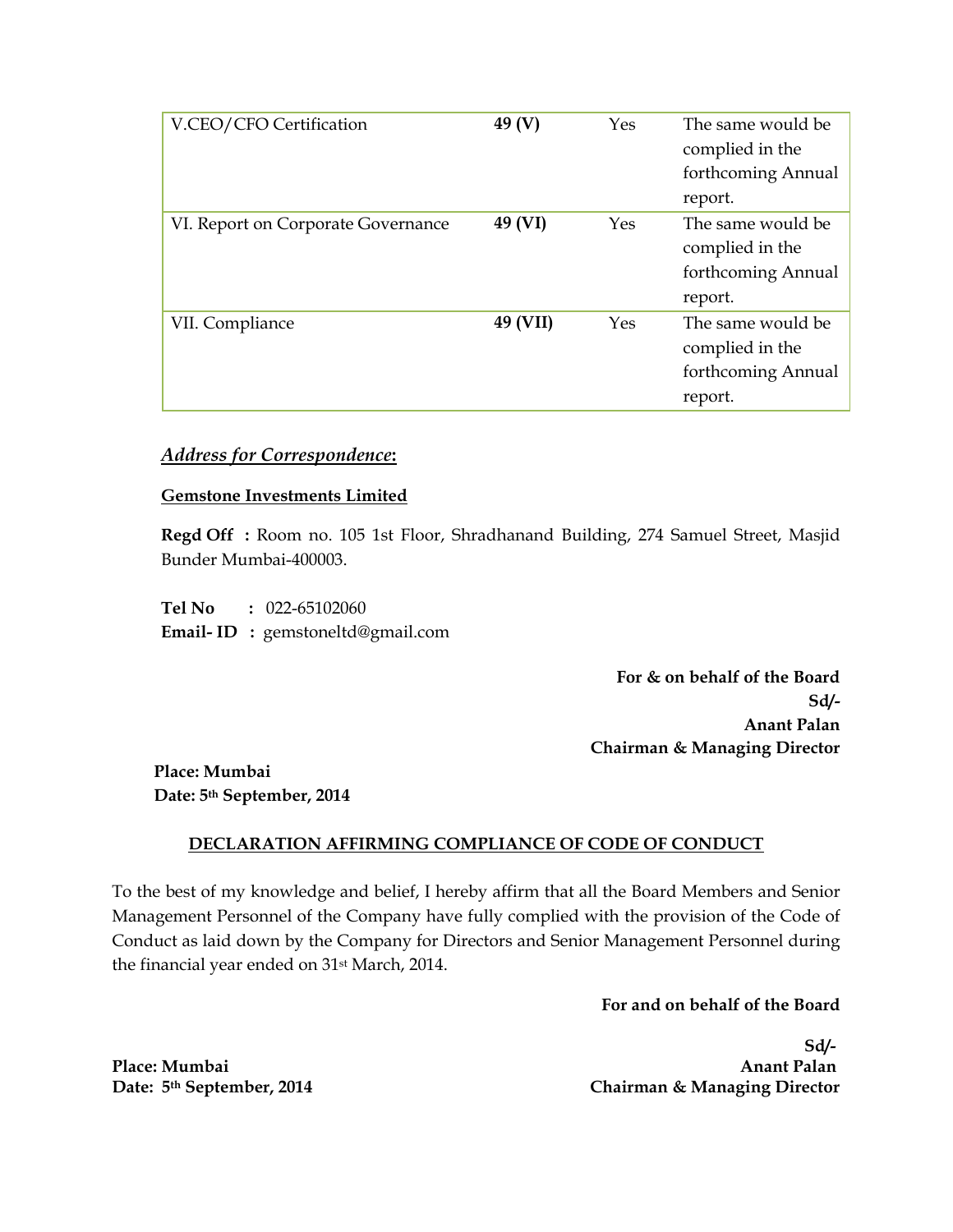| V.CEO/CFO Certification | **49 (V)** | Yes | The same would be complied in the forthcoming Annual report. |
|---|---|---|---|
| VI. Report on Corporate Governance | **49 (VI)** | Yes | The same would be complied in the forthcoming Annual report. |
| VII. Compliance | **49 (VII)** | Yes | The same would be complied in the forthcoming Annual report. |

***Address for Correspondence*:**

**Gemstone Investments Limited**

**Regd Off :** Room no. 105 1st Floor, Shradhanand Building, 274 Samuel Street, Masjid Bunder Mumbai-400003.

**Tel No :** 022-65102060
**Email- ID :** gemstoneltd@gmail.com

**For & on behalf of the Board**
**Sd/-**
**Anant Palan**
**Chairman & Managing Director**

**Place: Mumbai**
**Date: 5th September, 2014**

## DECLARATION AFFIRMING COMPLIANCE OF CODE OF CONDUCT

To the best of my knowledge and belief, I hereby affirm that all the Board Members and Senior Management Personnel of the Company have fully complied with the provision of the Code of Conduct as laid down by the Company for Directors and Senior Management Personnel during the financial year ended on 31st March, 2014.

**For and on behalf of the Board**

**Sd/-**
**Anant Palan**
**Chairman & Managing Director**

**Place: Mumbai**
**Date: 5th September, 2014**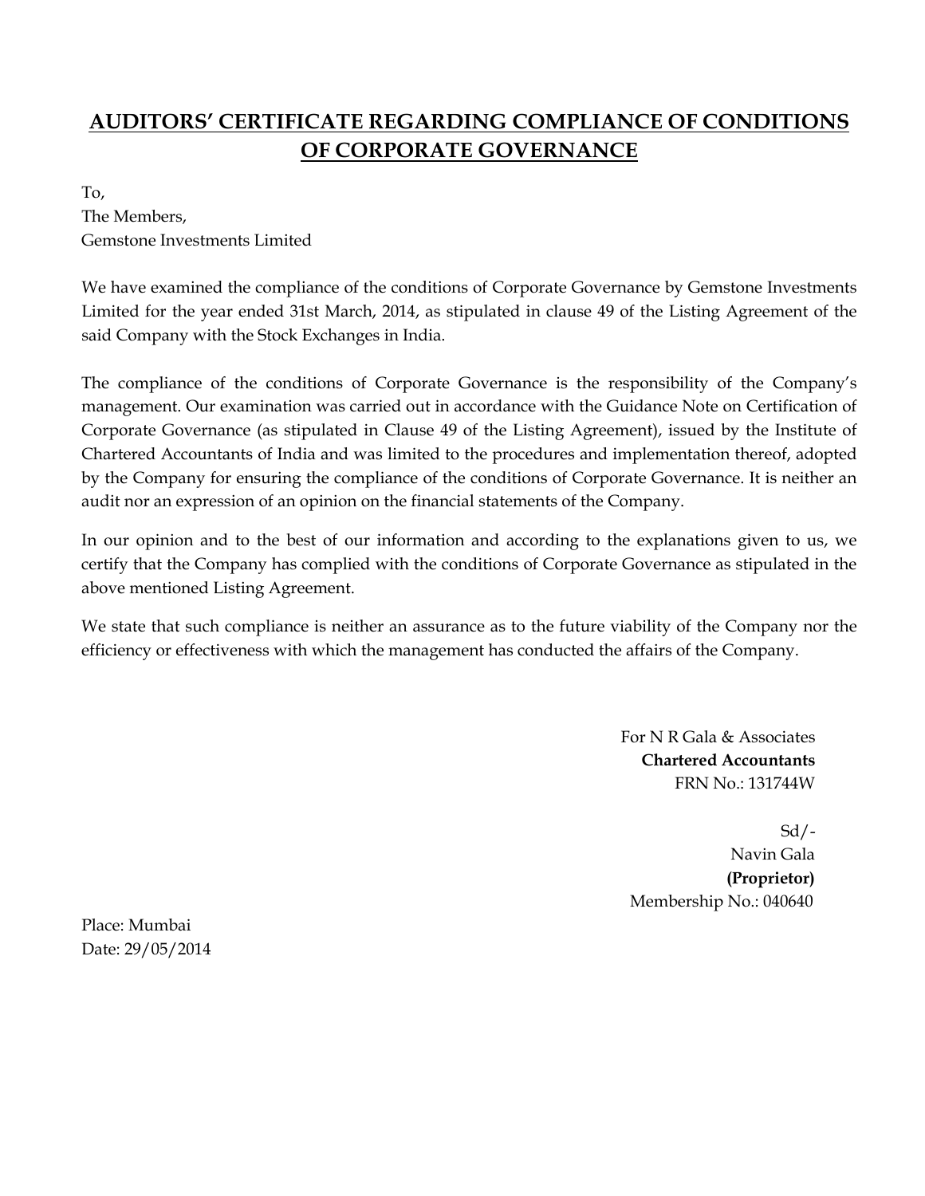# AUDITORS' CERTIFICATE REGARDING COMPLIANCE OF CONDITIONS OF CORPORATE GOVERNANCE

To,
The Members,
Gemstone Investments Limited

We have examined the compliance of the conditions of Corporate Governance by Gemstone Investments Limited for the year ended 31st March, 2014, as stipulated in clause 49 of the Listing Agreement of the said Company with the Stock Exchanges in India.

The compliance of the conditions of Corporate Governance is the responsibility of the Company's management. Our examination was carried out in accordance with the Guidance Note on Certification of Corporate Governance (as stipulated in Clause 49 of the Listing Agreement), issued by the Institute of Chartered Accountants of India and was limited to the procedures and implementation thereof, adopted by the Company for ensuring the compliance of the conditions of Corporate Governance. It is neither an audit nor an expression of an opinion on the financial statements of the Company.

In our opinion and to the best of our information and according to the explanations given to us, we certify that the Company has complied with the conditions of Corporate Governance as stipulated in the above mentioned Listing Agreement.

We state that such compliance is neither an assurance as to the future viability of the Company nor the efficiency or effectiveness with which the management has conducted the affairs of the Company.

For N R Gala & Associates
**Chartered Accountants**
FRN No.: 131744W

Sd/-
Navin Gala
**(Proprietor)**
Membership No.: 040640

Place: Mumbai
Date: 29/05/2014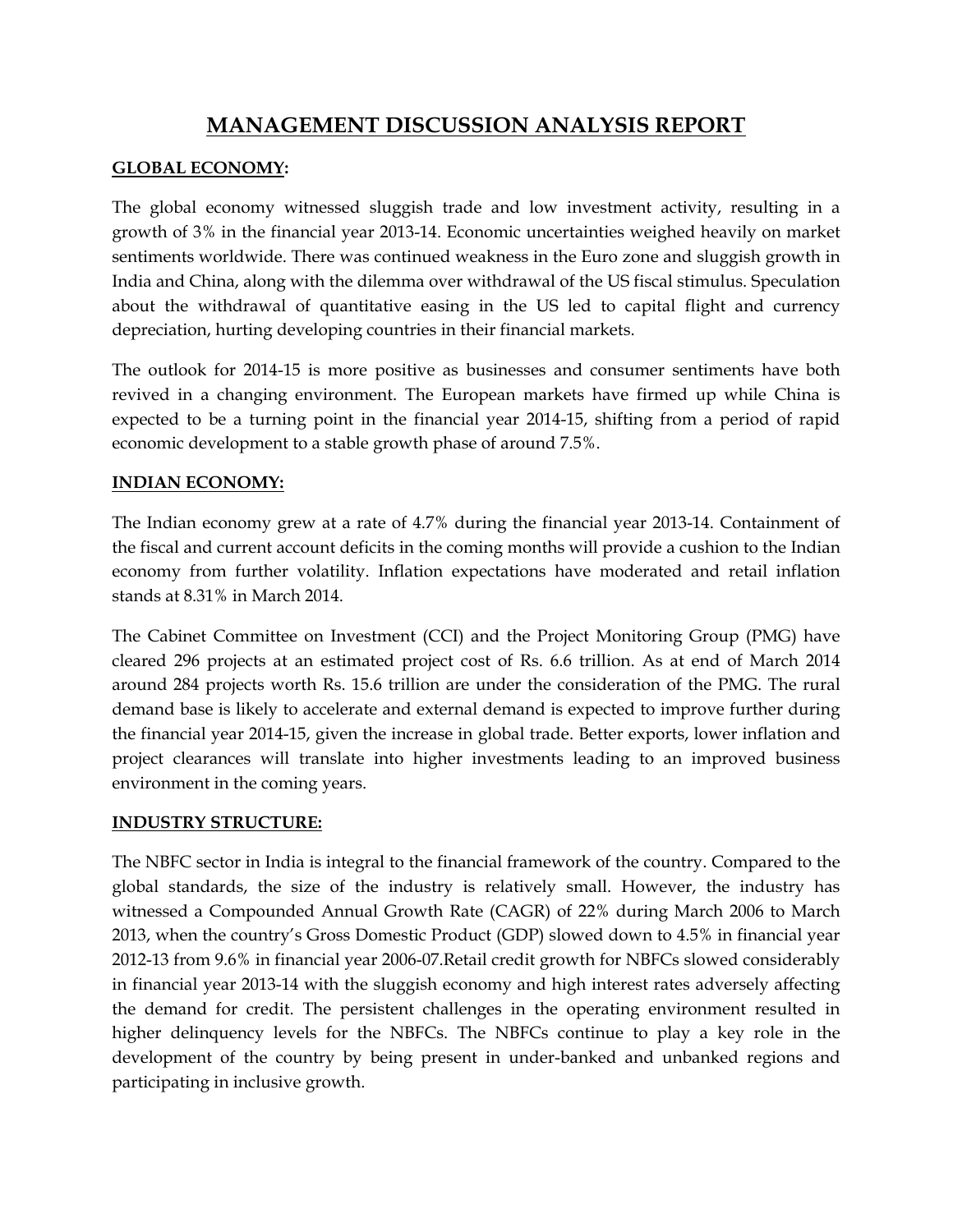# MANAGEMENT DISCUSSION ANALYSIS REPORT

## GLOBAL ECONOMY:

The global economy witnessed sluggish trade and low investment activity, resulting in a growth of 3% in the financial year 2013-14. Economic uncertainties weighed heavily on market sentiments worldwide. There was continued weakness in the Euro zone and sluggish growth in India and China, along with the dilemma over withdrawal of the US fiscal stimulus. Speculation about the withdrawal of quantitative easing in the US led to capital flight and currency depreciation, hurting developing countries in their financial markets.

The outlook for 2014-15 is more positive as businesses and consumer sentiments have both revived in a changing environment. The European markets have firmed up while China is expected to be a turning point in the financial year 2014-15, shifting from a period of rapid economic development to a stable growth phase of around 7.5%.

## INDIAN ECONOMY:

The Indian economy grew at a rate of 4.7% during the financial year 2013-14. Containment of the fiscal and current account deficits in the coming months will provide a cushion to the Indian economy from further volatility. Inflation expectations have moderated and retail inflation stands at 8.31% in March 2014.

The Cabinet Committee on Investment (CCI) and the Project Monitoring Group (PMG) have cleared 296 projects at an estimated project cost of Rs. 6.6 trillion. As at end of March 2014 around 284 projects worth Rs. 15.6 trillion are under the consideration of the PMG. The rural demand base is likely to accelerate and external demand is expected to improve further during the financial year 2014-15, given the increase in global trade. Better exports, lower inflation and project clearances will translate into higher investments leading to an improved business environment in the coming years.

## INDUSTRY STRUCTURE:

The NBFC sector in India is integral to the financial framework of the country. Compared to the global standards, the size of the industry is relatively small. However, the industry has witnessed a Compounded Annual Growth Rate (CAGR) of 22% during March 2006 to March 2013, when the country's Gross Domestic Product (GDP) slowed down to 4.5% in financial year 2012-13 from 9.6% in financial year 2006-07.Retail credit growth for NBFCs slowed considerably in financial year 2013-14 with the sluggish economy and high interest rates adversely affecting the demand for credit. The persistent challenges in the operating environment resulted in higher delinquency levels for the NBFCs. The NBFCs continue to play a key role in the development of the country by being present in under-banked and unbanked regions and participating in inclusive growth.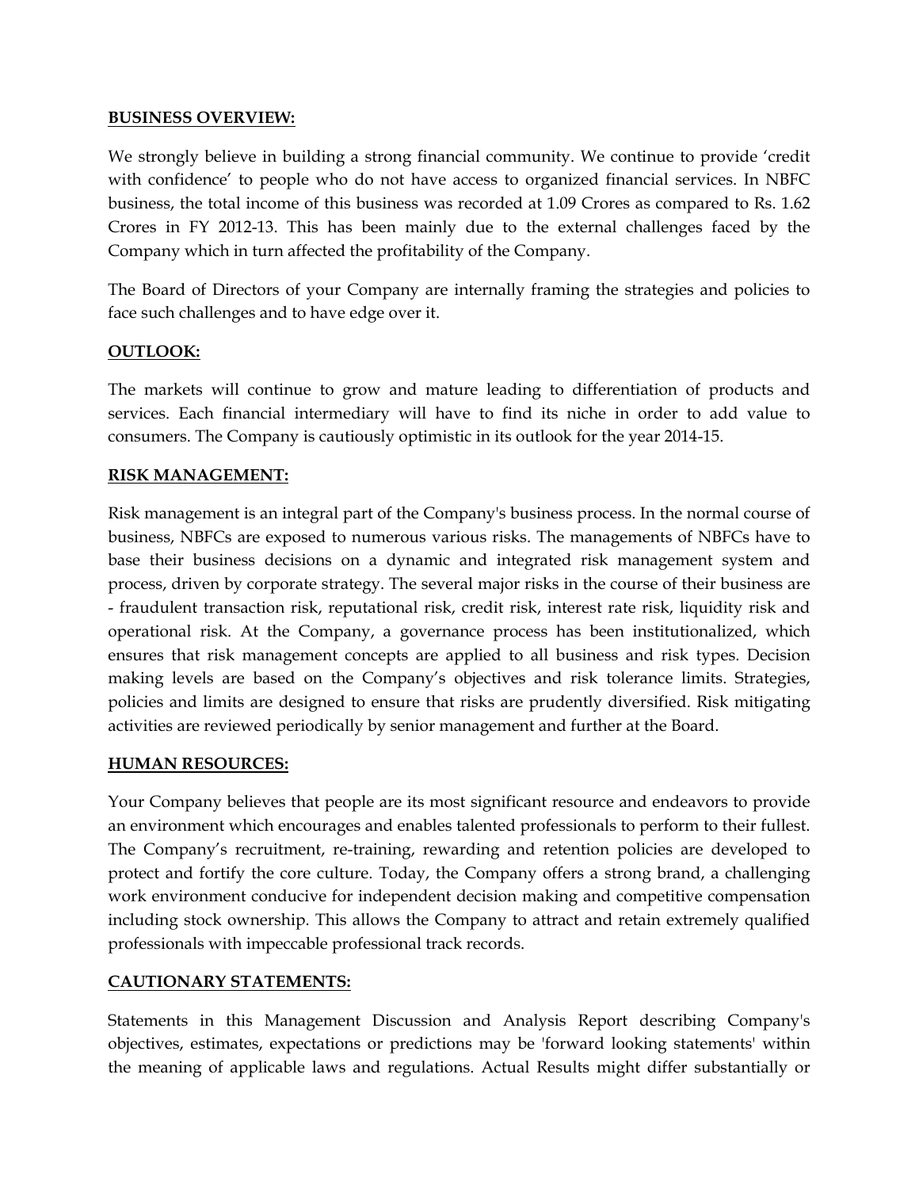**BUSINESS OVERVIEW:**

We strongly believe in building a strong financial community. We continue to provide 'credit with confidence' to people who do not have access to organized financial services. In NBFC business, the total income of this business was recorded at 1.09 Crores as compared to Rs. 1.62 Crores in FY 2012-13. This has been mainly due to the external challenges faced by the Company which in turn affected the profitability of the Company.

The Board of Directors of your Company are internally framing the strategies and policies to face such challenges and to have edge over it.

**OUTLOOK:**

The markets will continue to grow and mature leading to differentiation of products and services. Each financial intermediary will have to find its niche in order to add value to consumers. The Company is cautiously optimistic in its outlook for the year 2014-15.

**RISK MANAGEMENT:**

Risk management is an integral part of the Company's business process. In the normal course of business, NBFCs are exposed to numerous various risks. The managements of NBFCs have to base their business decisions on a dynamic and integrated risk management system and process, driven by corporate strategy. The several major risks in the course of their business are - fraudulent transaction risk, reputational risk, credit risk, interest rate risk, liquidity risk and operational risk. At the Company, a governance process has been institutionalized, which ensures that risk management concepts are applied to all business and risk types. Decision making levels are based on the Company's objectives and risk tolerance limits. Strategies, policies and limits are designed to ensure that risks are prudently diversified. Risk mitigating activities are reviewed periodically by senior management and further at the Board.

**HUMAN RESOURCES:**

Your Company believes that people are its most significant resource and endeavors to provide an environment which encourages and enables talented professionals to perform to their fullest. The Company's recruitment, re-training, rewarding and retention policies are developed to protect and fortify the core culture. Today, the Company offers a strong brand, a challenging work environment conducive for independent decision making and competitive compensation including stock ownership. This allows the Company to attract and retain extremely qualified professionals with impeccable professional track records.

**CAUTIONARY STATEMENTS:**

Statements in this Management Discussion and Analysis Report describing Company's objectives, estimates, expectations or predictions may be 'forward looking statements' within the meaning of applicable laws and regulations. Actual Results might differ substantially or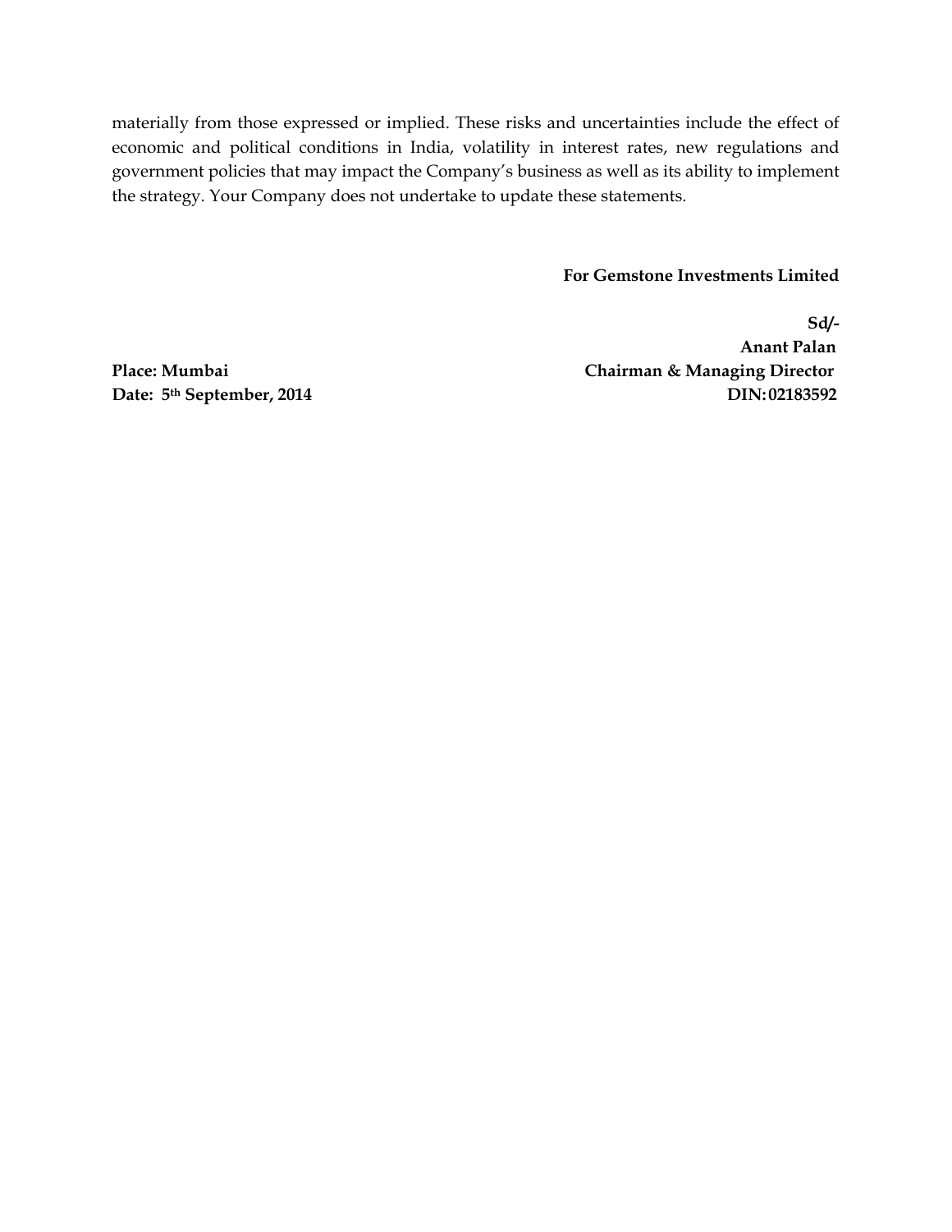materially from those expressed or implied. These risks and uncertainties include the effect of economic and political conditions in India, volatility in interest rates, new regulations and government policies that may impact the Company's business as well as its ability to implement the strategy. Your Company does not undertake to update these statements.

**For Gemstone Investments Limited**

**Sd/-**
**Anant Palan**
**Chairman & Managing Director**
**DIN: 02183592**

**Place: Mumbai**
**Date: 5th September, 2014**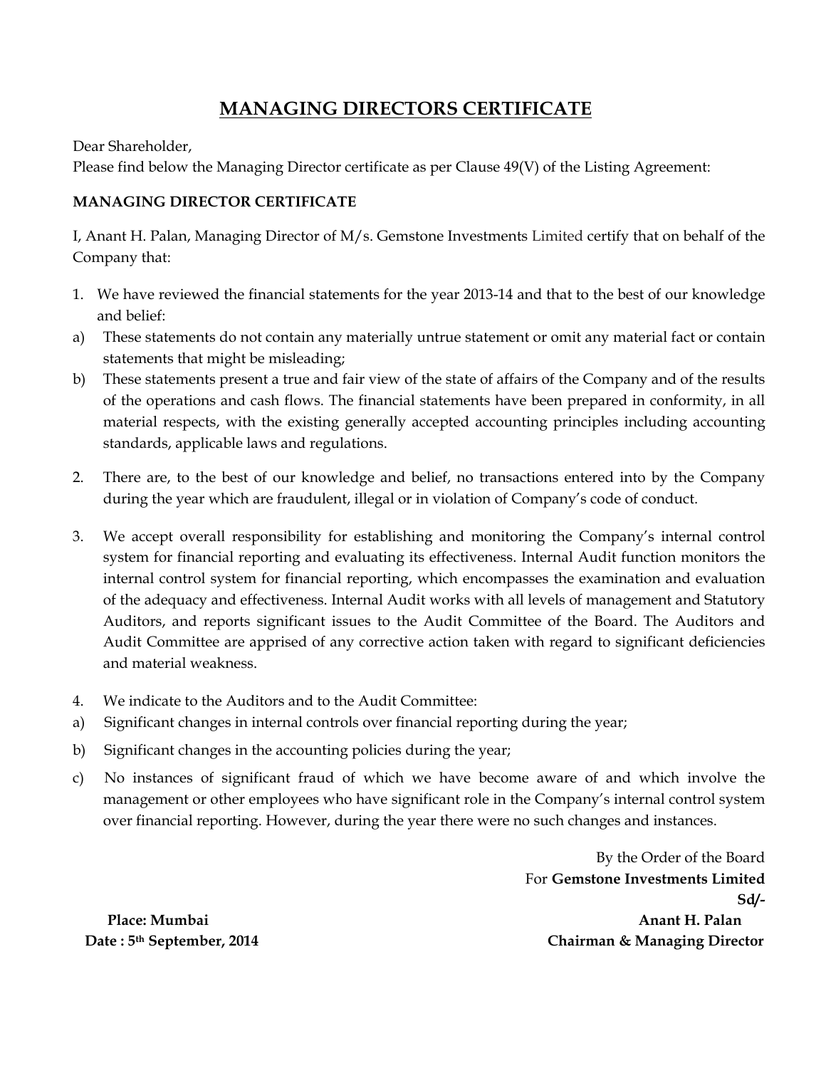# MANAGING DIRECTORS CERTIFICATE

Dear Shareholder,

Please find below the Managing Director certificate as per Clause 49(V) of the Listing Agreement:

**MANAGING DIRECTOR CERTIFICATE**

I, Anant H. Palan, Managing Director of M/s. Gemstone Investments Limited certify that on behalf of the Company that:

1. We have reviewed the financial statements for the year 2013-14 and that to the best of our knowledge and belief:

a) These statements do not contain any materially untrue statement or omit any material fact or contain statements that might be misleading;

b) These statements present a true and fair view of the state of affairs of the Company and of the results of the operations and cash flows. The financial statements have been prepared in conformity, in all material respects, with the existing generally accepted accounting principles including accounting standards, applicable laws and regulations.

2. There are, to the best of our knowledge and belief, no transactions entered into by the Company during the year which are fraudulent, illegal or in violation of Company's code of conduct.

3. We accept overall responsibility for establishing and monitoring the Company's internal control system for financial reporting and evaluating its effectiveness. Internal Audit function monitors the internal control system for financial reporting, which encompasses the examination and evaluation of the adequacy and effectiveness. Internal Audit works with all levels of management and Statutory Auditors, and reports significant issues to the Audit Committee of the Board. The Auditors and Audit Committee are apprised of any corrective action taken with regard to significant deficiencies and material weakness.

4. We indicate to the Auditors and to the Audit Committee:

a) Significant changes in internal controls over financial reporting during the year;

b) Significant changes in the accounting policies during the year;

c) No instances of significant fraud of which we have become aware of and which involve the management or other employees who have significant role in the Company's internal control system over financial reporting. However, during the year there were no such changes and instances.

By the Order of the Board
For **Gemstone Investments Limited**
**Sd/-**
**Anant H. Palan**
**Chairman & Managing Director**

**Place: Mumbai**
**Date : 5th September, 2014**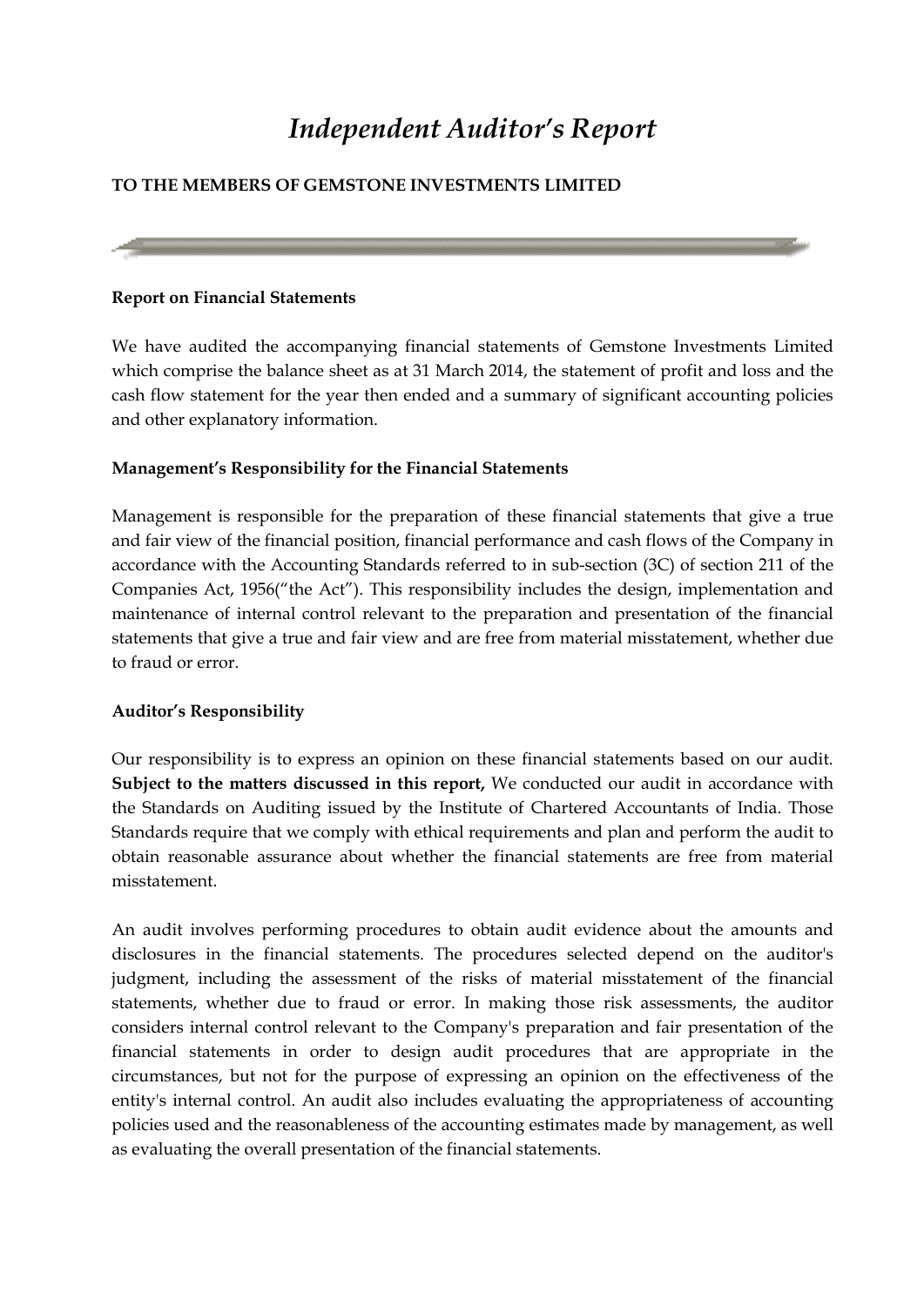# *Independent Auditor's Report*

**TO THE MEMBERS OF GEMSTONE INVESTMENTS LIMITED**

**Report on Financial Statements**

We have audited the accompanying financial statements of Gemstone Investments Limited which comprise the balance sheet as at 31 March 2014, the statement of profit and loss and the cash flow statement for the year then ended and a summary of significant accounting policies and other explanatory information.

**Management's Responsibility for the Financial Statements**

Management is responsible for the preparation of these financial statements that give a true and fair view of the financial position, financial performance and cash flows of the Company in accordance with the Accounting Standards referred to in sub-section (3C) of section 211 of the Companies Act, 1956("the Act"). This responsibility includes the design, implementation and maintenance of internal control relevant to the preparation and presentation of the financial statements that give a true and fair view and are free from material misstatement, whether due to fraud or error.

**Auditor's Responsibility**

Our responsibility is to express an opinion on these financial statements based on our audit. **Subject to the matters discussed in this report,** We conducted our audit in accordance with the Standards on Auditing issued by the Institute of Chartered Accountants of India. Those Standards require that we comply with ethical requirements and plan and perform the audit to obtain reasonable assurance about whether the financial statements are free from material misstatement.

An audit involves performing procedures to obtain audit evidence about the amounts and disclosures in the financial statements. The procedures selected depend on the auditor's judgment, including the assessment of the risks of material misstatement of the financial statements, whether due to fraud or error. In making those risk assessments, the auditor considers internal control relevant to the Company's preparation and fair presentation of the financial statements in order to design audit procedures that are appropriate in the circumstances, but not for the purpose of expressing an opinion on the effectiveness of the entity's internal control. An audit also includes evaluating the appropriateness of accounting policies used and the reasonableness of the accounting estimates made by management, as well as evaluating the overall presentation of the financial statements.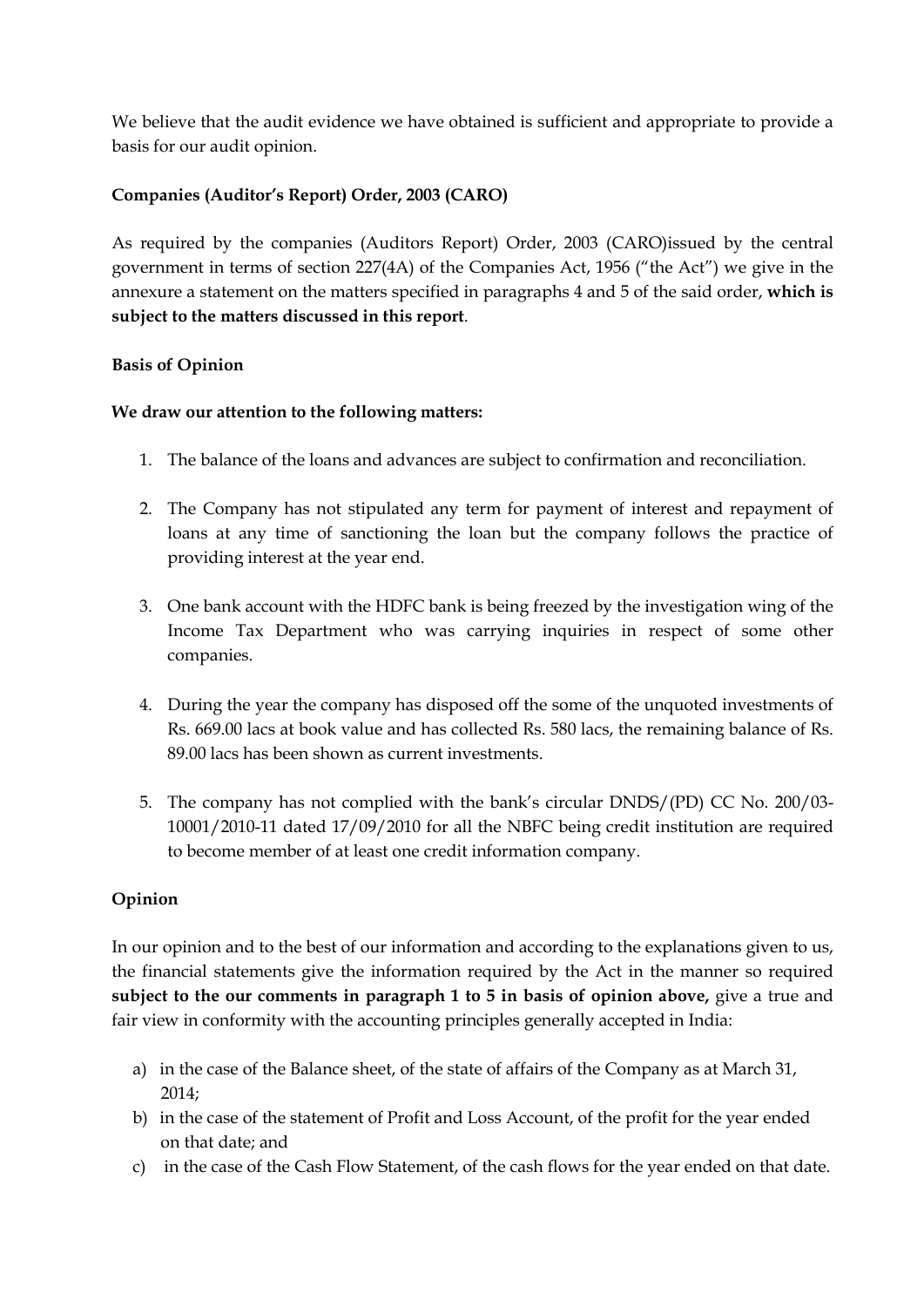We believe that the audit evidence we have obtained is sufficient and appropriate to provide a basis for our audit opinion.

**Companies (Auditor's Report) Order, 2003 (CARO)**

As required by the companies (Auditors Report) Order, 2003 (CARO)issued by the central government in terms of section 227(4A) of the Companies Act, 1956 ("the Act") we give in the annexure a statement on the matters specified in paragraphs 4 and 5 of the said order, **which is subject to the matters discussed in this report**.

**Basis of Opinion**

**We draw our attention to the following matters:**

1. The balance of the loans and advances are subject to confirmation and reconciliation.

2. The Company has not stipulated any term for payment of interest and repayment of loans at any time of sanctioning the loan but the company follows the practice of providing interest at the year end.

3. One bank account with the HDFC bank is being freezed by the investigation wing of the Income Tax Department who was carrying inquiries in respect of some other companies.

4. During the year the company has disposed off the some of the unquoted investments of Rs. 669.00 lacs at book value and has collected Rs. 580 lacs, the remaining balance of Rs. 89.00 lacs has been shown as current investments.

5. The company has not complied with the bank's circular DNDS/(PD) CC No. 200/03-10001/2010-11 dated 17/09/2010 for all the NBFC being credit institution are required to become member of at least one credit information company.

**Opinion**

In our opinion and to the best of our information and according to the explanations given to us, the financial statements give the information required by the Act in the manner so required **subject to the our comments in paragraph 1 to 5 in basis of opinion above,** give a true and fair view in conformity with the accounting principles generally accepted in India:

a) in the case of the Balance sheet, of the state of affairs of the Company as at March 31, 2014;
b) in the case of the statement of Profit and Loss Account, of the profit for the year ended on that date; and
c) in the case of the Cash Flow Statement, of the cash flows for the year ended on that date.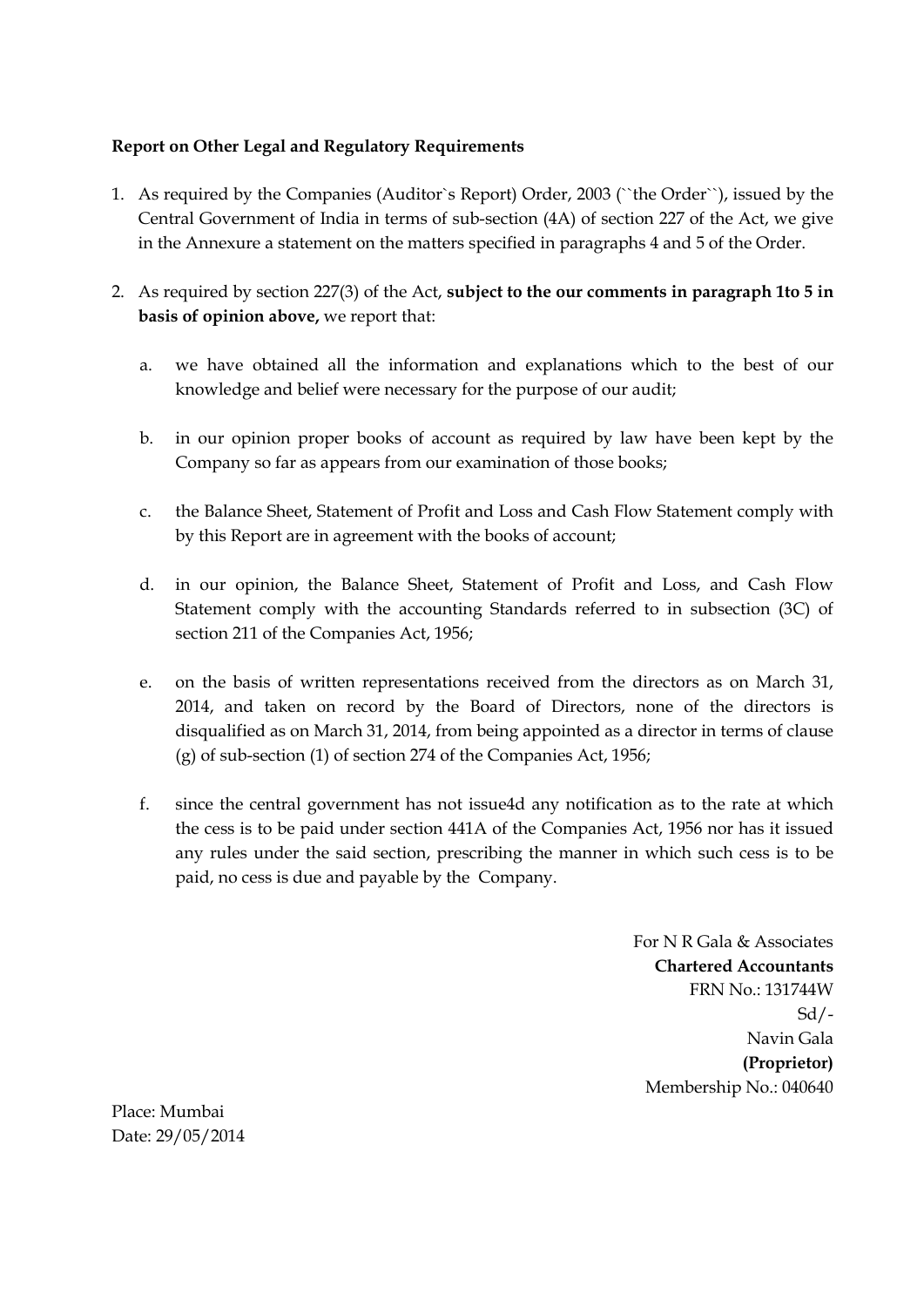**Report on Other Legal and Regulatory Requirements**

1. As required by the Companies (Auditor`s Report) Order, 2003 (``the Order``), issued by the Central Government of India in terms of sub-section (4A) of section 227 of the Act, we give in the Annexure a statement on the matters specified in paragraphs 4 and 5 of the Order.

2. As required by section 227(3) of the Act, **subject to the our comments in paragraph 1to 5 in basis of opinion above,** we report that:

   a. we have obtained all the information and explanations which to the best of our knowledge and belief were necessary for the purpose of our audit;

   b. in our opinion proper books of account as required by law have been kept by the Company so far as appears from our examination of those books;

   c. the Balance Sheet, Statement of Profit and Loss and Cash Flow Statement comply with by this Report are in agreement with the books of account;

   d. in our opinion, the Balance Sheet, Statement of Profit and Loss, and Cash Flow Statement comply with the accounting Standards referred to in subsection (3C) of section 211 of the Companies Act, 1956;

   e. on the basis of written representations received from the directors as on March 31, 2014, and taken on record by the Board of Directors, none of the directors is disqualified as on March 31, 2014, from being appointed as a director in terms of clause (g) of sub-section (1) of section 274 of the Companies Act, 1956;

   f. since the central government has not issue4d any notification as to the rate at which the cess is to be paid under section 441A of the Companies Act, 1956 nor has it issued any rules under the said section, prescribing the manner in which such cess is to be paid, no cess is due and payable by the Company.

For N R Gala & Associates
**Chartered Accountants**
FRN No.: 131744W
Sd/-
Navin Gala
**(Proprietor)**
Membership No.: 040640

Place: Mumbai
Date: 29/05/2014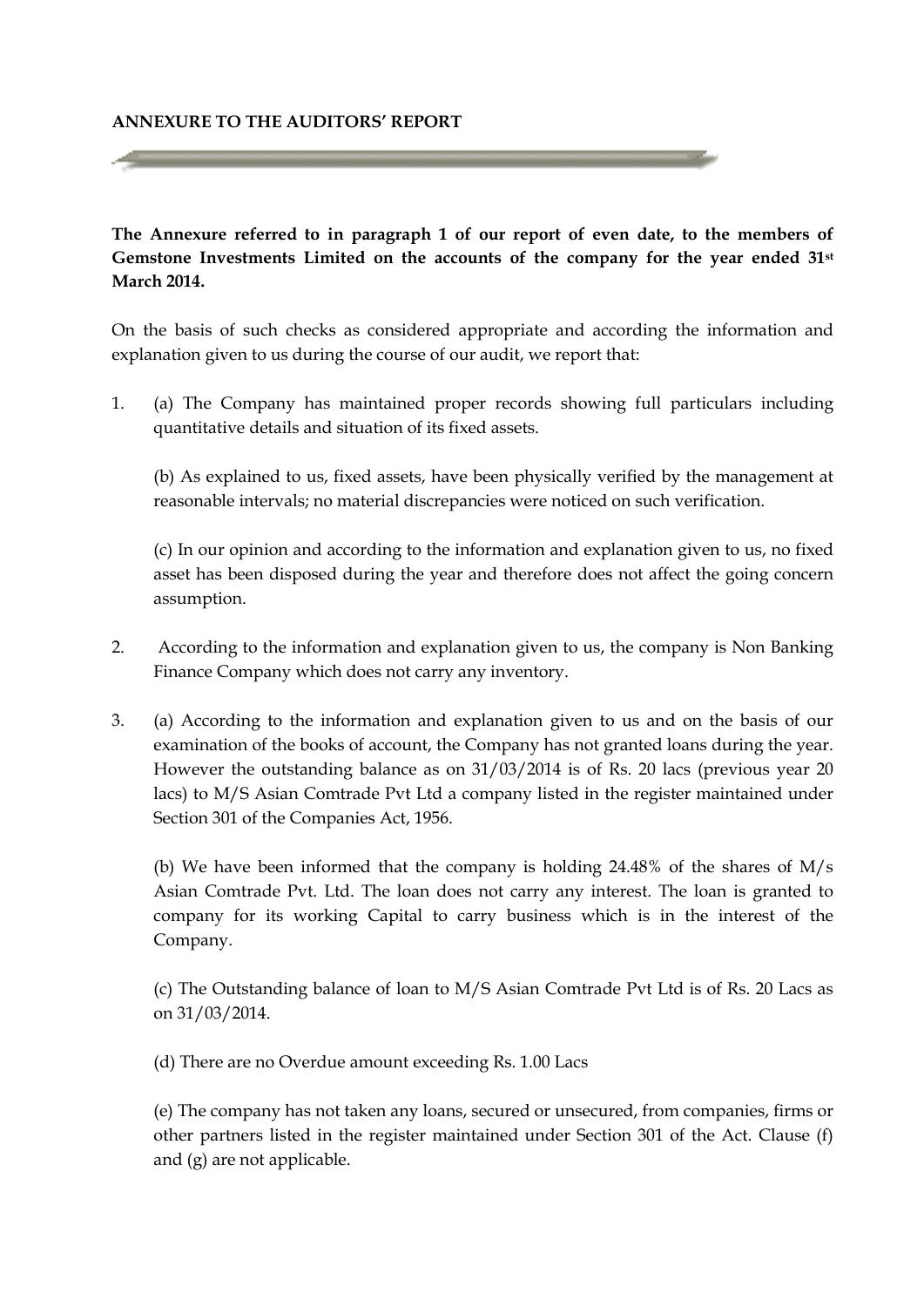**ANNEXURE TO THE AUDITORS' REPORT**

**The Annexure referred to in paragraph 1 of our report of even date, to the members of Gemstone Investments Limited on the accounts of the company for the year ended 31st March 2014.**

On the basis of such checks as considered appropriate and according the information and explanation given to us during the course of our audit, we report that:

1. (a) The Company has maintained proper records showing full particulars including quantitative details and situation of its fixed assets.

   (b) As explained to us, fixed assets, have been physically verified by the management at reasonable intervals; no material discrepancies were noticed on such verification.

   (c) In our opinion and according to the information and explanation given to us, no fixed asset has been disposed during the year and therefore does not affect the going concern assumption.

2. According to the information and explanation given to us, the company is Non Banking Finance Company which does not carry any inventory.

3. (a) According to the information and explanation given to us and on the basis of our examination of the books of account, the Company has not granted loans during the year. However the outstanding balance as on 31/03/2014 is of Rs. 20 lacs (previous year 20 lacs) to M/S Asian Comtrade Pvt Ltd a company listed in the register maintained under Section 301 of the Companies Act, 1956.

   (b) We have been informed that the company is holding 24.48% of the shares of M/s Asian Comtrade Pvt. Ltd. The loan does not carry any interest. The loan is granted to company for its working Capital to carry business which is in the interest of the Company.

   (c) The Outstanding balance of loan to M/S Asian Comtrade Pvt Ltd is of Rs. 20 Lacs as on 31/03/2014.

   (d) There are no Overdue amount exceeding Rs. 1.00 Lacs

   (e) The company has not taken any loans, secured or unsecured, from companies, firms or other partners listed in the register maintained under Section 301 of the Act. Clause (f) and (g) are not applicable.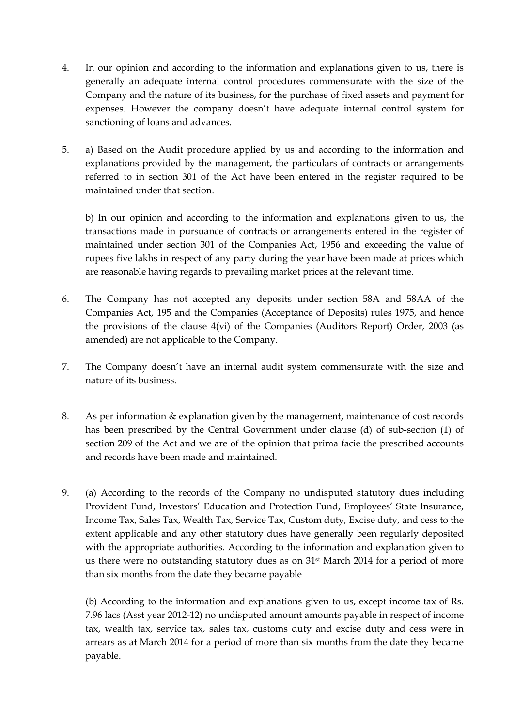4. In our opinion and according to the information and explanations given to us, there is generally an adequate internal control procedures commensurate with the size of the Company and the nature of its business, for the purchase of fixed assets and payment for expenses. However the company doesn't have adequate internal control system for sanctioning of loans and advances.

5. a) Based on the Audit procedure applied by us and according to the information and explanations provided by the management, the particulars of contracts or arrangements referred to in section 301 of the Act have been entered in the register required to be maintained under that section.

   b) In our opinion and according to the information and explanations given to us, the transactions made in pursuance of contracts or arrangements entered in the register of maintained under section 301 of the Companies Act, 1956 and exceeding the value of rupees five lakhs in respect of any party during the year have been made at prices which are reasonable having regards to prevailing market prices at the relevant time.

6. The Company has not accepted any deposits under section 58A and 58AA of the Companies Act, 195 and the Companies (Acceptance of Deposits) rules 1975, and hence the provisions of the clause 4(vi) of the Companies (Auditors Report) Order, 2003 (as amended) are not applicable to the Company.

7. The Company doesn't have an internal audit system commensurate with the size and nature of its business.

8. As per information & explanation given by the management, maintenance of cost records has been prescribed by the Central Government under clause (d) of sub-section (1) of section 209 of the Act and we are of the opinion that prima facie the prescribed accounts and records have been made and maintained.

9. (a) According to the records of the Company no undisputed statutory dues including Provident Fund, Investors' Education and Protection Fund, Employees' State Insurance, Income Tax, Sales Tax, Wealth Tax, Service Tax, Custom duty, Excise duty, and cess to the extent applicable and any other statutory dues have generally been regularly deposited with the appropriate authorities. According to the information and explanation given to us there were no outstanding statutory dues as on 31st March 2014 for a period of more than six months from the date they became payable

   (b) According to the information and explanations given to us, except income tax of Rs. 7.96 lacs (Asst year 2012-12) no undisputed amount amounts payable in respect of income tax, wealth tax, service tax, sales tax, customs duty and excise duty and cess were in arrears as at March 2014 for a period of more than six months from the date they became payable.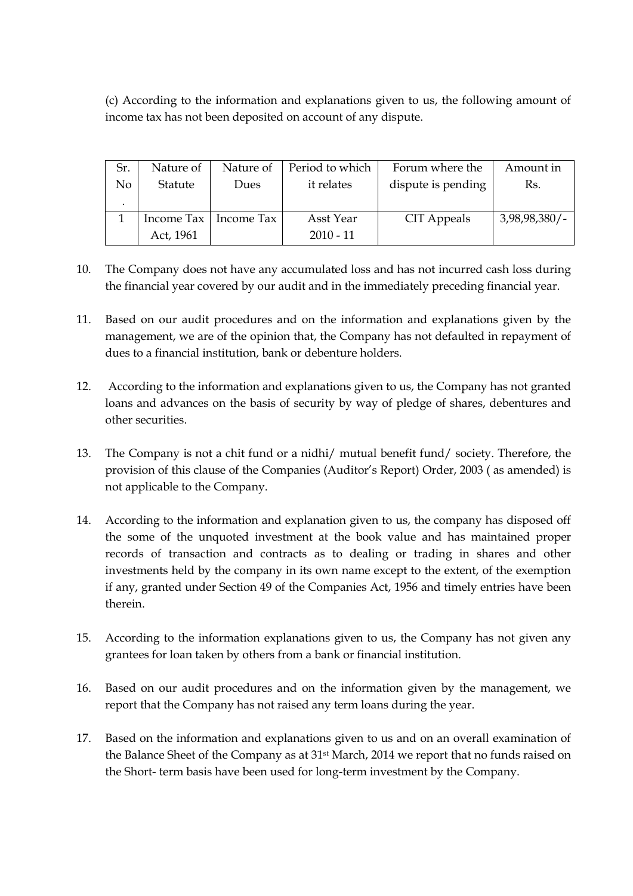(c) According to the information and explanations given to us, the following amount of income tax has not been deposited on account of any dispute.

| Sr. No. | Nature of Statute | Nature of Dues | Period to which it relates | Forum where the dispute is pending | Amount in Rs. |
|---|---|---|---|---|---|
| 1 | Income Tax Act, 1961 | Income Tax | Asst Year 2010 - 11 | CIT Appeals | 3,98,98,380/- |

10. The Company does not have any accumulated loss and has not incurred cash loss during the financial year covered by our audit and in the immediately preceding financial year.

11. Based on our audit procedures and on the information and explanations given by the management, we are of the opinion that, the Company has not defaulted in repayment of dues to a financial institution, bank or debenture holders.

12. According to the information and explanations given to us, the Company has not granted loans and advances on the basis of security by way of pledge of shares, debentures and other securities.

13. The Company is not a chit fund or a nidhi/ mutual benefit fund/ society. Therefore, the provision of this clause of the Companies (Auditor's Report) Order, 2003 ( as amended) is not applicable to the Company.

14. According to the information and explanation given to us, the company has disposed off the some of the unquoted investment at the book value and has maintained proper records of transaction and contracts as to dealing or trading in shares and other investments held by the company in its own name except to the extent, of the exemption if any, granted under Section 49 of the Companies Act, 1956 and timely entries have been therein.

15. According to the information explanations given to us, the Company has not given any grantees for loan taken by others from a bank or financial institution.

16. Based on our audit procedures and on the information given by the management, we report that the Company has not raised any term loans during the year.

17. Based on the information and explanations given to us and on an overall examination of the Balance Sheet of the Company as at 31st March, 2014 we report that no funds raised on the Short- term basis have been used for long-term investment by the Company.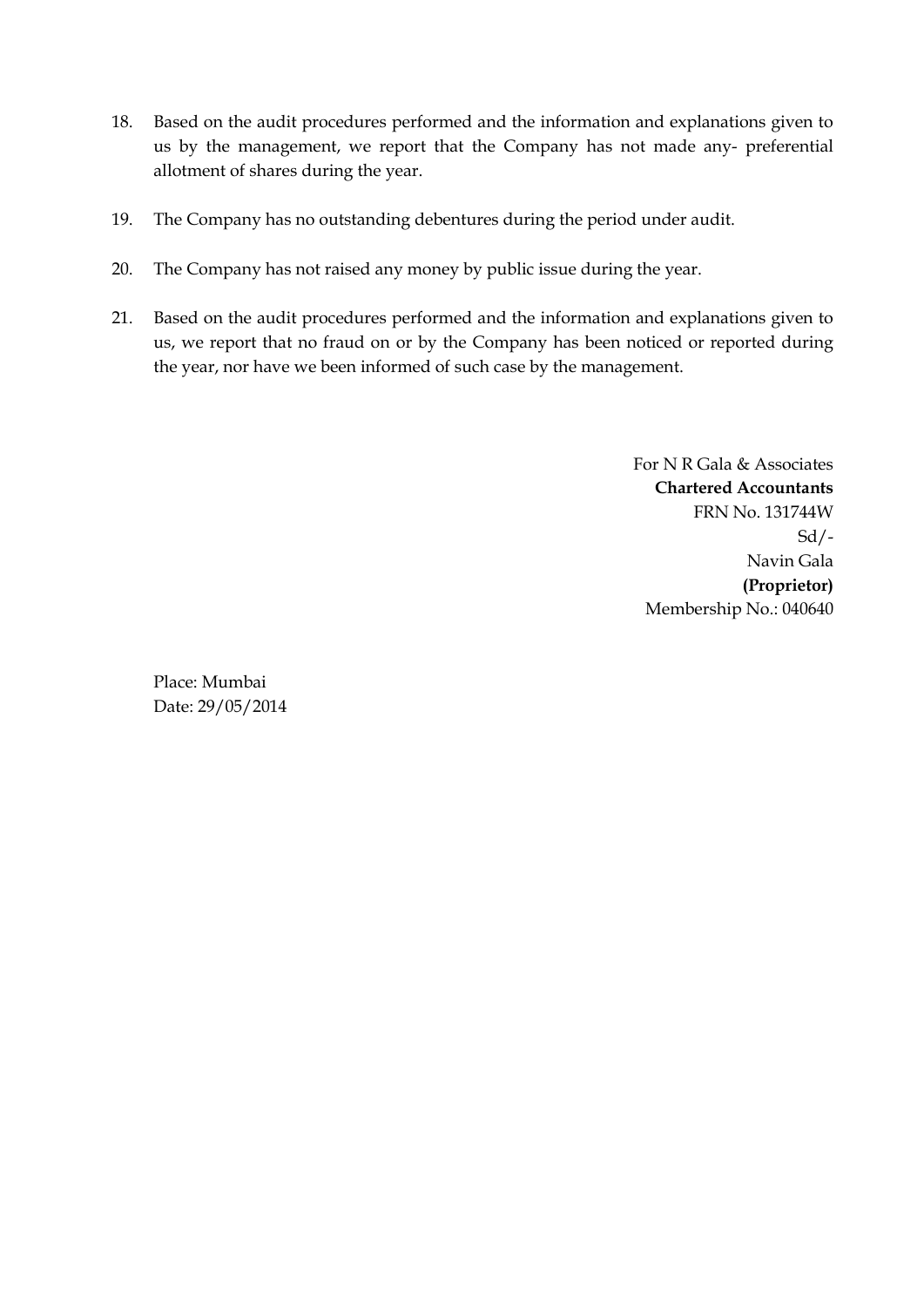18. Based on the audit procedures performed and the information and explanations given to us by the management, we report that the Company has not made any- preferential allotment of shares during the year.

19. The Company has no outstanding debentures during the period under audit.

20. The Company has not raised any money by public issue during the year.

21. Based on the audit procedures performed and the information and explanations given to us, we report that no fraud on or by the Company has been noticed or reported during the year, nor have we been informed of such case by the management.

For N R Gala & Associates
**Chartered Accountants**
FRN No. 131744W
Sd/-
Navin Gala
**(Proprietor)**
Membership No.: 040640

Place: Mumbai
Date: 29/05/2014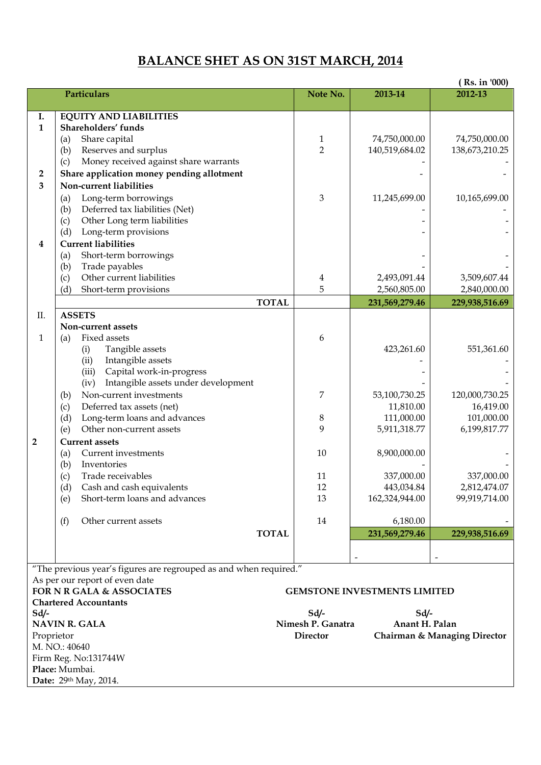# BALANCE SHET AS ON 31ST MARCH, 2014

( Rs. in '000)

| | Particulars | Note No. | 2013-14 | 2012-13 |
|---|---|---|---|---|
| **I.** | **EQUITY AND LIABILITIES** | | | |
| **1** | **Shareholders' funds** | | | |
| | (a) Share capital | 1 | 74,750,000.00 | 74,750,000.00 |
| | (b) Reserves and surplus | 2 | 140,519,684.02 | 138,673,210.25 |
| | (c) Money received against share warrants | | - | - |
| **2** | **Share application money pending allotment** | | - | - |
| **3** | **Non-current liabilities** | | | |
| | (a) Long-term borrowings | 3 | 11,245,699.00 | 10,165,699.00 |
| | (b) Deferred tax liabilities (Net) | | - | - |
| | (c) Other Long term liabilities | | - | - |
| | (d) Long-term provisions | | - | - |
| **4** | **Current liabilities** | | | |
| | (a) Short-term borrowings | | - | - |
| | (b) Trade payables | | - | - |
| | (c) Other current liabilities | 4 | 2,493,091.44 | 3,509,607.44 |
| | (d) Short-term provisions | 5 | 2,560,805.00 | 2,840,000.00 |
| | **TOTAL** | | **231,569,279.46** | **229,938,516.69** |
| II. | **ASSETS** | | | |
| | **Non-current assets** | | | |
| 1 | (a) Fixed assets | 6 | | |
| | (i) Tangible assets | | 423,261.60 | 551,361.60 |
| | (ii) Intangible assets | | - | - |
| | (iii) Capital work-in-progress | | - | - |
| | (iv) Intangible assets under development | | - | - |
| | (b) Non-current investments | 7 | 53,100,730.25 | 120,000,730.25 |
| | (c) Deferred tax assets (net) | | 11,810.00 | 16,419.00 |
| | (d) Long-term loans and advances | 8 | 111,000.00 | 101,000.00 |
| | (e) Other non-current assets | 9 | 5,911,318.77 | 6,199,817.77 |
| **2** | **Current assets** | | | |
| | (a) Current investments | 10 | 8,900,000.00 | - |
| | (b) Inventories | | - | - |
| | (c) Trade receivables | 11 | 337,000.00 | 337,000.00 |
| | (d) Cash and cash equivalents | 12 | 443,034.84 | 2,812,474.07 |
| | (e) Short-term loans and advances | 13 | 162,324,944.00 | 99,919,714.00 |
| | (f) Other current assets | 14 | 6,180.00 | - |
| | **TOTAL** | | **231,569,279.46** | **229,938,516.69** |
| | | | - | - |

"The previous year's figures are regrouped as and when required."

As per our report of even date

**FOR N R GALA & ASSOCIATES**
**Chartered Accountants**
**Sd/-**
**NAVIN R. GALA**
Proprietor
M. NO.: 40640
Firm Reg. No:131744W
**Place:** Mumbai.
**Date:** 29th May, 2014.

**GEMSTONE INVESTMENTS LIMITED**

**Sd/-**
**Nimesh P. Ganatra**
**Director**

**Sd/-**
**Anant H. Palan**
**Chairman & Managing Director**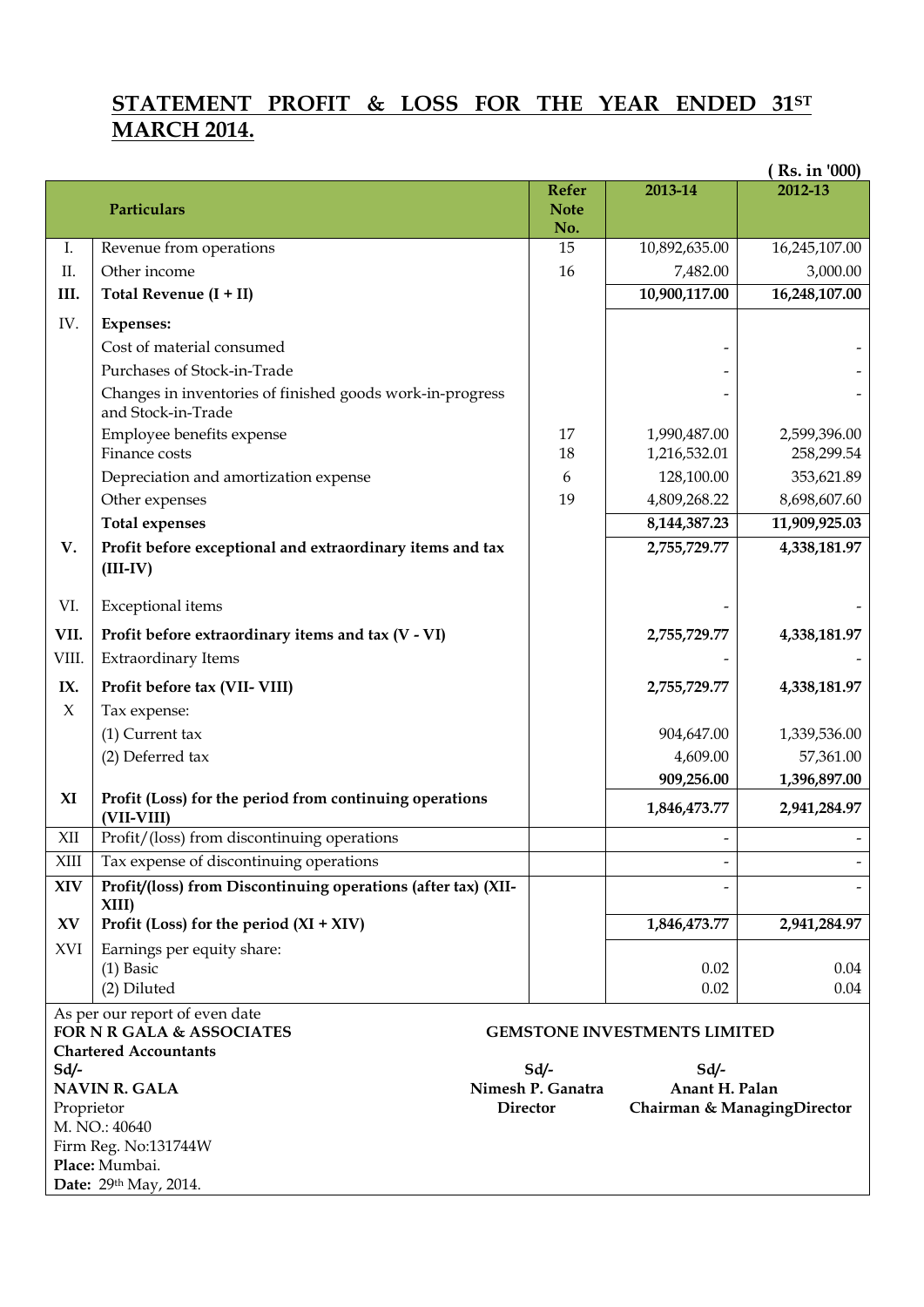## STATEMENT PROFIT & LOSS FOR THE YEAR ENDED 31ST MARCH 2014.

( Rs. in '000)

| | Particulars | Refer Note No. | 2013-14 | 2012-13 |
|---|---|---|---|---|
| I. | Revenue from operations | 15 | 10,892,635.00 | 16,245,107.00 |
| II. | Other income | 16 | 7,482.00 | 3,000.00 |
| **III.** | **Total Revenue (I + II)** | | **10,900,117.00** | **16,248,107.00** |
| IV. | **Expenses:** | | | |
| | Cost of material consumed | | - | - |
| | Purchases of Stock-in-Trade | | - | - |
| | Changes in inventories of finished goods work-in-progress and Stock-in-Trade | | - | - |
| | Employee benefits expense | 17 | 1,990,487.00 | 2,599,396.00 |
| | Finance costs | 18 | 1,216,532.01 | 258,299.54 |
| | Depreciation and amortization expense | 6 | 128,100.00 | 353,621.89 |
| | Other expenses | 19 | 4,809,268.22 | 8,698,607.60 |
| | **Total expenses** | | **8,144,387.23** | **11,909,925.03** |
| **V.** | **Profit before exceptional and extraordinary items and tax (III-IV)** | | **2,755,729.77** | **4,338,181.97** |
| VI. | Exceptional items | | - | - |
| **VII.** | **Profit before extraordinary items and tax (V - VI)** | | **2,755,729.77** | **4,338,181.97** |
| VIII. | Extraordinary Items | | - | - |
| **IX.** | **Profit before tax (VII- VIII)** | | **2,755,729.77** | **4,338,181.97** |
| X | Tax expense: | | | |
| | (1) Current tax | | 904,647.00 | 1,339,536.00 |
| | (2) Deferred tax | | 4,609.00 | 57,361.00 |
| | | | **909,256.00** | **1,396,897.00** |
| **XI** | **Profit (Loss) for the period from continuing operations (VII-VIII)** | | **1,846,473.77** | **2,941,284.97** |
| XII | Profit/(loss) from discontinuing operations | | - | - |
| XIII | Tax expense of discontinuing operations | | - | - |
| **XIV** | **Profit/(loss) from Discontinuing operations (after tax) (XII-XIII)** | | - | - |
| **XV** | **Profit (Loss) for the period (XI + XIV)** | | **1,846,473.77** | **2,941,284.97** |
| XVI | Earnings per equity share: | | | |
| | (1) Basic | | 0.02 | 0.04 |
| | (2) Diluted | | 0.02 | 0.04 |

As per our report of even date
**FOR N R GALA & ASSOCIATES**
**Chartered Accountants**
**Sd/-**
**NAVIN R. GALA**
Proprietor
M. NO.: 40640
Firm Reg. No:131744W
**Place:** Mumbai.
**Date:** 29th May, 2014.

**GEMSTONE INVESTMENTS LIMITED**

**Sd/-**
**Nimesh P. Ganatra**
**Director**

**Sd/-**
**Anant H. Palan**
**Chairman & ManagingDirector**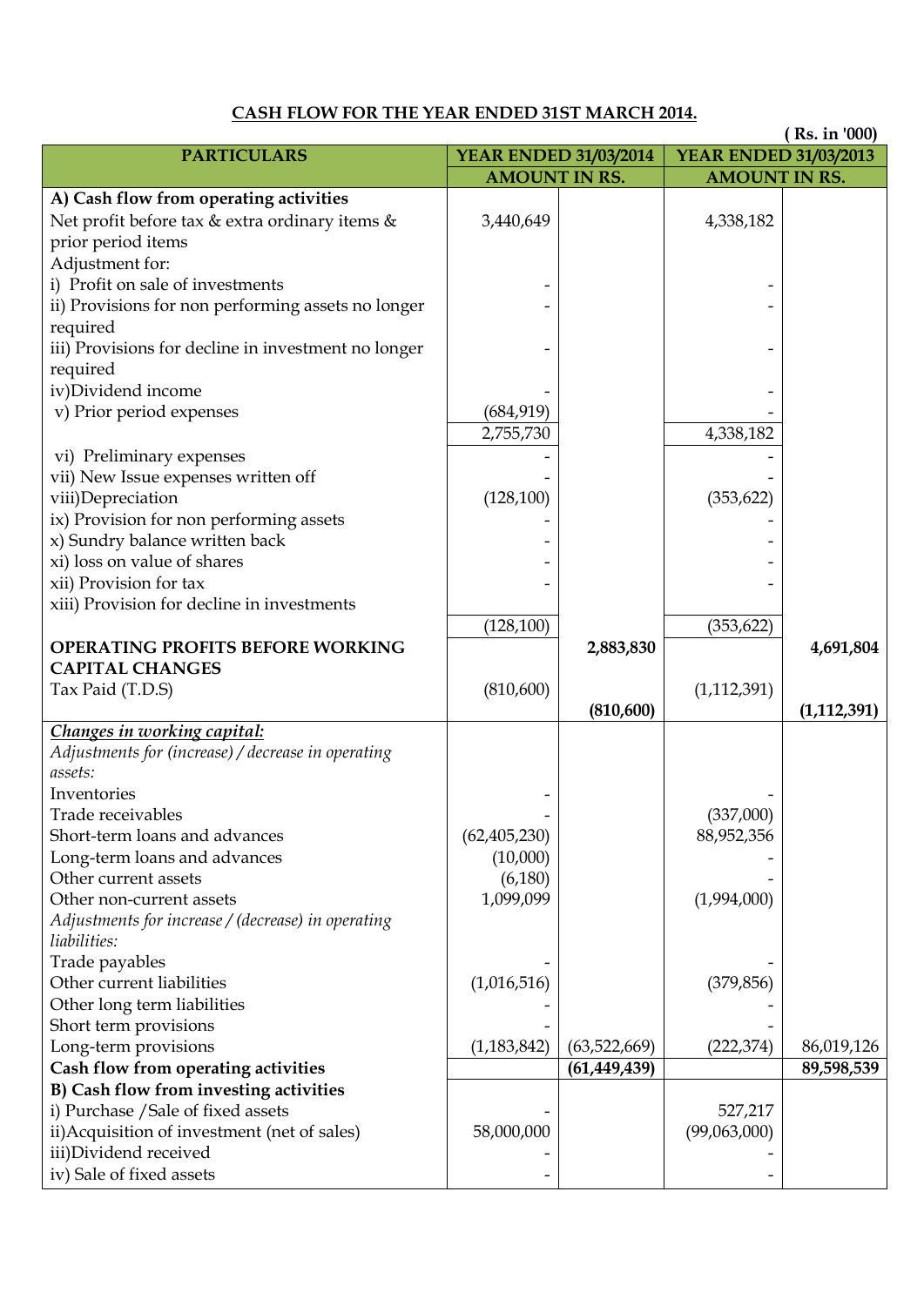## CASH FLOW FOR THE YEAR ENDED 31ST MARCH 2014.

( Rs. in '000)

| PARTICULARS | YEAR ENDED 31/03/2014 | | YEAR ENDED 31/03/2013 | |
|---|---|---|---|---|
| | AMOUNT IN RS. | | AMOUNT IN RS. | |
| **A) Cash flow from operating activities** | | | | |
| Net profit before tax & extra ordinary items & prior period items | 3,440,649 | | 4,338,182 | |
| Adjustment for: | | | | |
| i) Profit on sale of investments | - | | - | |
| ii) Provisions for non performing assets no longer required | - | | - | |
| iii) Provisions for decline in investment no longer required | - | | - | |
| iv)Dividend income | - | | - | |
| v) Prior period expenses | (684,919) | | - | |
| | 2,755,730 | | 4,338,182 | |
| vi) Preliminary expenses | - | | - | |
| vii) New Issue expenses written off | - | | - | |
| viii)Depreciation | (128,100) | | (353,622) | |
| ix) Provision for non performing assets | - | | - | |
| x) Sundry balance written back | - | | - | |
| xi) loss on value of shares | - | | - | |
| xii) Provision for tax | - | | - | |
| xiii) Provision for decline in investments | | | | |
| | (128,100) | | (353,622) | |
| **OPERATING PROFITS BEFORE WORKING CAPITAL CHANGES** | | **2,883,830** | | **4,691,804** |
| Tax Paid (T.D.S) | (810,600) | | (1,112,391) | |
| | | **(810,600)** | | **(1,112,391)** |
| ***Changes in working capital:*** | | | | |
| *Adjustments for (increase) / decrease in operating assets:* | | | | |
| Inventories | - | | - | |
| Trade receivables | - | | (337,000) | |
| Short-term loans and advances | (62,405,230) | | 88,952,356 | |
| Long-term loans and advances | (10,000) | | - | |
| Other current assets | (6,180) | | - | |
| Other non-current assets | 1,099,099 | | (1,994,000) | |
| *Adjustments for increase / (decrease) in operating liabilities:* | | | | |
| Trade payables | - | | - | |
| Other current liabilities | (1,016,516) | | (379,856) | |
| Other long term liabilities | - | | - | |
| Short term provisions | - | | - | |
| Long-term provisions | (1,183,842) | (63,522,669) | (222,374) | 86,019,126 |
| **Cash flow from operating activities** | | **(61,449,439)** | | **89,598,539** |
| **B) Cash flow from investing activities** | | | | |
| i) Purchase /Sale of fixed assets | - | | 527,217 | |
| ii)Acquisition of investment (net of sales) | 58,000,000 | | (99,063,000) | |
| iii)Dividend received | - | | - | |
| iv) Sale of fixed assets | - | | - | |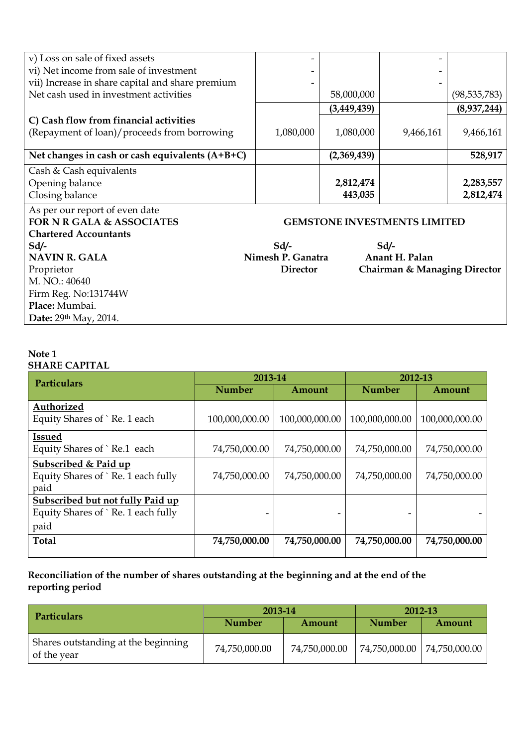| | | | | |
|---|---|---|---|---|
| v) Loss on sale of fixed assets | - | | - | |
| vi) Net income from sale of investment | - | | - | |
| vii) Increase in share capital and share premium | - | | - | |
| Net cash used in investment activities | | 58,000,000 | | (98,535,783) |
| | | **(3,449,439)** | | **(8,937,244)** |
| **C) Cash flow from financial activities** | | | | |
| (Repayment of loan)/proceeds from borrowing | 1,080,000 | 1,080,000 | 9,466,161 | 9,466,161 |
| **Net changes in cash or cash equivalents (A+B+C)** | | **(2,369,439)** | | **528,917** |
| Cash & Cash equivalents | | | | |
| Opening balance | | **2,812,474** | | **2,283,557** |
| Closing balance | | **443,035** | | **2,812,474** |

As per our report of even date

**FOR N R GALA & ASSOCIATES**
**Chartered Accountants**
**Sd/-**
**NAVIN R. GALA**
Proprietor
M. NO.: 40640
Firm Reg. No:131744W
**Place:** Mumbai.
**Date:** 29th May, 2014.

**GEMSTONE INVESTMENTS LIMITED**

**Sd/-**
**Nimesh P. Ganatra**
**Director**

**Sd/-**
**Anant H. Palan**
**Chairman & Managing Director**

**Note 1**
**SHARE CAPITAL**

| Particulars | 2013-14 | | 2012-13 | |
|---|---|---|---|---|
| | **Number** | **Amount** | **Number** | **Amount** |
| **Authorized**<br>Equity Shares of ` Re. 1 each | 100,000,000.00 | 100,000,000.00 | 100,000,000.00 | 100,000,000.00 |
| **Issued**<br>Equity Shares of ` Re.1 each | 74,750,000.00 | 74,750,000.00 | 74,750,000.00 | 74,750,000.00 |
| **Subscribed & Paid up**<br>Equity Shares of ` Re. 1 each fully paid | 74,750,000.00 | 74,750,000.00 | 74,750,000.00 | 74,750,000.00 |
| **Subscribed but not fully Paid up**<br>Equity Shares of ` Re. 1 each fully paid | - | - | - | - |
| **Total** | **74,750,000.00** | **74,750,000.00** | **74,750,000.00** | **74,750,000.00** |

**Reconciliation of the number of shares outstanding at the beginning and at the end of the reporting period**

| Particulars | 2013-14 | | 2012-13 | |
|---|---|---|---|---|
| | **Number** | **Amount** | **Number** | **Amount** |
| Shares outstanding at the beginning of the year | 74,750,000.00 | 74,750,000.00 | 74,750,000.00 | 74,750,000.00 |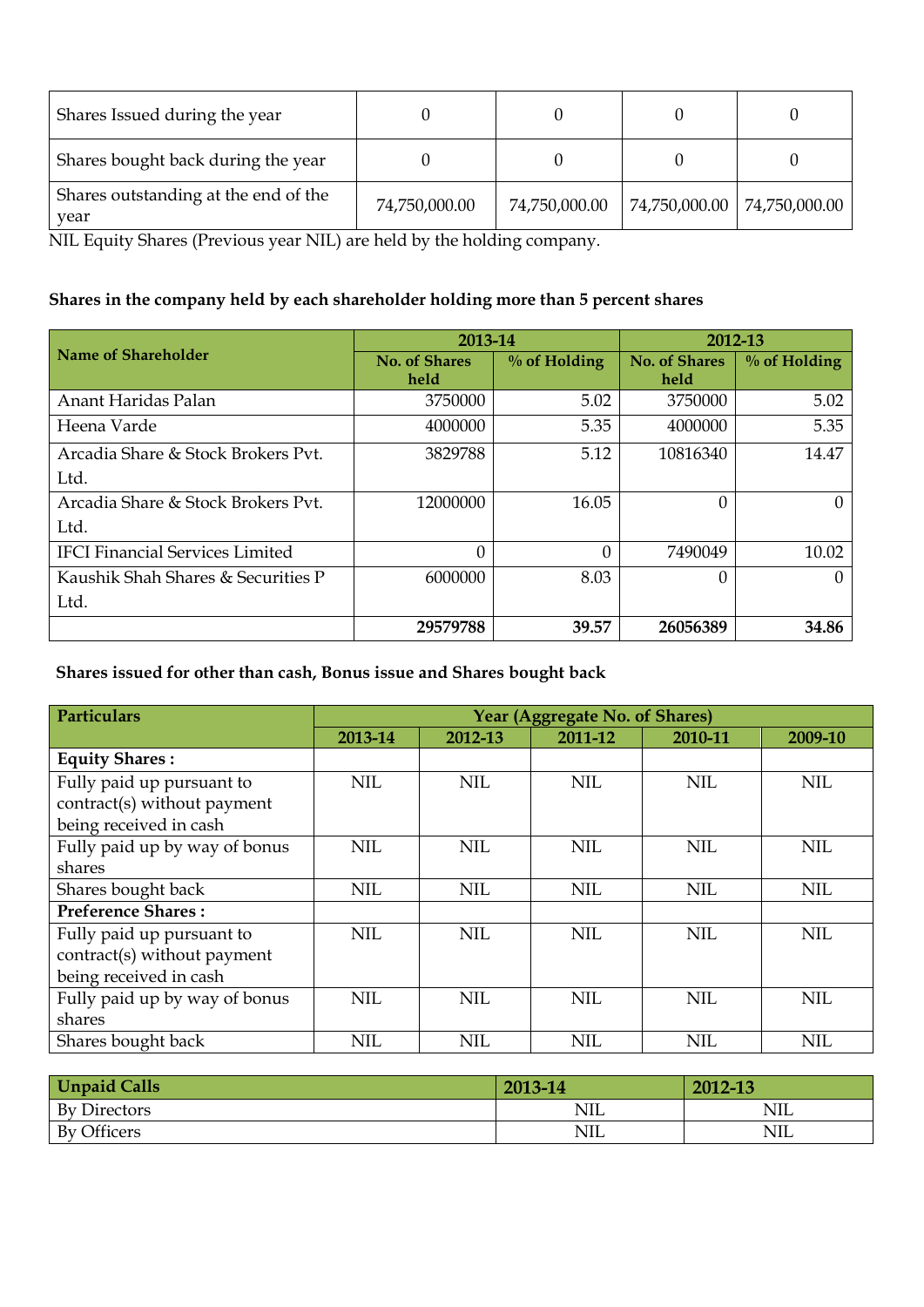| Shares Issued during the year | 0 | 0 | 0 | 0 |
|---|---|---|---|---|
| Shares bought back during the year | 0 | 0 | 0 | 0 |
| Shares outstanding at the end of the year | 74,750,000.00 | 74,750,000.00 | 74,750,000.00 | 74,750,000.00 |

NIL Equity Shares (Previous year NIL) are held by the holding company.

**Shares in the company held by each shareholder holding more than 5 percent shares**

| Name of Shareholder | 2013-14 | | 2012-13 | |
|---|---|---|---|---|
| | No. of Shares held | % of Holding | No. of Shares held | % of Holding |
| Anant Haridas Palan | 3750000 | 5.02 | 3750000 | 5.02 |
| Heena Varde | 4000000 | 5.35 | 4000000 | 5.35 |
| Arcadia Share & Stock Brokers Pvt. Ltd. | 3829788 | 5.12 | 10816340 | 14.47 |
| Arcadia Share & Stock Brokers Pvt. Ltd. | 12000000 | 16.05 | 0 | 0 |
| IFCI Financial Services Limited | 0 | 0 | 7490049 | 10.02 |
| Kaushik Shah Shares & Securities P Ltd. | 6000000 | 8.03 | 0 | 0 |
| | **29579788** | **39.57** | **26056389** | **34.86** |

**Shares issued for other than cash, Bonus issue and Shares bought back**

| Particulars | Year (Aggregate No. of Shares) | | | | |
|---|---|---|---|---|---|
| | 2013-14 | 2012-13 | 2011-12 | 2010-11 | 2009-10 |
| **Equity Shares :** | | | | | |
| Fully paid up pursuant to contract(s) without payment being received in cash | NIL | NIL | NIL | NIL | NIL |
| Fully paid up by way of bonus shares | NIL | NIL | NIL | NIL | NIL |
| Shares bought back | NIL | NIL | NIL | NIL | NIL |
| **Preference Shares :** | | | | | |
| Fully paid up pursuant to contract(s) without payment being received in cash | NIL | NIL | NIL | NIL | NIL |
| Fully paid up by way of bonus shares | NIL | NIL | NIL | NIL | NIL |
| Shares bought back | NIL | NIL | NIL | NIL | NIL |

| Unpaid Calls | 2013-14 | 2012-13 |
|---|---|---|
| By Directors | NIL | NIL |
| By Officers | NIL | NIL |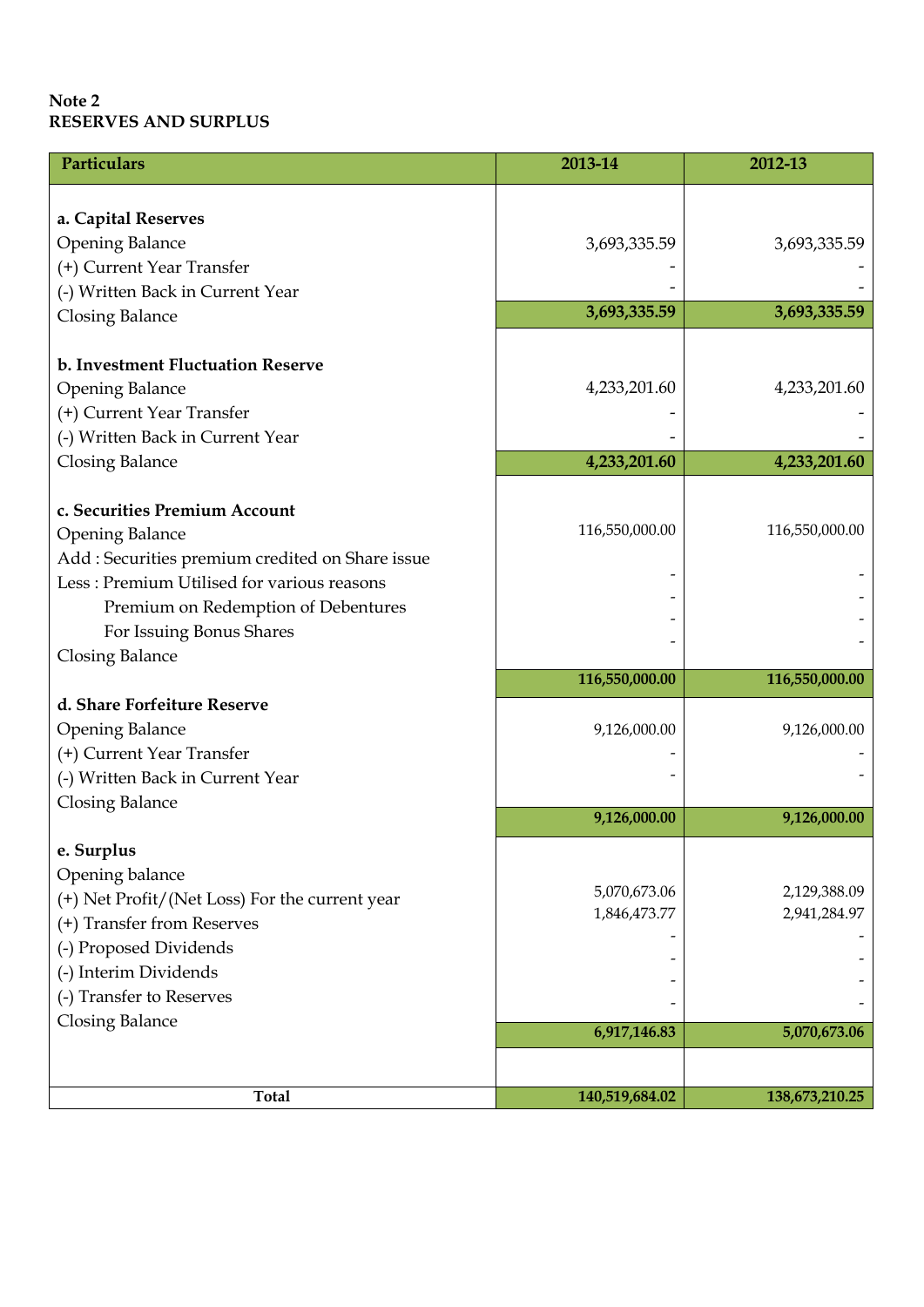**Note 2**
**RESERVES AND SURPLUS**

| Particulars | 2013-14 | 2012-13 |
|---|---|---|
| **a. Capital Reserves** | | |
| Opening Balance | 3,693,335.59 | 3,693,335.59 |
| (+) Current Year Transfer | - | - |
| (-) Written Back in Current Year | - | - |
| Closing Balance | **3,693,335.59** | **3,693,335.59** |
| **b. Investment Fluctuation Reserve** | | |
| Opening Balance | 4,233,201.60 | 4,233,201.60 |
| (+) Current Year Transfer | - | - |
| (-) Written Back in Current Year | - | - |
| Closing Balance | **4,233,201.60** | **4,233,201.60** |
| **c. Securities Premium Account** | | |
| Opening Balance | 116,550,000.00 | 116,550,000.00 |
| Add : Securities premium credited on Share issue | - | - |
| Less : Premium Utilised for various reasons | - | - |
| Premium on Redemption of Debentures | - | - |
| For Issuing Bonus Shares | - | - |
| Closing Balance | **116,550,000.00** | **116,550,000.00** |
| **d. Share Forfeiture Reserve** | | |
| Opening Balance | 9,126,000.00 | 9,126,000.00 |
| (+) Current Year Transfer | - | - |
| (-) Written Back in Current Year | - | - |
| Closing Balance | **9,126,000.00** | **9,126,000.00** |
| **e. Surplus** | | |
| Opening balance | 5,070,673.06 | 2,129,388.09 |
| (+) Net Profit/(Net Loss) For the current year | 1,846,473.77 | 2,941,284.97 |
| (+) Transfer from Reserves | - | - |
| (-) Proposed Dividends | - | - |
| (-) Interim Dividends | - | - |
| (-) Transfer to Reserves | - | - |
| Closing Balance | **6,917,146.83** | **5,070,673.06** |
| **Total** | **140,519,684.02** | **138,673,210.25** |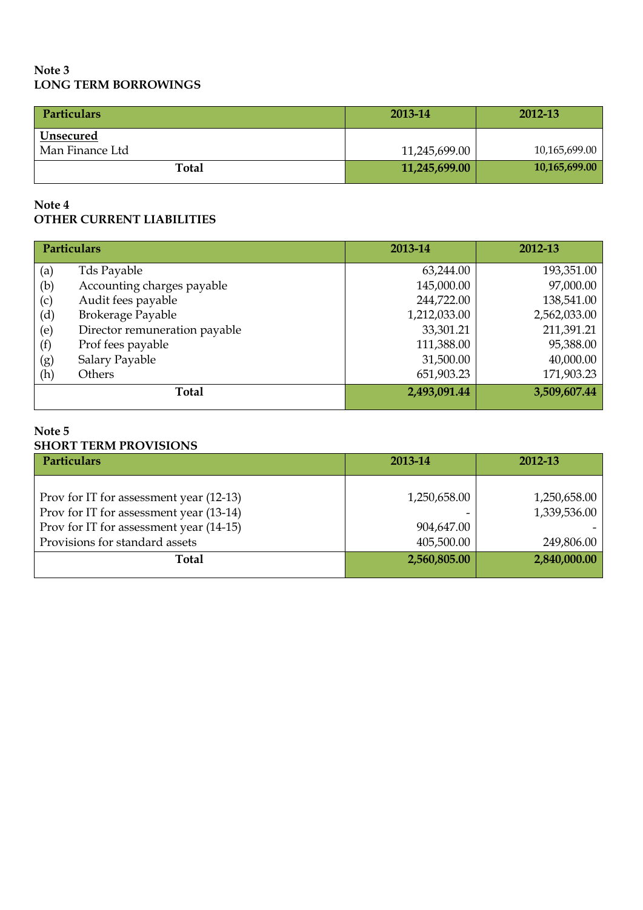**Note 3**
**LONG TERM BORROWINGS**

| Particulars | 2013-14 | 2012-13 |
|---|---|---|
| **Unsecured** | | |
| Man Finance Ltd | 11,245,699.00 | 10,165,699.00 |
| **Total** | **11,245,699.00** | **10,165,699.00** |

**Note 4**
**OTHER CURRENT LIABILITIES**

| | Particulars | 2013-14 | 2012-13 |
|---|---|---|---|
| (a) | Tds Payable | 63,244.00 | 193,351.00 |
| (b) | Accounting charges payable | 145,000.00 | 97,000.00 |
| (c) | Audit fees payable | 244,722.00 | 138,541.00 |
| (d) | Brokerage Payable | 1,212,033.00 | 2,562,033.00 |
| (e) | Director remuneration payable | 33,301.21 | 211,391.21 |
| (f) | Prof fees payable | 111,388.00 | 95,388.00 |
| (g) | Salary Payable | 31,500.00 | 40,000.00 |
| (h) | Others | 651,903.23 | 171,903.23 |
| | **Total** | **2,493,091.44** | **3,509,607.44** |

**Note 5**
**SHORT TERM PROVISIONS**

| Particulars | 2013-14 | 2012-13 |
|---|---|---|
| Prov for IT for assessment year (12-13) | 1,250,658.00 | 1,250,658.00 |
| Prov for IT for assessment year (13-14) | - | 1,339,536.00 |
| Prov for IT for assessment year (14-15) | 904,647.00 | - |
| Provisions for standard assets | 405,500.00 | 249,806.00 |
| **Total** | **2,560,805.00** | **2,840,000.00** |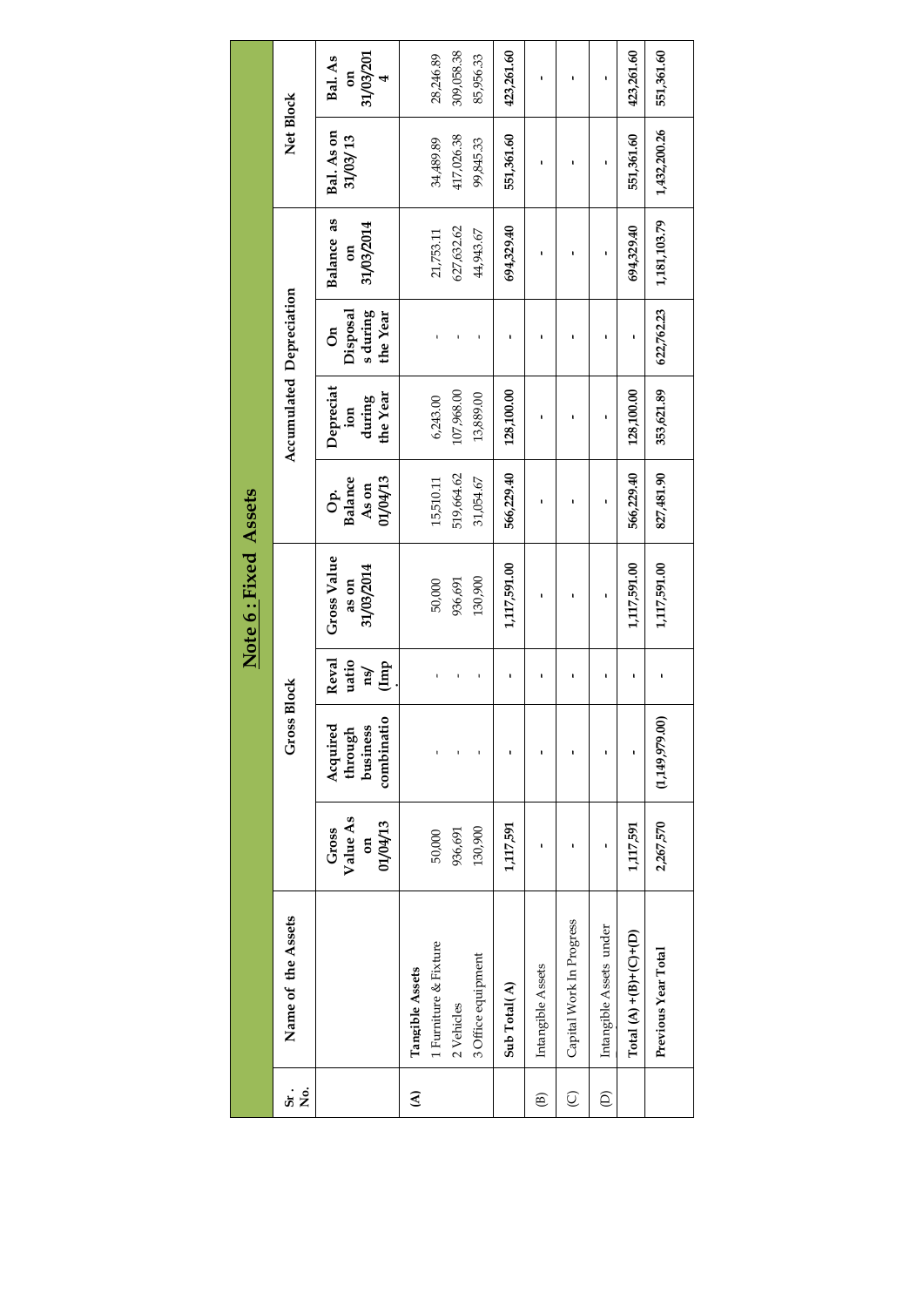# Note 6 : Fixed Assets

| Sr. No. | Name of the Assets | Gross Block | | | | Accumulated Depreciation | | | | Net Block | |
|---|---|---|---|---|---|---|---|---|---|---|---|
| | | Gross Value As on 01/04/13 | Acquired through business combinatio | Revaluations/ (Imp. | Gross Value as on 31/03/2014 | Op. Balance As on 01/04/13 | Depreciation during the Year | On Disposals during the Year | Balance as on 31/03/2014 | Bal. As on 31/03/13 | Bal. As on 31/03/2014 |
| (A) | **Tangible Assets** | | | | | | | | | | |
| | 1 Furniture & Fixture | 50,000 | - | - | 50,000 | 15,510.11 | 6,243.00 | - | 21,753.11 | 34,489.89 | 28,246.89 |
| | 2 Vehicles | 936,691 | - | - | 936,691 | 519,664.62 | 107,968.00 | - | 627,632.62 | 417,026.38 | 309,058.38 |
| | 3 Office equipment | 130,900 | - | - | 130,900 | 31,054.67 | 13,889.00 | - | 44,943.67 | 99,845.33 | 85,956.33 |
| | **Sub Total(A)** | **1,117,591** | **-** | **-** | **1,117,591.00** | **566,229.40** | **128,100.00** | **-** | **694,329.40** | **551,361.60** | **423,261.60** |
| (B) | Intangible Assets | - | - | - | - | - | - | - | - | - | - |
| (C) | Capital Work In Progress | - | - | - | - | - | - | - | - | - | - |
| (D) | Intangible Assets under | - | - | - | - | - | - | - | - | - | - |
| | **Total (A) +(B)+(C)+(D)** | **1,117,591** | **-** | **-** | **1,117,591.00** | **566,229.40** | **128,100.00** | **-** | **694,329.40** | **551,361.60** | **423,261.60** |
| | **Previous Year Total** | **2,267,570** | **(1,149,979.00)** | **-** | **1,117,591.00** | **827,481.90** | **353,621.89** | **622,762.23** | **1,181,103.79** | **1,432,200.26** | **551,361.60** |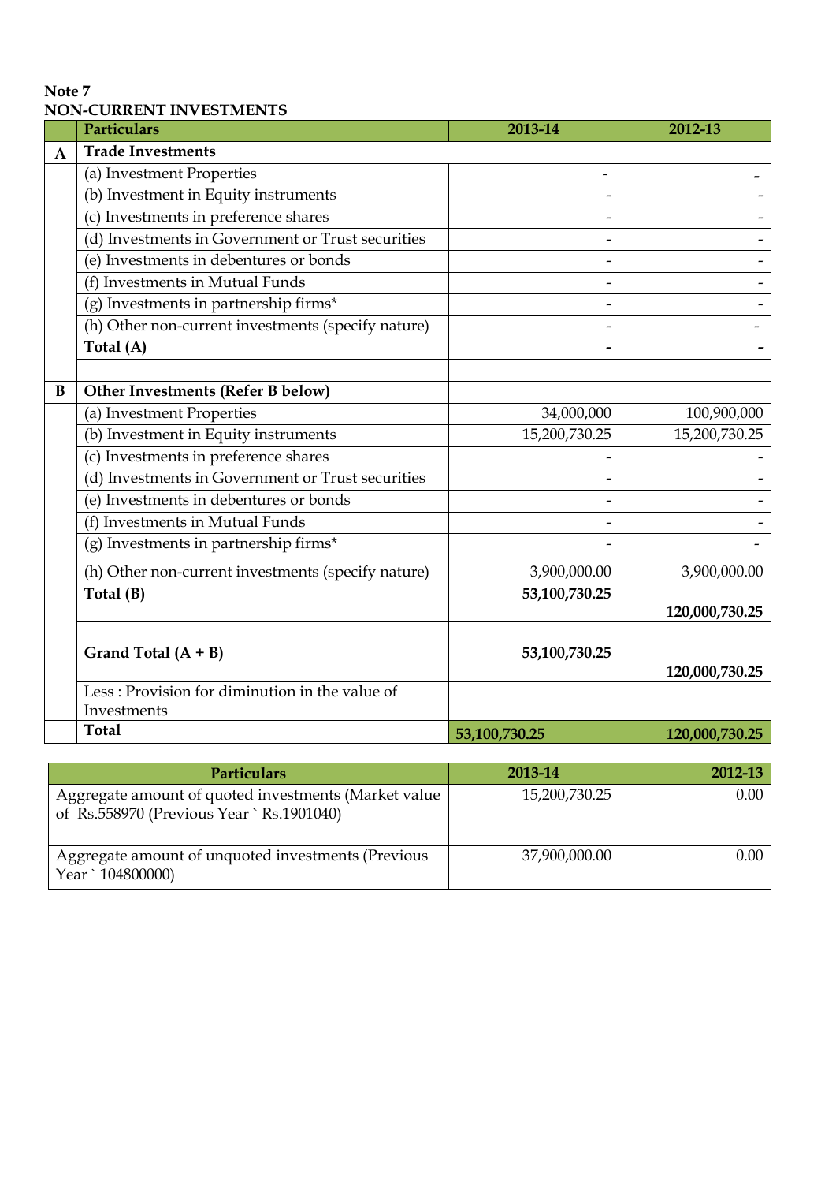**Note 7**
**NON-CURRENT INVESTMENTS**

| | Particulars | 2013-14 | 2012-13 |
|---|---|---|---|
| **A** | **Trade Investments** | | |
| | (a) Investment Properties | - | - |
| | (b) Investment in Equity instruments | - | - |
| | (c) Investments in preference shares | - | - |
| | (d) Investments in Government or Trust securities | - | - |
| | (e) Investments in debentures or bonds | - | - |
| | (f) Investments in Mutual Funds | - | - |
| | (g) Investments in partnership firms* | - | - |
| | (h) Other non-current investments (specify nature) | - | - |
| | **Total (A)** | **-** | **-** |
| | | | |
| **B** | **Other Investments (Refer B below)** | | |
| | (a) Investment Properties | 34,000,000 | 100,900,000 |
| | (b) Investment in Equity instruments | 15,200,730.25 | 15,200,730.25 |
| | (c) Investments in preference shares | - | - |
| | (d) Investments in Government or Trust securities | - | - |
| | (e) Investments in debentures or bonds | - | - |
| | (f) Investments in Mutual Funds | - | - |
| | (g) Investments in partnership firms* | - | - |
| | (h) Other non-current investments (specify nature) | 3,900,000.00 | 3,900,000.00 |
| | **Total (B)** | **53,100,730.25** | **120,000,730.25** |
| | | | |
| | **Grand Total (A + B)** | **53,100,730.25** | **120,000,730.25** |
| | Less : Provision for diminution in the value of Investments | | |
| | **Total** | **53,100,730.25** | **120,000,730.25** |

| Particulars | 2013-14 | 2012-13 |
|---|---|---|
| Aggregate amount of quoted investments (Market value of Rs.558970 (Previous Year ` Rs.1901040) | 15,200,730.25 | 0.00 |
| Aggregate amount of unquoted investments (Previous Year ` 104800000) | 37,900,000.00 | 0.00 |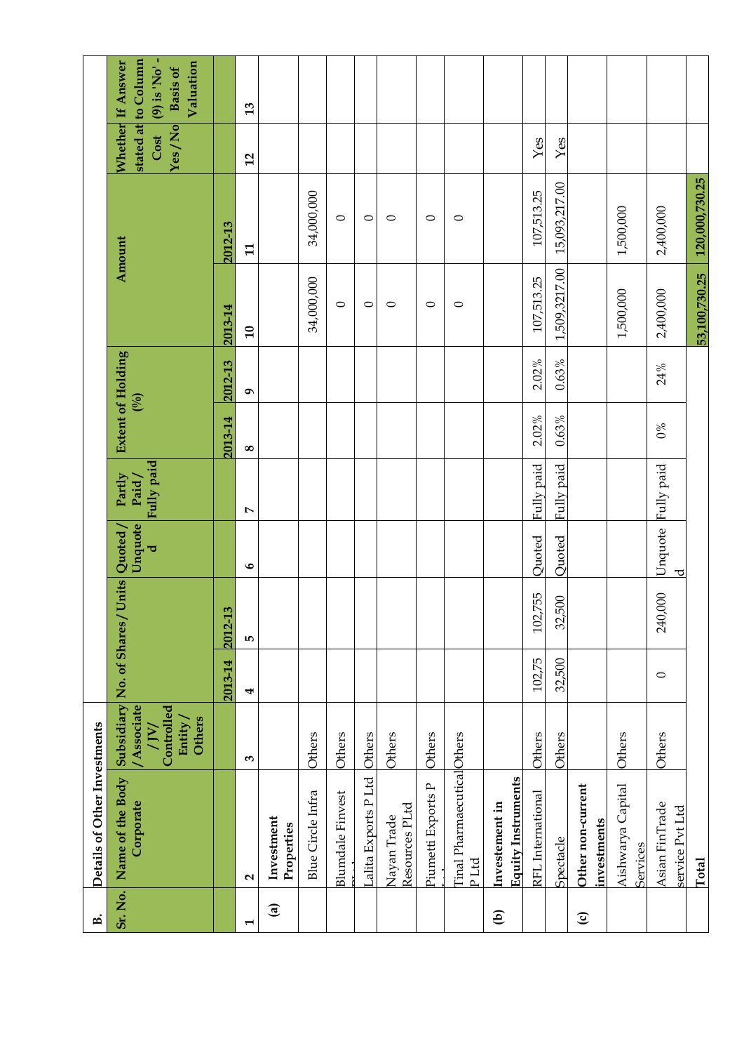**B. Details of Other Investments**

| Sr. No. | Name of the Body Corporate | Subsidiary /Associate /JV/ Controlled Entity / Others | No. of Shares/Units | | Quoted / Unquoted | Partly Paid / Fully paid | Extent of Holding (%) | | Amount | | Whether stated at Cost Yes / No | If Answer to Column (9) is 'No' - Basis of Valuation |
|---|---|---|---|---|---|---|---|---|---|---|---|---|
| | | | 2013-14 | 2012-13 | | | 2013-14 | 2012-13 | 2013-14 | 2012-13 | | |
| 1 | 2 | 3 | 4 | 5 | 6 | 7 | 8 | 9 | 10 | 11 | 12 | 13 |
| (a) | **Investment Properties** | | | | | | | | | | | |
| | Blue Circle Infra | Others | | | | | | | 34,000,000 | 34,000,000 | | |
| | Blumdale Finvest P... | Others | | | | | | | 0 | 0 | | |
| | Lalita Exports P Ltd | Others | | | | | | | 0 | 0 | | |
| | Nayan Trade Resources P Ltd | Others | | | | | | | 0 | 0 | | |
| | Piumetti Exports P Ltd | Others | | | | | | | 0 | 0 | | |
| | Tinal Pharmaeutical P Ltd | Others | | | | | | | 0 | 0 | | |
| (b) | **Investement in Equity Instruments** | | | | | | | | | | | |
| | RFL International | Others | 102,75 | 102,755 | Quoted | Fully paid | 2.02% | 2.02% | 107,513.25 | 107,513.25 | Yes | |
| | Spectacle | Others | 32,500 | 32,500 | Quoted | Fully paid | 0.63% | 0.63% | 1,509,3217.00 | 15,093,217.00 | Yes | |
| (c) | **Other non-current investments** | | | | | | | | | | | |
| | Aishwarya Capital Services | Others | | | | | | | 1,500,000 | 1,500,000 | | |
| | Asian FinTrade service Pvt Ltd | Others | 0 | 240,000 | Unquoted | Fully paid | 0% | 24% | 2,400,000 | 2,400,000 | | |
| | **Total** | | | | | | | | **53,100,730.25** | **120,000,730.25** | | |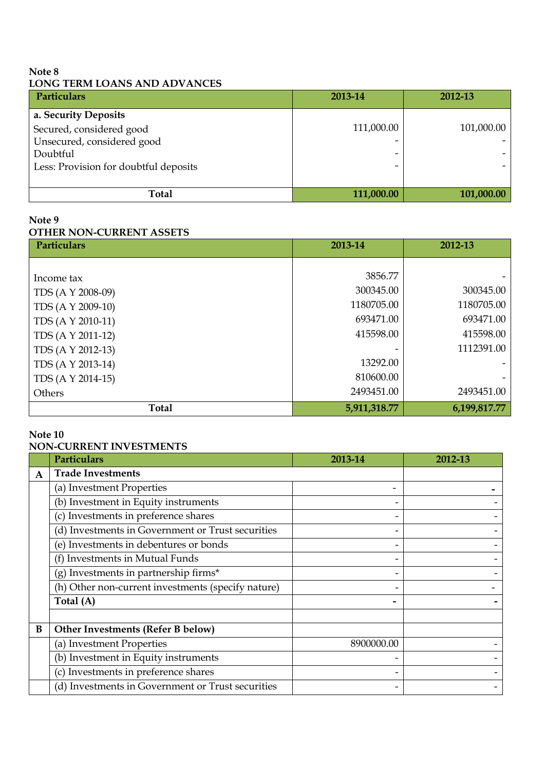**Note 8**
**LONG TERM LOANS AND ADVANCES**

| Particulars | 2013-14 | 2012-13 |
|---|---|---|
| **a. Security Deposits** | | |
| Secured, considered good | 111,000.00 | 101,000.00 |
| Unsecured, considered good | - | - |
| Doubtful | - | - |
| Less: Provision for doubtful deposits | - | - |
| **Total** | **111,000.00** | **101,000.00** |

**Note 9**
**OTHER NON-CURRENT ASSETS**

| Particulars | 2013-14 | 2012-13 |
|---|---|---|
| Income tax | 3856.77 | - |
| TDS (A Y 2008-09) | 300345.00 | 300345.00 |
| TDS (A Y 2009-10) | 1180705.00 | 1180705.00 |
| TDS (A Y 2010-11) | 693471.00 | 693471.00 |
| TDS (A Y 2011-12) | 415598.00 | 415598.00 |
| TDS (A Y 2012-13) | - | 1112391.00 |
| TDS (A Y 2013-14) | 13292.00 | - |
| TDS (A Y 2014-15) | 810600.00 | - |
| Others | 2493451.00 | 2493451.00 |
| **Total** | **5,911,318.77** | **6,199,817.77** |

**Note 10**
**NON-CURRENT INVESTMENTS**

| | Particulars | 2013-14 | 2012-13 |
|---|---|---|---|
| **A** | **Trade Investments** | | |
| | (a) Investment Properties | - | - |
| | (b) Investment in Equity instruments | - | - |
| | (c) Investments in preference shares | - | - |
| | (d) Investments in Government or Trust securities | - | - |
| | (e) Investments in debentures or bonds | - | - |
| | (f) Investments in Mutual Funds | - | - |
| | (g) Investments in partnership firms* | - | - |
| | (h) Other non-current investments (specify nature) | - | - |
| | **Total (A)** | **-** | **-** |
| | | | |
| **B** | **Other Investments (Refer B below)** | | |
| | (a) Investment Properties | 8900000.00 | - |
| | (b) Investment in Equity instruments | - | - |
| | (c) Investments in preference shares | - | - |
| | (d) Investments in Government or Trust securities | - | - |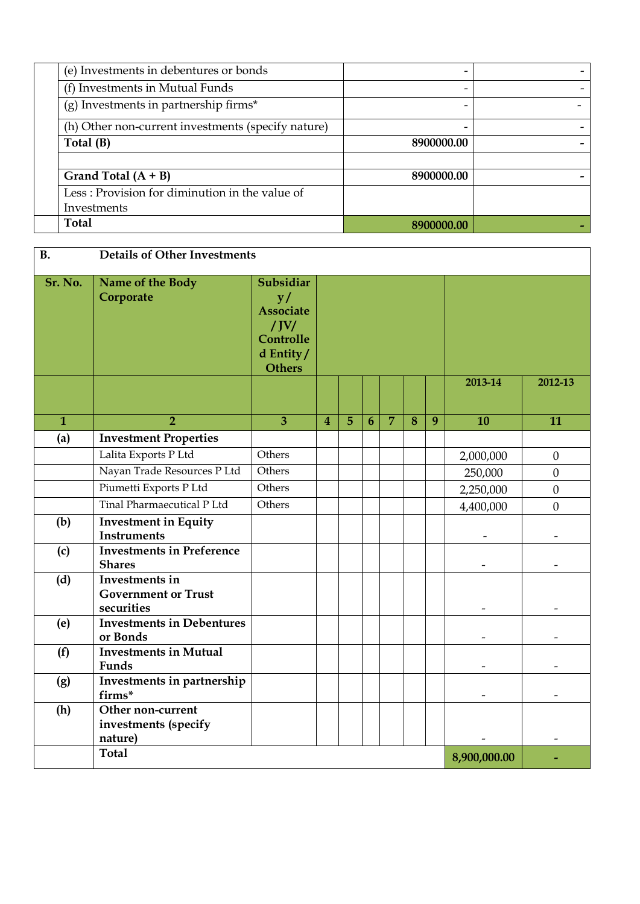| | | | |
|---|---|---|---|
| | (e) Investments in debentures or bonds | - | - |
| | (f) Investments in Mutual Funds | - | - |
| | (g) Investments in partnership firms* | - | - |
| | (h) Other non-current investments (specify nature) | - | - |
| | **Total (B)** | **8900000.00** | **-** |
| | | | |
| | **Grand Total (A + B)** | **8900000.00** | **-** |
| | Less : Provision for diminution in the value of Investments | | |
| | **Total** | **8900000.00** | **-** |

| **B.** | **Details of Other Investments** | | | | | | | | | |
|---|---|---|---|---|---|---|---|---|---|---|
| **Sr. No.** | **Name of the Body Corporate** | **Subsidiary / Associate / JV/ Controlled Entity / Others** | | | | | | | | |
| | | | | | | | | | **2013-14** | **2012-13** |
| **1** | **2** | **3** | **4** | **5** | **6** | **7** | **8** | **9** | **10** | **11** |
| **(a)** | **Investment Properties** | | | | | | | | | |
| | Lalita Exports P Ltd | Others | | | | | | | 2,000,000 | 0 |
| | Nayan Trade Resources P Ltd | Others | | | | | | | 250,000 | 0 |
| | Piumetti Exports P Ltd | Others | | | | | | | 2,250,000 | 0 |
| | Tinal Pharmaeculical P Ltd | Others | | | | | | | 4,400,000 | 0 |
| **(b)** | **Investment in Equity Instruments** | | | | | | | | - | - |
| **(c)** | **Investments in Preference Shares** | | | | | | | | - | - |
| **(d)** | **Investments in Government or Trust securities** | | | | | | | | - | - |
| **(e)** | **Investments in Debentures or Bonds** | | | | | | | | - | - |
| **(f)** | **Investments in Mutual Funds** | | | | | | | | - | - |
| **(g)** | **Investments in partnership firms*** | | | | | | | | - | - |
| **(h)** | **Other non-current investments (specify nature)** | | | | | | | | - | - |
| | **Total** | | | | | | | | **8,900,000.00** | **-** |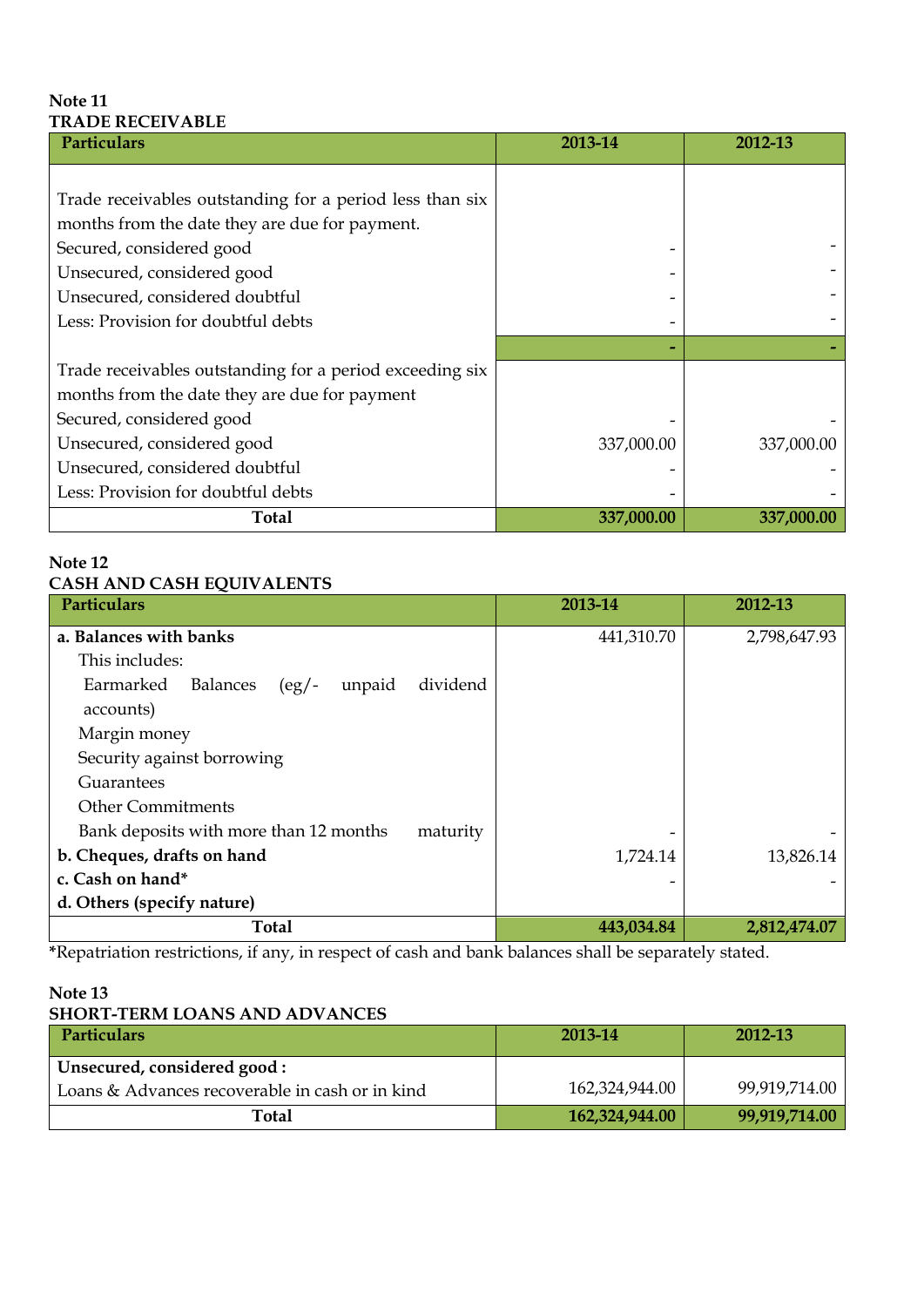**Note 11**
**TRADE RECEIVABLE**

| Particulars | 2013-14 | 2012-13 |
|---|---|---|
| Trade receivables outstanding for a period less than six months from the date they are due for payment. | | |
| Secured, considered good | - | - |
| Unsecured, considered good | - | - |
| Unsecured, considered doubtful | - | - |
| Less: Provision for doubtful debts | - | - |
| | - | - |
| Trade receivables outstanding for a period exceeding six months from the date they are due for payment | | |
| Secured, considered good | - | - |
| Unsecured, considered good | 337,000.00 | 337,000.00 |
| Unsecured, considered doubtful | - | - |
| Less: Provision for doubtful debts | - | - |
| **Total** | **337,000.00** | **337,000.00** |

**Note 12**
**CASH AND CASH EQUIVALENTS**

| Particulars | 2013-14 | 2012-13 |
|---|---|---|
| **a. Balances with banks** | 441,310.70 | 2,798,647.93 |
| This includes: | | |
| Earmarked Balances (eg/- unpaid dividend accounts) | | |
| Margin money | | |
| Security against borrowing | | |
| Guarantees | | |
| Other Commitments | | |
| Bank deposits with more than 12 months maturity | - | - |
| **b. Cheques, drafts on hand** | 1,724.14 | 13,826.14 |
| **c. Cash on hand*** | - | - |
| **d. Others (specify nature)** | | |
| **Total** | **443,034.84** | **2,812,474.07** |

*Repatriation restrictions, if any, in respect of cash and bank balances shall be separately stated.

**Note 13**
**SHORT-TERM LOANS AND ADVANCES**

| Particulars | 2013-14 | 2012-13 |
|---|---|---|
| **Unsecured, considered good :** | | |
| Loans & Advances recoverable in cash or in kind | 162,324,944.00 | 99,919,714.00 |
| **Total** | **162,324,944.00** | **99,919,714.00** |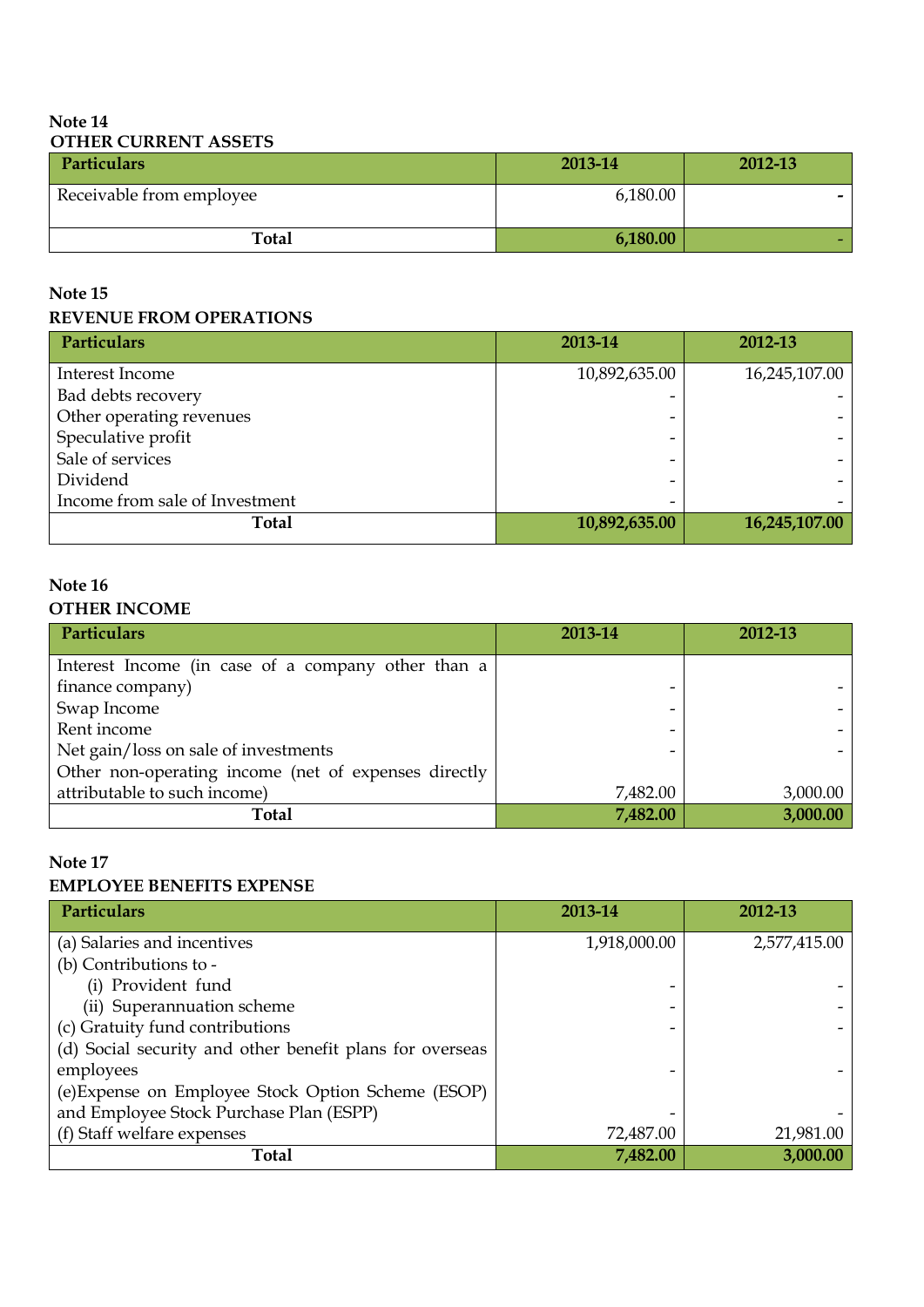**Note 14**
**OTHER CURRENT ASSETS**

| Particulars | 2013-14 | 2012-13 |
|---|---|---|
| Receivable from employee | 6,180.00 | - |
| **Total** | **6,180.00** | - |

**Note 15**
**REVENUE FROM OPERATIONS**

| Particulars | 2013-14 | 2012-13 |
|---|---|---|
| Interest Income | 10,892,635.00 | 16,245,107.00 |
| Bad debts recovery | - | - |
| Other operating revenues | - | - |
| Speculative profit | - | - |
| Sale of services | - | - |
| Dividend | - | - |
| Income from sale of Investment | - | - |
| **Total** | **10,892,635.00** | **16,245,107.00** |

**Note 16**
**OTHER INCOME**

| Particulars | 2013-14 | 2012-13 |
|---|---|---|
| Interest Income (in case of a company other than a finance company) | - | - |
| Swap Income | - | - |
| Rent income | - | - |
| Net gain/loss on sale of investments | - | - |
| Other non-operating income (net of expenses directly attributable to such income) | 7,482.00 | 3,000.00 |
| **Total** | **7,482.00** | **3,000.00** |

**Note 17**
**EMPLOYEE BENEFITS EXPENSE**

| Particulars | 2013-14 | 2012-13 |
|---|---|---|
| (a) Salaries and incentives | 1,918,000.00 | 2,577,415.00 |
| (b) Contributions to - | | |
| (i) Provident fund | - | - |
| (ii) Superannuation scheme | - | - |
| (c) Gratuity fund contributions | - | - |
| (d) Social security and other benefit plans for overseas employees | - | - |
| (e)Expense on Employee Stock Option Scheme (ESOP) and Employee Stock Purchase Plan (ESPP) | - | - |
| (f) Staff welfare expenses | 72,487.00 | 21,981.00 |
| **Total** | **7,482.00** | **3,000.00** |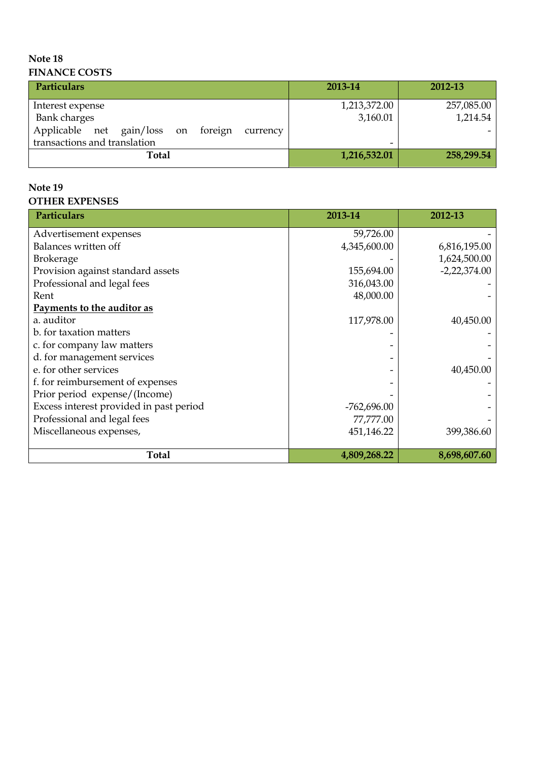**Note 18**
**FINANCE COSTS**

| Particulars | 2013-14 | 2012-13 |
|---|---|---|
| Interest expense | 1,213,372.00 | 257,085.00 |
| Bank charges | 3,160.01 | 1,214.54 |
| Applicable net gain/loss on foreign currency transactions and translation | - | - |
| **Total** | **1,216,532.01** | **258,299.54** |

**Note 19**
**OTHER EXPENSES**

| Particulars | 2013-14 | 2012-13 |
|---|---|---|
| Advertisement expenses | 59,726.00 | - |
| Balances written off | 4,345,600.00 | 6,816,195.00 |
| Brokerage | - | 1,624,500.00 |
| Provision against standard assets | 155,694.00 | -2,22,374.00 |
| Professional and legal fees | 316,043.00 | - |
| Rent | 48,000.00 | - |
| **Payments to the auditor as** | | |
| a. auditor | 117,978.00 | 40,450.00 |
| b. for taxation matters | - | - |
| c. for company law matters | - | - |
| d. for management services | - | - |
| e. for other services | - | 40,450.00 |
| f. for reimbursement of expenses | - | - |
| Prior period expense/(Income) | - | - |
| Excess interest provided in past period | -762,696.00 | - |
| Professional and legal fees | 77,777.00 | - |
| Miscellaneous expenses, | 451,146.22 | 399,386.60 |
| **Total** | **4,809,268.22** | **8,698,607.60** |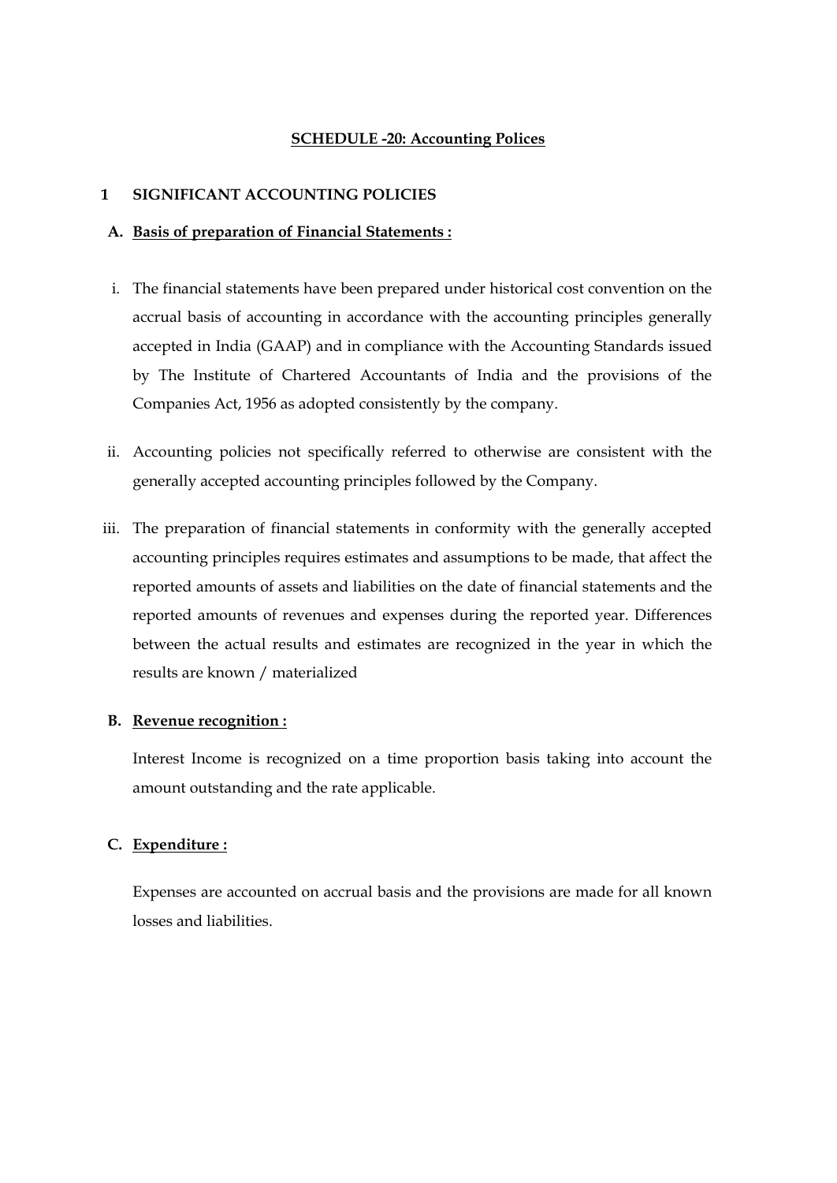## SCHEDULE -20: Accounting Polices

### 1 SIGNIFICANT ACCOUNTING POLICIES

**A. Basis of preparation of Financial Statements :**

i. The financial statements have been prepared under historical cost convention on the accrual basis of accounting in accordance with the accounting principles generally accepted in India (GAAP) and in compliance with the Accounting Standards issued by The Institute of Chartered Accountants of India and the provisions of the Companies Act, 1956 as adopted consistently by the company.

ii. Accounting policies not specifically referred to otherwise are consistent with the generally accepted accounting principles followed by the Company.

iii. The preparation of financial statements in conformity with the generally accepted accounting principles requires estimates and assumptions to be made, that affect the reported amounts of assets and liabilities on the date of financial statements and the reported amounts of revenues and expenses during the reported year. Differences between the actual results and estimates are recognized in the year in which the results are known / materialized

**B. Revenue recognition :**

Interest Income is recognized on a time proportion basis taking into account the amount outstanding and the rate applicable.

**C. Expenditure :**

Expenses are accounted on accrual basis and the provisions are made for all known losses and liabilities.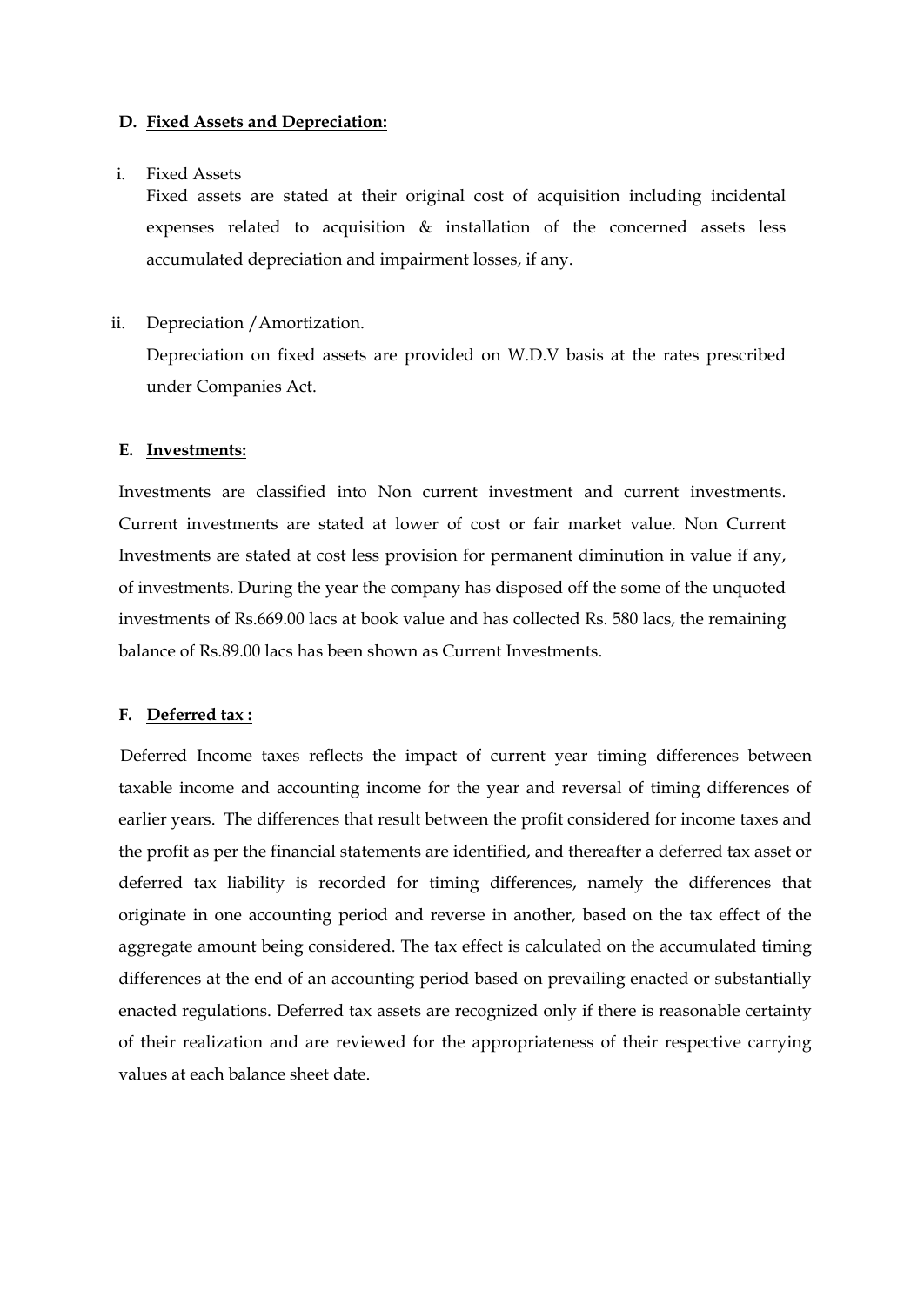**D. <u>Fixed Assets and Depreciation:</u>**

i. Fixed Assets

Fixed assets are stated at their original cost of acquisition including incidental expenses related to acquisition & installation of the concerned assets less accumulated depreciation and impairment losses, if any.

ii. Depreciation /Amortization.

Depreciation on fixed assets are provided on W.D.V basis at the rates prescribed under Companies Act.

**E. <u>Investments:</u>**

Investments are classified into Non current investment and current investments. Current investments are stated at lower of cost or fair market value. Non Current Investments are stated at cost less provision for permanent diminution in value if any, of investments. During the year the company has disposed off the some of the unquoted investments of Rs.669.00 lacs at book value and has collected Rs. 580 lacs, the remaining balance of Rs.89.00 lacs has been shown as Current Investments.

**F. <u>Deferred tax :</u>**

Deferred Income taxes reflects the impact of current year timing differences between taxable income and accounting income for the year and reversal of timing differences of earlier years. The differences that result between the profit considered for income taxes and the profit as per the financial statements are identified, and thereafter a deferred tax asset or deferred tax liability is recorded for timing differences, namely the differences that originate in one accounting period and reverse in another, based on the tax effect of the aggregate amount being considered. The tax effect is calculated on the accumulated timing differences at the end of an accounting period based on prevailing enacted or substantially enacted regulations. Deferred tax assets are recognized only if there is reasonable certainty of their realization and are reviewed for the appropriateness of their respective carrying values at each balance sheet date.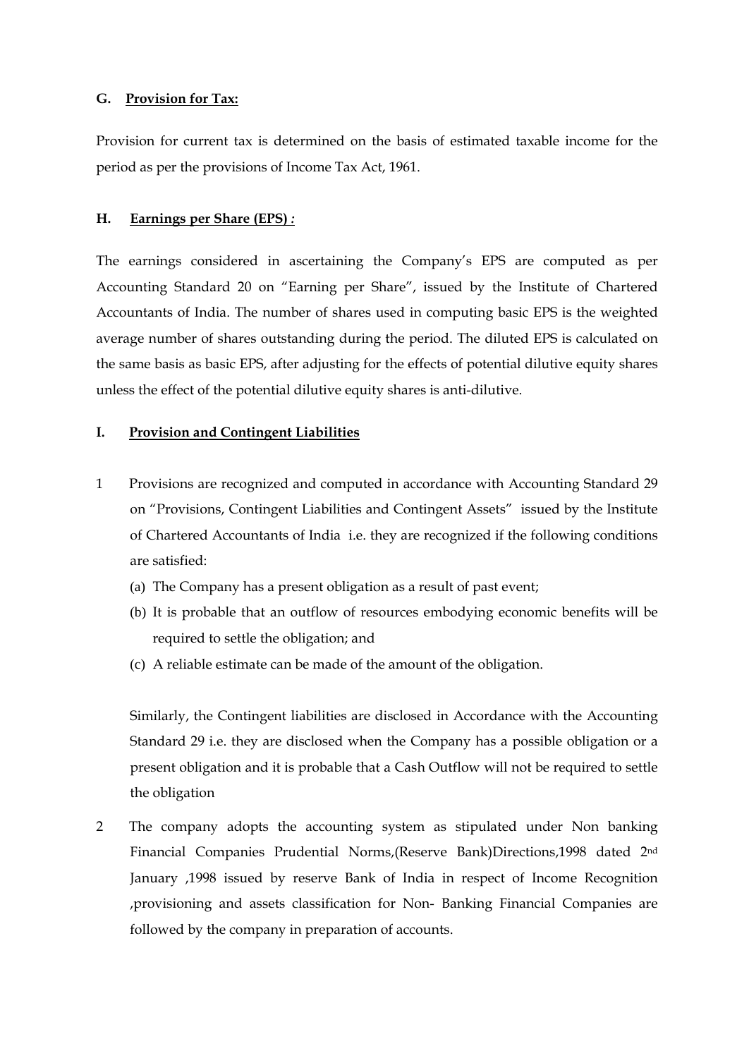### G. Provision for Tax:

Provision for current tax is determined on the basis of estimated taxable income for the period as per the provisions of Income Tax Act, 1961.

### H. Earnings per Share (EPS) :

The earnings considered in ascertaining the Company's EPS are computed as per Accounting Standard 20 on "Earning per Share", issued by the Institute of Chartered Accountants of India. The number of shares used in computing basic EPS is the weighted average number of shares outstanding during the period. The diluted EPS is calculated on the same basis as basic EPS, after adjusting for the effects of potential dilutive equity shares unless the effect of the potential dilutive equity shares is anti-dilutive.

### I. Provision and Contingent Liabilities

1. Provisions are recognized and computed in accordance with Accounting Standard 29 on "Provisions, Contingent Liabilities and Contingent Assets" issued by the Institute of Chartered Accountants of India i.e. they are recognized if the following conditions are satisfied:
   (a) The Company has a present obligation as a result of past event;
   (b) It is probable that an outflow of resources embodying economic benefits will be required to settle the obligation; and
   (c) A reliable estimate can be made of the amount of the obligation.

   Similarly, the Contingent liabilities are disclosed in Accordance with the Accounting Standard 29 i.e. they are disclosed when the Company has a possible obligation or a present obligation and it is probable that a Cash Outflow will not be required to settle the obligation

2. The company adopts the accounting system as stipulated under Non banking Financial Companies Prudential Norms,(Reserve Bank)Directions,1998 dated 2nd January ,1998 issued by reserve Bank of India in respect of Income Recognition ,provisioning and assets classification for Non- Banking Financial Companies are followed by the company in preparation of accounts.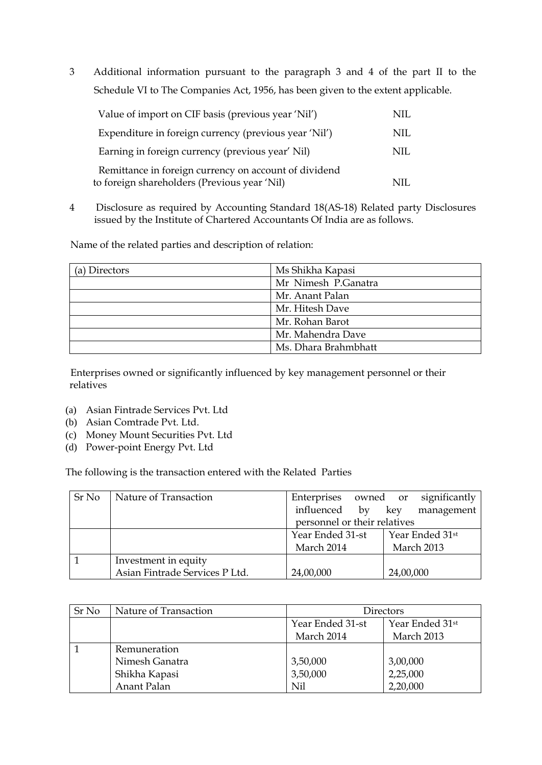3 Additional information pursuant to the paragraph 3 and 4 of the part II to the Schedule VI to The Companies Act, 1956, has been given to the extent applicable.

| | |
|---|---|
| Value of import on CIF basis (previous year 'Nil') | NIL |
| Expenditure in foreign currency (previous year 'Nil') | NIL |
| Earning in foreign currency (previous year' Nil) | NIL |
| Remittance in foreign currency on account of dividend to foreign shareholders (Previous year 'Nil) | NIL |

4 Disclosure as required by Accounting Standard 18(AS-18) Related party Disclosures issued by the Institute of Chartered Accountants Of India are as follows.

Name of the related parties and description of relation:

| (a) Directors | Ms Shikha Kapasi |
|---|---|
| | Mr Nimesh P.Ganatra |
| | Mr. Anant Palan |
| | Mr. Hitesh Dave |
| | Mr. Rohan Barot |
| | Mr. Mahendra Dave |
| | Ms. Dhara Brahmbhatt |

Enterprises owned or significantly influenced by key management personnel or their relatives

(a) Asian Fintrade Services Pvt. Ltd
(b) Asian Comtrade Pvt. Ltd.
(c) Money Mount Securities Pvt. Ltd
(d) Power-point Energy Pvt. Ltd

The following is the transaction entered with the Related Parties

| Sr No | Nature of Transaction | Enterprises owned or significantly influenced by key management personnel or their relatives | |
|---|---|---|---|
| | | Year Ended 31-st March 2014 | Year Ended 31st March 2013 |
| 1 | Investment in equity<br>Asian Fintrade Services P Ltd. | 24,00,000 | 24,00,000 |

| Sr No | Nature of Transaction | Directors | |
|---|---|---|---|
| | | Year Ended 31-st March 2014 | Year Ended 31st March 2013 |
| 1 | Remuneration | | |
| | Nimesh Ganatra | 3,50,000 | 3,00,000 |
| | Shikha Kapasi | 3,50,000 | 2,25,000 |
| | Anant Palan | Nil | 2,20,000 |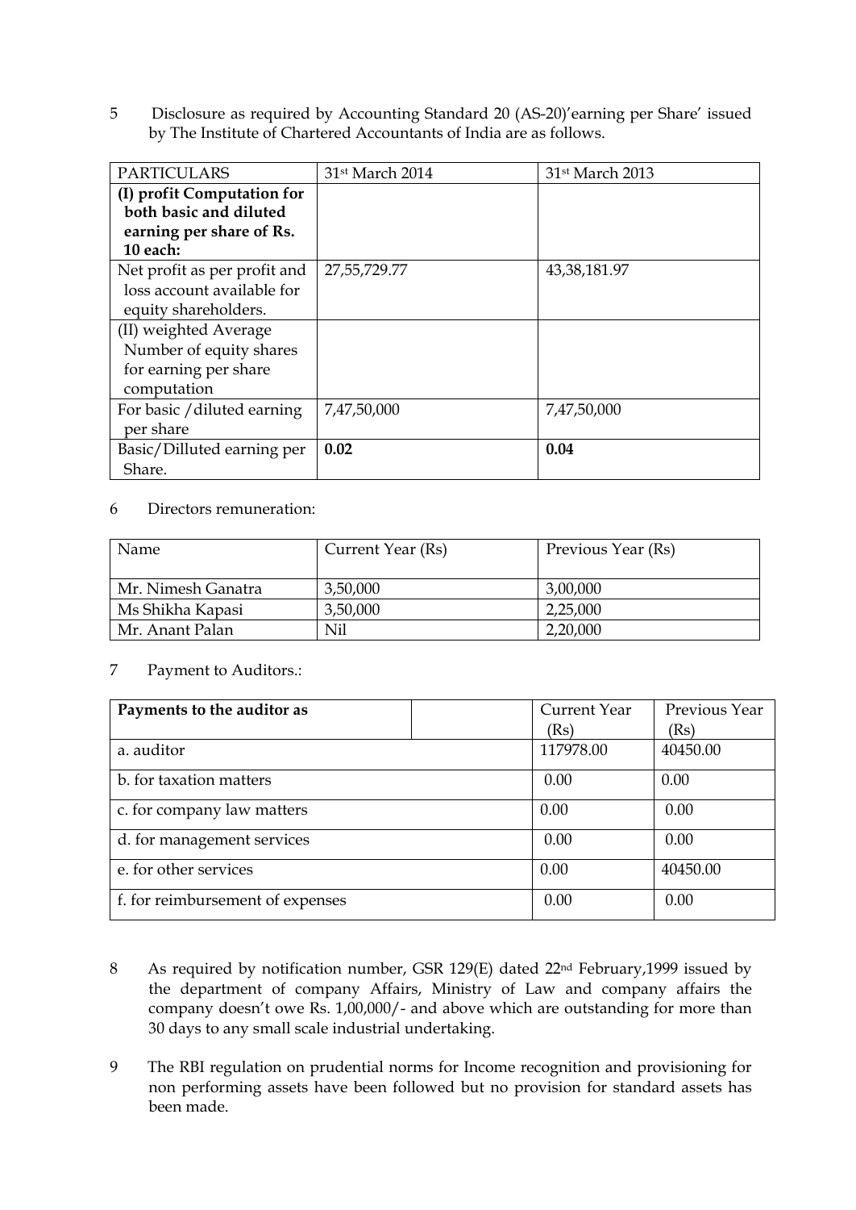5 Disclosure as required by Accounting Standard 20 (AS-20)'earning per Share' issued by The Institute of Chartered Accountants of India are as follows.

| PARTICULARS | 31st March 2014 | 31st March 2013 |
|---|---|---|
| **(I) profit Computation for both basic and diluted earning per share of Rs. 10 each:** | | |
| Net profit as per profit and loss account available for equity shareholders. | 27,55,729.77 | 43,38,181.97 |
| (II) weighted Average Number of equity shares for earning per share computation | | |
| For basic /diluted earning per share | 7,47,50,000 | 7,47,50,000 |
| Basic/Dilluted earning per Share. | **0.02** | **0.04** |

6 Directors remuneration:

| Name | Current Year (Rs) | Previous Year (Rs) |
|---|---|---|
| Mr. Nimesh Ganatra | 3,50,000 | 3,00,000 |
| Ms Shikha Kapasi | 3,50,000 | 2,25,000 |
| Mr. Anant Palan | Nil | 2,20,000 |

7 Payment to Auditors.:

| **Payments to the auditor as** | | Current Year (Rs) | Previous Year (Rs) |
|---|---|---|---|
| a. auditor | | 117978.00 | 40450.00 |
| b. for taxation matters | | 0.00 | 0.00 |
| c. for company law matters | | 0.00 | 0.00 |
| d. for management services | | 0.00 | 0.00 |
| e. for other services | | 0.00 | 40450.00 |
| f. for reimbursement of expenses | | 0.00 | 0.00 |

8 As required by notification number, GSR 129(E) dated 22nd February,1999 issued by the department of company Affairs, Ministry of Law and company affairs the company doesn't owe Rs. 1,00,000/- and above which are outstanding for more than 30 days to any small scale industrial undertaking.

9 The RBI regulation on prudential norms for Income recognition and provisioning for non performing assets have been followed but no provision for standard assets has been made.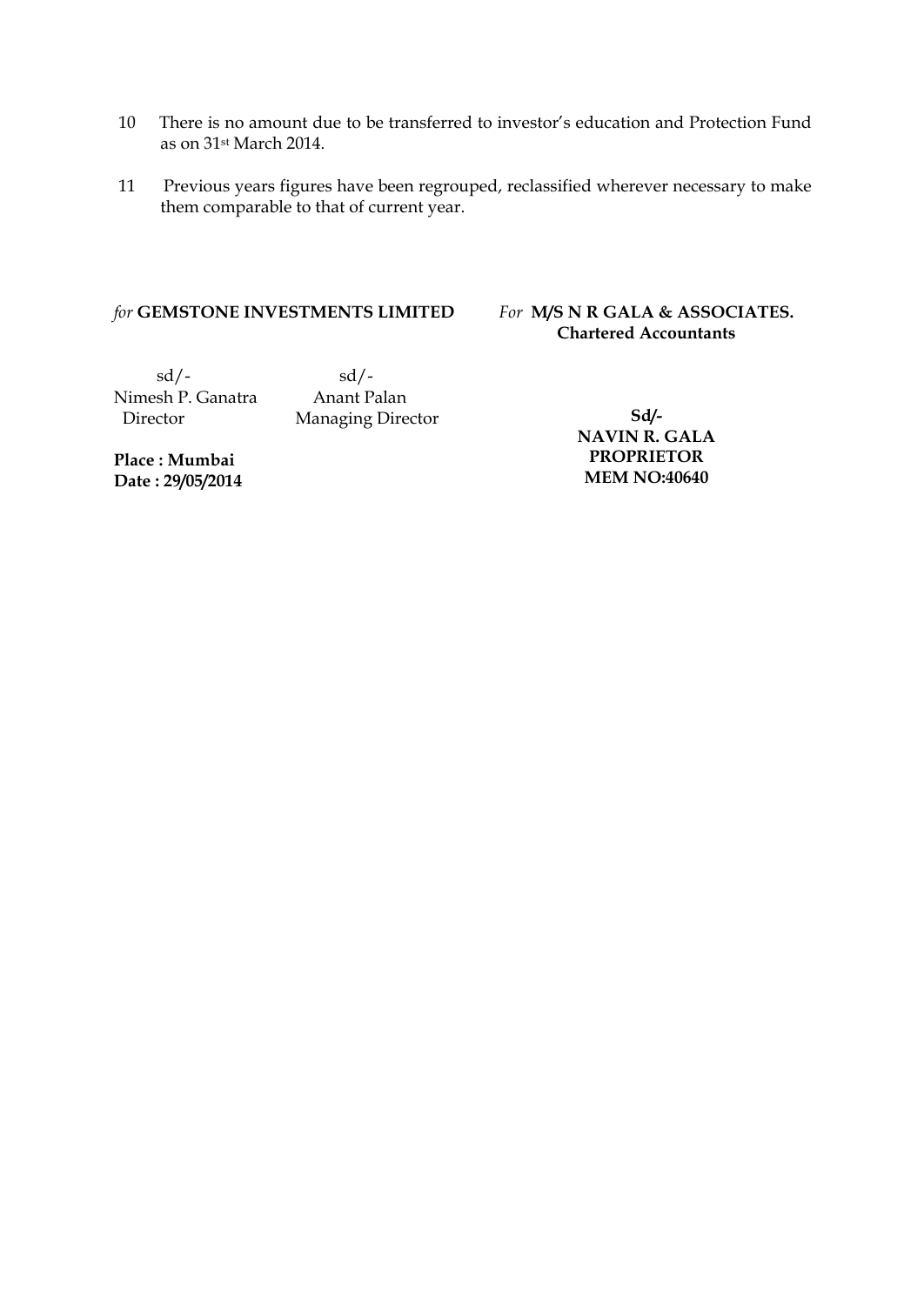10. There is no amount due to be transferred to investor's education and Protection Fund as on 31st March 2014.

11. Previous years figures have been regrouped, reclassified wherever necessary to make them comparable to that of current year.

*for* **GEMSTONE INVESTMENTS LIMITED**

sd/-
Nimesh P. Ganatra
Director

sd/-
Anant Palan
Managing Director

**Place : Mumbai**
**Date : 29/05/2014**

*For* **M/S N R GALA & ASSOCIATES.**
**Chartered Accountants**

**Sd/-**
**NAVIN R. GALA**
**PROPRIETOR**
**MEM NO:40640**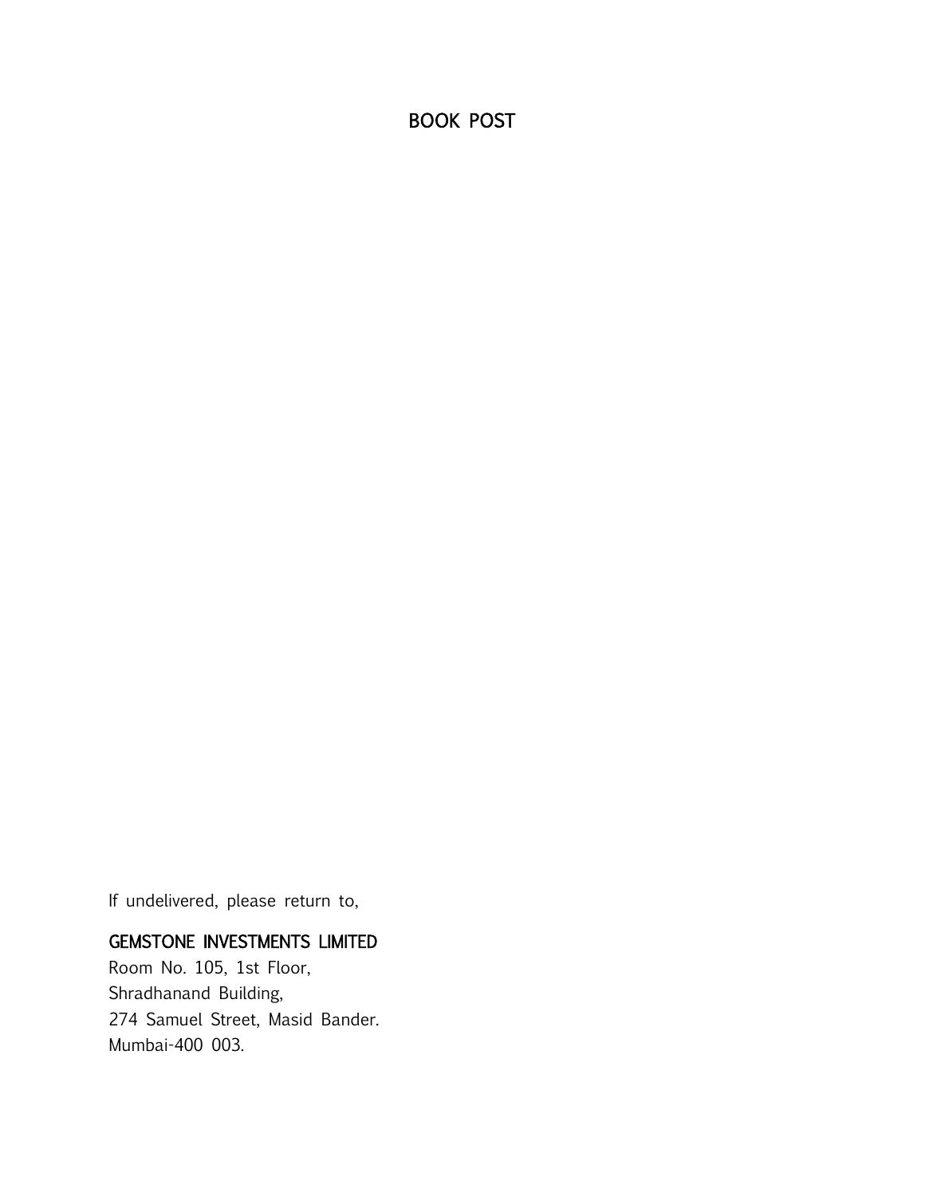**BOOK POST**

If undelivered, please return to,

**GEMSTONE INVESTMENTS LIMITED**
Room No. 105, 1st Floor,
Shradhanand Building,
274 Samuel Street, Masid Bander.
Mumbai-400 003.